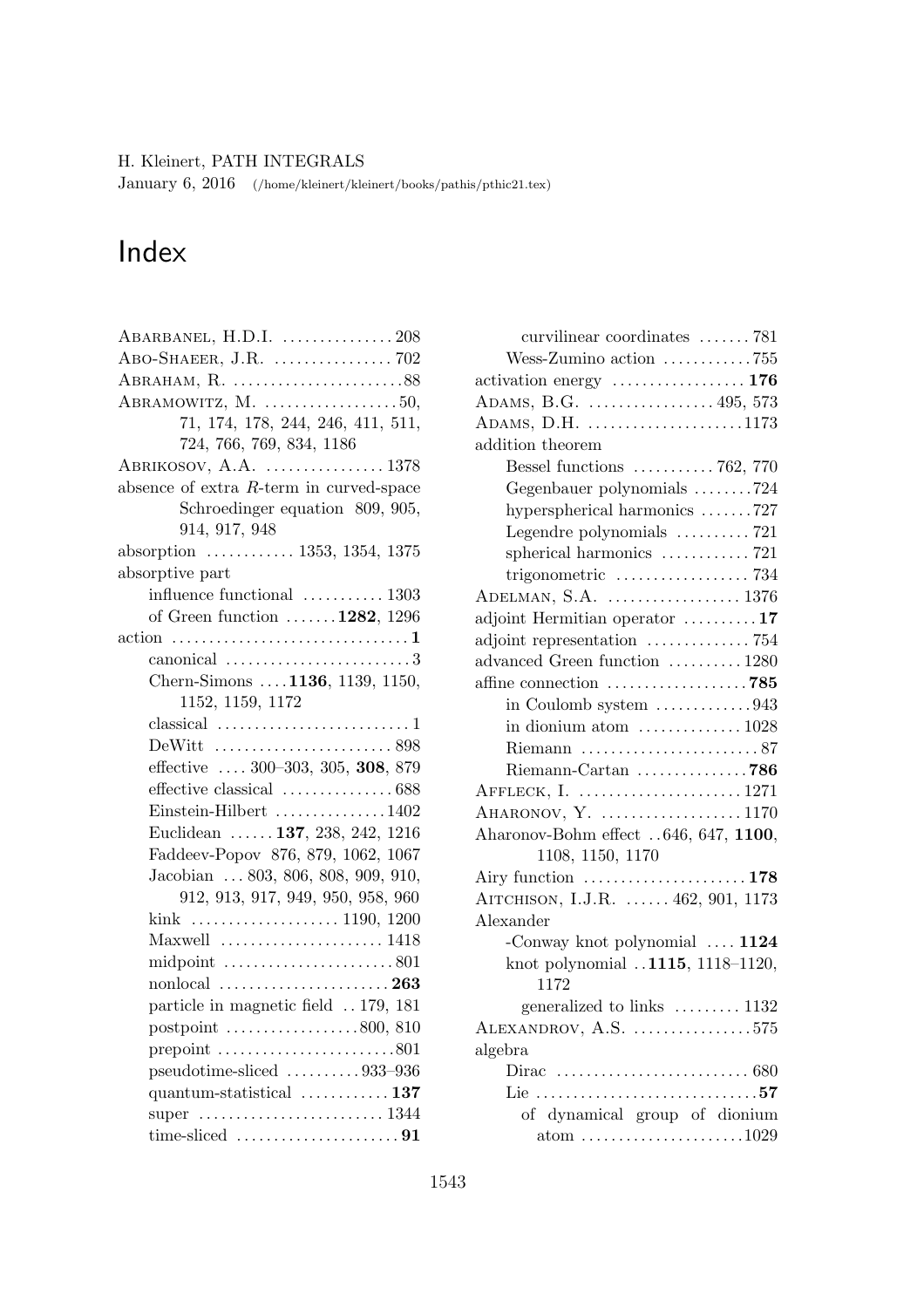# Index

Abarbanel, H.D.I. 208
Abo-Shaeer, J.R. 702
Abraham, R. 88
Abramowitz, M. 50, 71, 174, 178, 244, 246, 411, 511, 724, 766, 769, 834, 1186
Abrikosov, A.A. 1378
absence of extra $R$-term in curved-space Schroedinger equation 809, 905, 914, 917, 948
absorption 1353, 1354, 1375
absorptive part
- influence functional 1303
- of Green function **1282**, 1296

action **1**
- canonical 3
- Chern-Simons **1136**, 1139, 1150, 1152, 1159, 1172
- classical 1
- DeWitt 898
- effective 300–303, 305, **308**, 879
- effective classical 688
- Einstein-Hilbert 1402
- Euclidean **137**, 238, 242, 1216
- Faddeev-Popov 876, 879, 1062, 1067
- Jacobian 803, 806, 808, 909, 910, 912, 913, 917, 949, 950, 958, 960
- kink 1190, 1200
- Maxwell 1418
- midpoint 801
- nonlocal **263**
- particle in magnetic field 179, 181
- postpoint 800, 810
- prepoint 801
- pseudotime-sliced 933–936
- quantum-statistical **137**
- super 1344
- time-sliced **91**
- curvilinear coordinates 781
- Wess-Zumino action 755

activation energy **176**
Adams, B.G. 495, 573
Adams, D.H. 1173
addition theorem
- Bessel functions 762, 770
- Gegenbauer polynomials 724
- hyperspherical harmonics 727
- Legendre polynomials 721
- spherical harmonics 721
- trigonometric 734

Adelman, S.A. 1376
adjoint Hermitian operator **17**
adjoint representation 754
advanced Green function 1280
affine connection **785**
- in Coulomb system 943
- in dionium atom 1028
- Riemann 87
- Riemann-Cartan **786**

Affleck, I. 1271
Aharonov, Y. 1170
Aharonov-Bohm effect 646, 647, **1100**, 1108, 1150, 1170
Airy function **178**
Aitchison, I.J.R. 462, 901, 1173
Alexander
- -Conway knot polynomial **1124**
- knot polynomial **1115**, 1118–1120, 1172
  - generalized to links 1132

Alexandrov, A.S. 575
algebra
- Dirac 680
- Lie **57**
  - of dynamical group of dionium atom 1029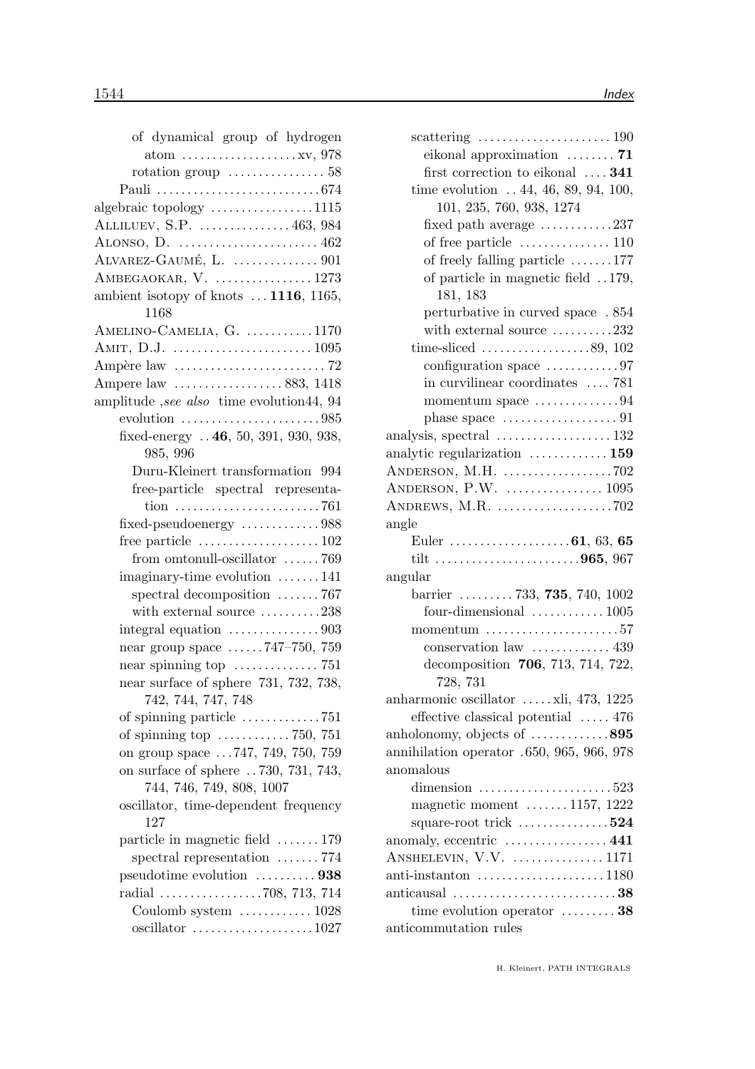of dynamical group of hydrogen atom . . . . . . . . . . . . . . . . . . . xv, 978
rotation group . . . . . . . . . . . . . . . . 58
Pauli . . . . . . . . . . . . . . . . . . . . . . . . . . . 674
algebraic topology . . . . . . . . . . . . . . . . . 1115
Alliluev, S.P. . . . . . . . . . . . . . . . 463, 984
Alonso, D. . . . . . . . . . . . . . . . . . . . . . . . 462
Alvarez-Gaumé, L. . . . . . . . . . . . . . . 901
Ambegaokar, V. . . . . . . . . . . . . . . . . 1273
ambient isotopy of knots . . . **1116**, 1165, 1168
Amelino-Camelia, G. . . . . . . . . . . 1170
Amit, D.J. . . . . . . . . . . . . . . . . . . . . . . . 1095
Ampère law . . . . . . . . . . . . . . . . . . . . . . . . . 72
Ampere law . . . . . . . . . . . . . . . . . . 883, 1418
amplitude ,*see also* time evolution44, 94
evolution . . . . . . . . . . . . . . . . . . . . . . . 985
fixed-energy . . **46**, 50, 391, 930, 938, 985, 996
Duru-Kleinert transformation 994
free-particle spectral representation . . . . . . . . . . . . . . . . . . . . . . . . 761
fixed-pseudoenergy . . . . . . . . . . . . . 988
free particle . . . . . . . . . . . . . . . . . . . . 102
from omtonull-oscillator . . . . . . 769
imaginary-time evolution . . . . . . . 141
spectral decomposition . . . . . . . 767
with external source . . . . . . . . . . 238
integral equation . . . . . . . . . . . . . . . 903
near group space . . . . . . 747–750, 759
near spinning top . . . . . . . . . . . . . . 751
near surface of sphere 731, 732, 738, 742, 744, 747, 748
of spinning particle . . . . . . . . . . . . . 751
of spinning top . . . . . . . . . . . . 750, 751
on group space . . . 747, 749, 750, 759
on surface of sphere . . 730, 731, 743, 744, 746, 749, 808, 1007
oscillator, time-dependent frequency 127
particle in magnetic field . . . . . . . 179
spectral representation . . . . . . . 774
pseudotime evolution . . . . . . . . . . **938**
radial . . . . . . . . . . . . . . . . . 708, 713, 714
Coulomb system . . . . . . . . . . . . 1028
oscillator . . . . . . . . . . . . . . . . . . . . 1027
scattering . . . . . . . . . . . . . . . . . . . . . . 190
eikonal approximation . . . . . . . . **71**
first correction to eikonal . . . . **341**
time evolution . . 44, 46, 89, 94, 100, 101, 235, 760, 938, 1274
fixed path average . . . . . . . . . . . . 237
of free particle . . . . . . . . . . . . . . . 110
of freely falling particle . . . . . . . 177
of particle in magnetic field . . 179, 181, 183
perturbative in curved space . 854
with external source . . . . . . . . . . 232
time-sliced . . . . . . . . . . . . . . . . . . 89, 102
configuration space . . . . . . . . . . . . 97
in curvilinear coordinates . . . . 781
momentum space . . . . . . . . . . . . . . 94
phase space . . . . . . . . . . . . . . . . . . . 91
analysis, spectral . . . . . . . . . . . . . . . . . . . 132
analytic regularization . . . . . . . . . . . . . **159**
Anderson, M.H. . . . . . . . . . . . . . . . . . 702
Anderson, P.W. . . . . . . . . . . . . . . . 1095
Andrews, M.R. . . . . . . . . . . . . . . . . . . 702
angle
Euler . . . . . . . . . . . . . . . . . . . . **61**, 63, **65**
tilt . . . . . . . . . . . . . . . . . . . . . . . . **965**, 967
angular
barrier . . . . . . . . . 733, **735**, 740, 1002
four-dimensional . . . . . . . . . . . . 1005
momentum . . . . . . . . . . . . . . . . . . . . . . 57
conservation law . . . . . . . . . . . . . 439
decomposition **706**, 713, 714, 722, 728, 731
anharmonic oscillator . . . . . xli, 473, 1225
effective classical potential . . . . . 476
anholonomy, objects of . . . . . . . . . . . . **895**
annihilation operator .650, 965, 966, 978
anomalous
dimension . . . . . . . . . . . . . . . . . . . . . . 523
magnetic moment . . . . . . . 1157, 1222
square-root trick . . . . . . . . . . . . . . . **524**
anomaly, eccentric . . . . . . . . . . . . . . . . . **441**
Anshelevin, V.V. . . . . . . . . . . . . . . 1171
anti-instanton . . . . . . . . . . . . . . . . . . . . . 1180
anticausal . . . . . . . . . . . . . . . . . . . . . . . . . . . **38**
time evolution operator . . . . . . . . . **38**
anticommutation rules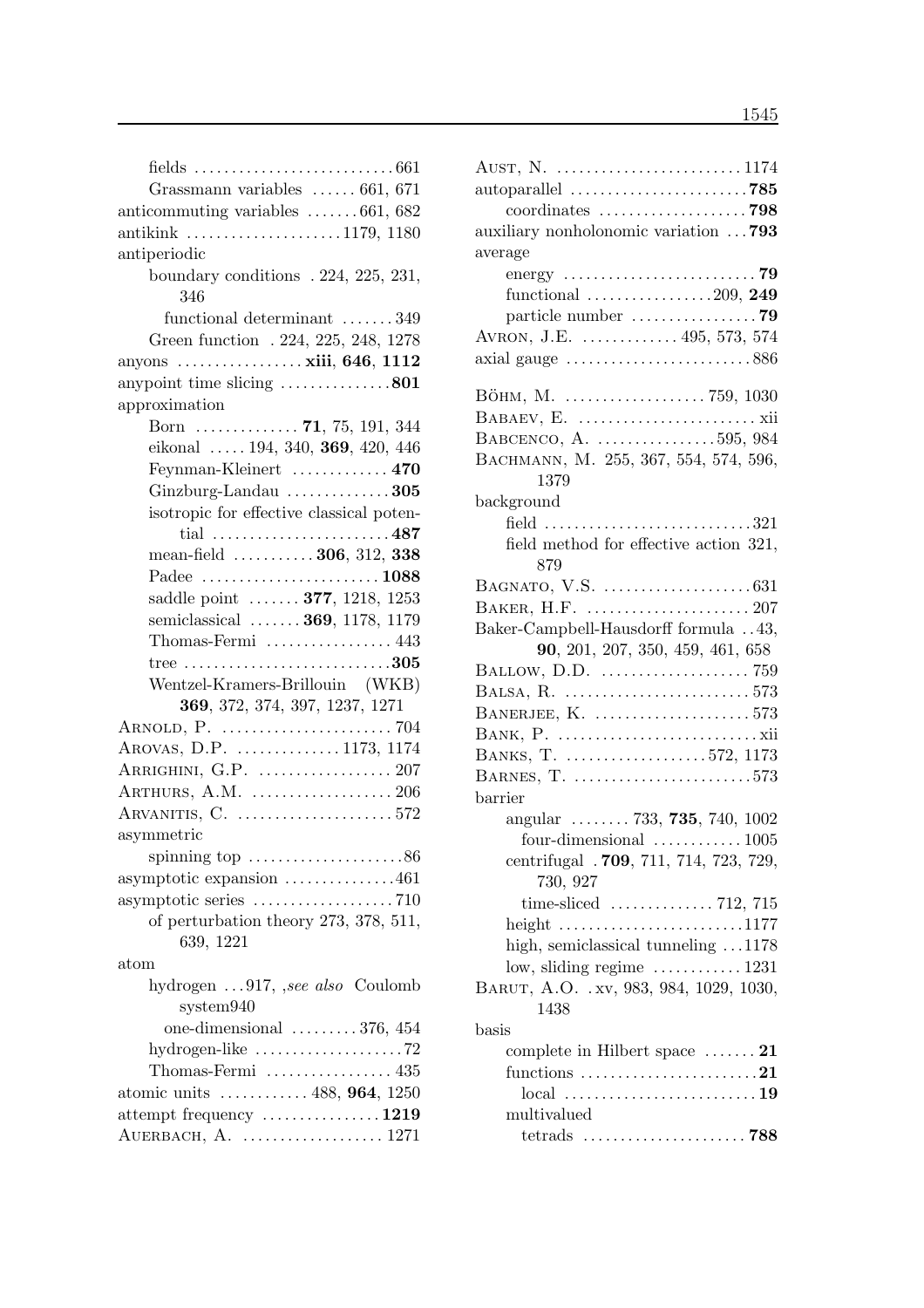fields . . . . . . . . . . . . . . . . . . . . . . . . . . 661
Grassmann variables . . . . . . 661, 671
anticommuting variables . . . . . . . 661, 682
antikink . . . . . . . . . . . . . . . . . . . . . 1179, 1180
antiperiodic
boundary conditions . 224, 225, 231, 346
functional determinant . . . . . . . 349
Green function . 224, 225, 248, 1278
anyons . . . . . . . . . . . . . . . . . **xiii**, **646**, **1112**
anypoint time slicing . . . . . . . . . . . . . . . **801**
approximation
Born . . . . . . . . . . . . . **71**, 75, 191, 344
eikonal . . . . . 194, 340, **369**, 420, 446
Feynman-Kleinert . . . . . . . . . . . . . **470**
Ginzburg-Landau . . . . . . . . . . . . . . **305**
isotropic for effective classical potential . . . . . . . . . . . . . . . . . . . . . . . . **487**
mean-field . . . . . . . . . . . **306**, 312, **338**
Padee . . . . . . . . . . . . . . . . . . . . . . . . **1088**
saddle point . . . . . . . **377**, 1218, 1253
semiclassical . . . . . . . **369**, 1178, 1179
Thomas-Fermi . . . . . . . . . . . . . . . . . 443
tree . . . . . . . . . . . . . . . . . . . . . . . . . . . **305**
Wentzel-Kramers-Brillouin (WKB) **369**, 372, 374, 397, 1237, 1271
Arnold, P. . . . . . . . . . . . . . . . . . . . . . . . 704
Arovas, D.P. . . . . . . . . . . . . . . 1173, 1174
Arrighini, G.P. . . . . . . . . . . . . . . . . . . 207
Arthurs, A.M. . . . . . . . . . . . . . . . . . . . 206
Arvanitis, C. . . . . . . . . . . . . . . . . . . . . 572
asymmetric
spinning top . . . . . . . . . . . . . . . . . . . . . 86
asymptotic expansion . . . . . . . . . . . . . . . 461
asymptotic series . . . . . . . . . . . . . . . . . . . 710
of perturbation theory 273, 378, 511, 639, 1221
atom
hydrogen . . . 917, ,*see also* Coulomb system940
one-dimensional . . . . . . . . . 376, 454
hydrogen-like . . . . . . . . . . . . . . . . . . . . 72
Thomas-Fermi . . . . . . . . . . . . . . . . . 435
atomic units . . . . . . . . . . . . 488, **964**, 1250
attempt frequency . . . . . . . . . . . . . . . . **1219**
Auerbach, A. . . . . . . . . . . . . . . . . . . 1271
Aust, N. . . . . . . . . . . . . . . . . . . . . . . . . 1174
autoparallel . . . . . . . . . . . . . . . . . . . . . . . . **785**
coordinates . . . . . . . . . . . . . . . . . . . . **798**
auxiliary nonholonomic variation . . . **793**
average
energy . . . . . . . . . . . . . . . . . . . . . . . . . . **79**
functional . . . . . . . . . . . . . . . . . 209, **249**
particle number . . . . . . . . . . . . . . . . . **79**
Avron, J.E. . . . . . . . . . . . . 495, 573, 574
axial gauge . . . . . . . . . . . . . . . . . . . . . . . . . 886

Böhm, M. . . . . . . . . . . . . . . . . . . 759, 1030
Babaev, E. . . . . . . . . . . . . . . . . . . . . . . . xii
Babcenco, A. . . . . . . . . . . . . . . . 595, 984
Bachmann, M. 255, 367, 554, 574, 596, 1379
background
field . . . . . . . . . . . . . . . . . . . . . . . . . . . 321
field method for effective action 321, 879
Bagnato, V.S. . . . . . . . . . . . . . . . . . . . 631
Baker, H.F. . . . . . . . . . . . . . . . . . . . . . 207
Baker-Campbell-Hausdorff formula . . 43, **90**, 201, 207, 350, 459, 461, 658
Ballow, D.D. . . . . . . . . . . . . . . . . . . . 759
Balsa, R. . . . . . . . . . . . . . . . . . . . . . . . . 573
Banerjee, K. . . . . . . . . . . . . . . . . . . . . 573
Bank, P. . . . . . . . . . . . . . . . . . . . . . . . . . . xii
Banks, T. . . . . . . . . . . . . . . . . . . 572, 1173
Barnes, T. . . . . . . . . . . . . . . . . . . . . . . . 573
barrier
angular . . . . . . . . 733, **735**, 740, 1002
four-dimensional . . . . . . . . . . . . 1005
centrifugal . **709**, 711, 714, 723, 729, 730, 927
time-sliced . . . . . . . . . . . . . 712, 715
height . . . . . . . . . . . . . . . . . . . . . . . . . 1177
high, semiclassical tunneling . . . 1178
low, sliding regime . . . . . . . . . . . . 1231
Barut, A.O. . xv, 983, 984, 1029, 1030, 1438
basis
complete in Hilbert space . . . . . . . **21**
functions . . . . . . . . . . . . . . . . . . . . . . . . **21**
local . . . . . . . . . . . . . . . . . . . . . . . . . . **19**
multivalued
tetrads . . . . . . . . . . . . . . . . . . . . . . **788**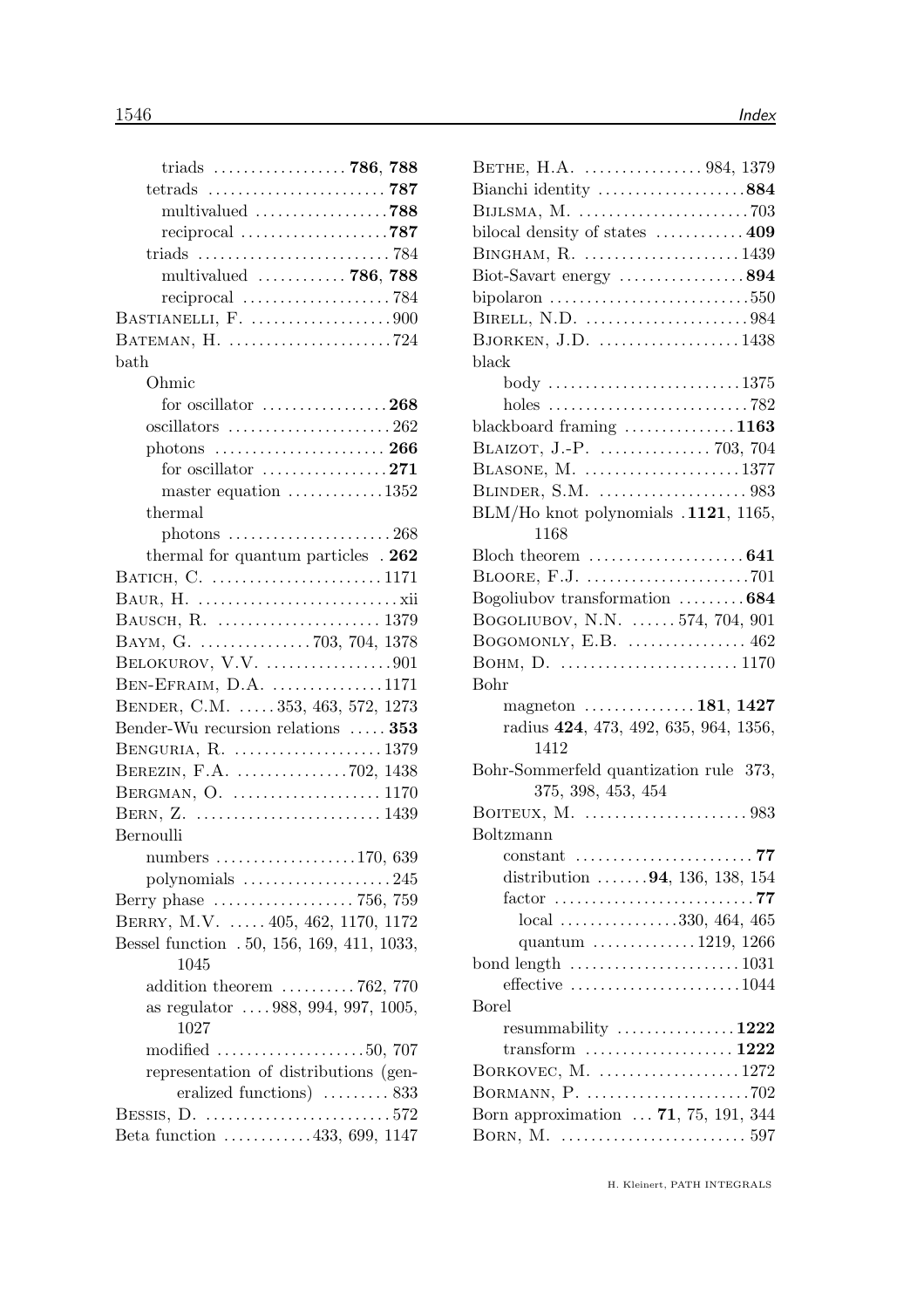triads . . . . . . . . . . . . . . . . . . **786**, **788**
tetrads . . . . . . . . . . . . . . . . . . . . . . . . **787**
multivalued . . . . . . . . . . . . . . . . . . **788**
reciprocal . . . . . . . . . . . . . . . . . . . . **787**
triads . . . . . . . . . . . . . . . . . . . . . . . . . . 784
multivalued . . . . . . . . . . . . **786**, **788**
reciprocal . . . . . . . . . . . . . . . . . . . . 784
Bastianelli, F. . . . . . . . . . . . . . . . . . . . 900
Bateman, H. . . . . . . . . . . . . . . . . . . . . . . 724
bath
Ohmic
for oscillator . . . . . . . . . . . . . . . . . **268**
oscillators . . . . . . . . . . . . . . . . . . . . . . 262
photons . . . . . . . . . . . . . . . . . . . . . . . **266**
for oscillator . . . . . . . . . . . . . . . . . **271**
master equation . . . . . . . . . . . . . 1352
thermal
photons . . . . . . . . . . . . . . . . . . . . . . 268
thermal for quantum particles . **262**
Batich, C. . . . . . . . . . . . . . . . . . . . . . . . 1171
Baur, H. . . . . . . . . . . . . . . . . . . . . . . . . . . xii
Bausch, R. . . . . . . . . . . . . . . . . . . . . . 1379
Baym, G. . . . . . . . . . . . . . . 703, 704, 1378
Belokurov, V.V. . . . . . . . . . . . . . . . . . 901
Ben-Efraim, D.A. . . . . . . . . . . . . . . 1171
Bender, C.M. . . . . . 353, 463, 572, 1273
Bender-Wu recursion relations . . . . . **353**
Benguria, R. . . . . . . . . . . . . . . . . . . . 1379
Berezin, F.A. . . . . . . . . . . . . . . 702, 1438
Bergman, O. . . . . . . . . . . . . . . . . . . . 1170
Bern, Z. . . . . . . . . . . . . . . . . . . . . . . . . 1439
Bernoulli
numbers . . . . . . . . . . . . . . . . . . . 170, 639
polynomials . . . . . . . . . . . . . . . . . . . . 245
Berry phase . . . . . . . . . . . . . . . . . . . 756, 759
Berry, M.V. . . . . . 405, 462, 1170, 1172
Bessel function . 50, 156, 169, 411, 1033, 1045
addition theorem . . . . . . . . . . 762, 770
as regulator . . . . 988, 994, 997, 1005, 1027
modified . . . . . . . . . . . . . . . . . . . . 50, 707
representation of distributions (generalized functions) . . . . . . . . . 833
Bessis, D. . . . . . . . . . . . . . . . . . . . . . . . . 572
Beta function . . . . . . . . . . . . 433, 699, 1147

Bethe, H.A. . . . . . . . . . . . . . . . 984, 1379
Bianchi identity . . . . . . . . . . . . . . . . . . . . **884**
Bijlsma, M. . . . . . . . . . . . . . . . . . . . . . . 703
bilocal density of states . . . . . . . . . . . . **409**
Bingham, R. . . . . . . . . . . . . . . . . . . . . 1439
Biot-Savart energy . . . . . . . . . . . . . . . . . **894**
bipolaron . . . . . . . . . . . . . . . . . . . . . . . . . . 550
Birell, N.D. . . . . . . . . . . . . . . . . . . . . . . 984
Bjorken, J.D. . . . . . . . . . . . . . . . . . . 1438
black
body . . . . . . . . . . . . . . . . . . . . . . . . . 1375
holes . . . . . . . . . . . . . . . . . . . . . . . . . . 782
blackboard framing . . . . . . . . . . . . . . . **1163**
Blaizot, J.-P. . . . . . . . . . . . . . . . 703, 704
Blasone, M. . . . . . . . . . . . . . . . . . . . . 1377
Blinder, S.M. . . . . . . . . . . . . . . . . . . . . 983
BLM/Ho knot polynomials . **1121**, 1165, 1168
Bloch theorem . . . . . . . . . . . . . . . . . . . . . **641**
Bloore, F.J. . . . . . . . . . . . . . . . . . . . . . . 701
Bogoliubov transformation . . . . . . . . . **684**
Bogoliubov, N.N. . . . . . . 574, 704, 901
Bogomonly, E.B. . . . . . . . . . . . . . . . . 462
Bohm, D. . . . . . . . . . . . . . . . . . . . . . . . 1170
Bohr
magneton . . . . . . . . . . . . . . . **181**, **1427**
radius **424**, 473, 492, 635, 964, 1356, 1412
Bohr-Sommerfeld quantization rule 373, 375, 398, 453, 454
Boiteux, M. . . . . . . . . . . . . . . . . . . . . . . 983
Boltzmann
constant . . . . . . . . . . . . . . . . . . . . . . . . **77**
distribution . . . . . . . **94**, 136, 138, 154
factor . . . . . . . . . . . . . . . . . . . . . . . . . . . **77**
local . . . . . . . . . . . . . . . . 330, 464, 465
quantum . . . . . . . . . . . . . . 1219, 1266
bond length . . . . . . . . . . . . . . . . . . . . . . 1031
effective . . . . . . . . . . . . . . . . . . . . . . . 1044
Borel
resummability . . . . . . . . . . . . . . . . **1222**
transform . . . . . . . . . . . . . . . . . . . . **1222**
Borkovec, M. . . . . . . . . . . . . . . . . . . . 1272
Bormann, P. . . . . . . . . . . . . . . . . . . . . . . 702
Born approximation . . . **71**, 75, 191, 344
Born, M. . . . . . . . . . . . . . . . . . . . . . . . . . 597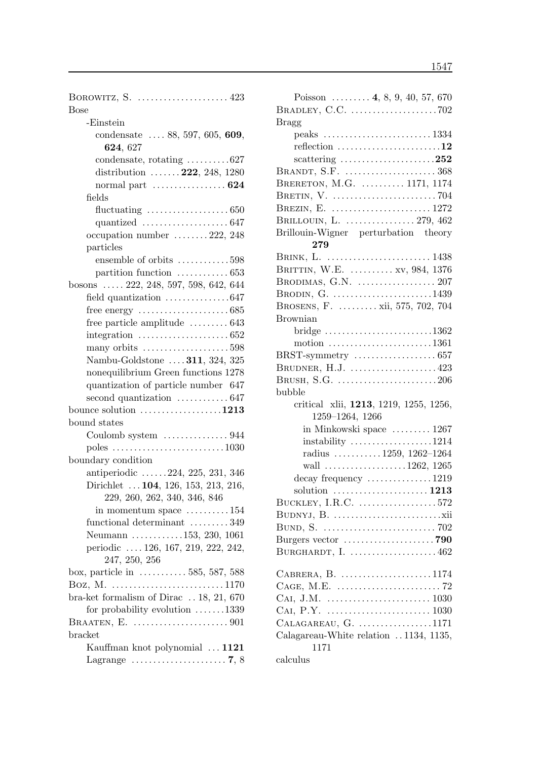Borowitz, S. 423
Bose
- -Einstein
  - condensate 88, 597, 605, **609**, **624**, 627
  - condensate, rotating 627
  - distribution **222**, 248, 1280
  - normal part **624**
- fields
  - fluctuating 650
  - quantized 647
- occupation number 222, 248
- particles
  - ensemble of orbits 598
  - partition function 653

bosons 222, 248, 597, 598, 642, 644
- field quantization 647
- free energy 685
- free particle amplitude 643
- integration 652
- many orbits 598
- Nambu-Goldstone **311**, 324, 325
- nonequilibrium Green functions 1278
- quantization of particle number 647
- second quantization 647

bounce solution **1213**

bound states
- Coulomb system 944
- poles 1030

boundary condition
- antiperiodic 224, 225, 231, 346
- Dirichlet **104**, 126, 153, 213, 216, 229, 260, 262, 340, 346, 846
  - in momentum space 154
- functional determinant 349
- Neumann 153, 230, 1061
- periodic 126, 167, 219, 222, 242, 247, 250, 256

box, particle in 585, 587, 588

Boz, M. 1170

bra-ket formalism of Dirac 18, 21, 670
- for probability evolution 1339

Braaten, E. 901

bracket
- Kauffman knot polynomial **1121**
- Lagrange **7**, 8
- Poisson **4**, 8, 9, 40, 57, 670

Bradley, C.C. 702

Bragg
- peaks 1334
- reflection **12**
- scattering **252**

Brandt, S.F. 368

Brereton, M.G. 1171, 1174

Bretin, V. 704

Brezin, E. 1272

Brillouin, L. 279, 462

Brillouin-Wigner perturbation theory **279**

Brink, L. 1438

Brittin, W.E. xv, 984, 1376

Brodimas, G.N. 207

Brodin, G. 1439

Brosens, F. xii, 575, 702, 704

Brownian
- bridge 1362
- motion 1361

BRST-symmetry 657

Brudner, H.J. 423

Brush, S.G. 206

bubble
- critical xlii, **1213**, 1219, 1255, 1256, 1259–1264, 1266
  - in Minkowski space 1267
  - instability 1214
  - radius 1259, 1262–1264
  - wall 1262, 1265
- decay frequency 1219
- solution **1213**

Buckley, I.R.C. 572

Budnyj, B. xii

Bund, S. 702

Burgers vector **790**

Burghardt, I. 462

Cabrera, B. 1174

Cage, M.E. 72

Cai, J.M. 1030

Cai, P.Y. 1030

Calagareau, G. 1171

Calagareau-White relation 1134, 1135, 1171

calculus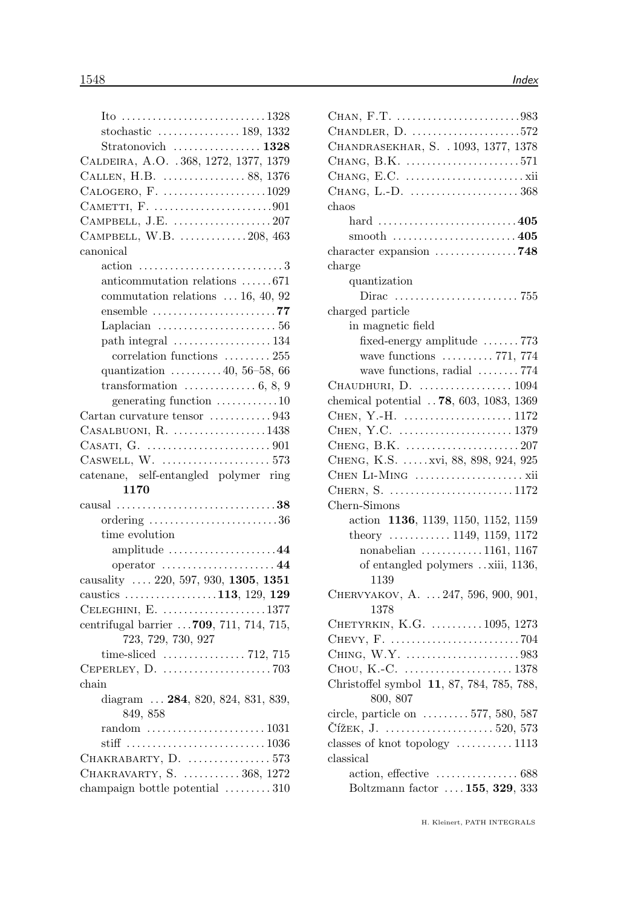Ito ........................... 1328
stochastic ................ 189, 1332
Stratonovich ................ **1328**

Caldeira, A.O. . 368, 1272, 1377, 1379

Callen, H.B. ................ 88, 1376

Calogero, F. .................... 1029

Cametti, F. ....................... 901

Campbell, J.E. ................... 207

Campbell, W.B. ............. 208, 463

canonical
action ........................... 3
anticommutation relations ...... 671
commutation relations ... 16, 40, 92
ensemble ....................... **77**
Laplacian ....................... 56
path integral ................... 134
correlation functions ......... 255
quantization .......... 40, 56–58, 66
transformation .............. 6, 8, 9
generating function ............ 10

Cartan curvature tensor ............ 943

Casalbuoni, R. .................. 1438

Casati, G. ........................ 901

Caswell, W. ...................... 573

catenane, self-entangled polymer ring **1170**

causal ............................. **38**
ordering ......................... 36
time evolution
amplitude ..................... **44**
operator ...................... **44**

causality .... 220, 597, 930, **1305**, **1351**

caustics .................. **113**, 129, **129**

Celeghini, E. .................... 1377

centrifugal barrier ... **709**, 711, 714, 715, 723, 729, 730, 927
time-sliced ................ 712, 715

Ceperley, D. ..................... 703

chain
diagram ... **284**, 820, 824, 831, 839, 849, 858
random ....................... 1031
stiff .......................... 1036

Chakrabarty, D. ................ 573

Chakravarty, S. ........... 368, 1272

champaign bottle potential ......... 310

Chan, F.T. ........................ 983

Chandler, D. ..................... 572

Chandrasekhar, S. . 1093, 1377, 1378

Chang, B.K. ...................... 571

Chang, E.C. ....................... xii

Chang, L.-D. ..................... 368

chaos
hard ........................... **405**
smooth ........................ **405**

character expansion ................ **748**

charge
quantization
Dirac ........................ 755

charged particle
in magnetic field
fixed-energy amplitude ....... 773
wave functions .......... 771, 774
wave functions, radial ........ 774

Chaudhuri, D. .................. 1094

chemical potential .. **78**, 603, 1083, 1369

Chen, Y.-H. ..................... 1172

Chen, Y.C. ...................... 1379

Cheng, B.K. ...................... 207

Cheng, K.S. ..... xvi, 88, 898, 924, 925

Chen Li-Ming ..................... xii

Chern, S. ........................ 1172

Chern-Simons
action **1136**, 1139, 1150, 1152, 1159
theory ............ 1149, 1159, 1172
nonabelian ............ 1161, 1167
of entangled polymers .. xiii, 1136, 1139

Chervyakov, A. ... 247, 596, 900, 901, 1378

Chetyrkin, K.G. .......... 1095, 1273

Chevy, F. ......................... 704

Ching, W.Y. ...................... 983

Chou, K.-C. ..................... 1378

Christoffel symbol **11**, 87, 784, 785, 788, 800, 807

circle, particle on ......... 577, 580, 587

Čížek, J. ..................... 520, 573

classes of knot topology ........... 1113

classical
action, effective ................ 688
Boltzmann factor .... **155**, **329**, 333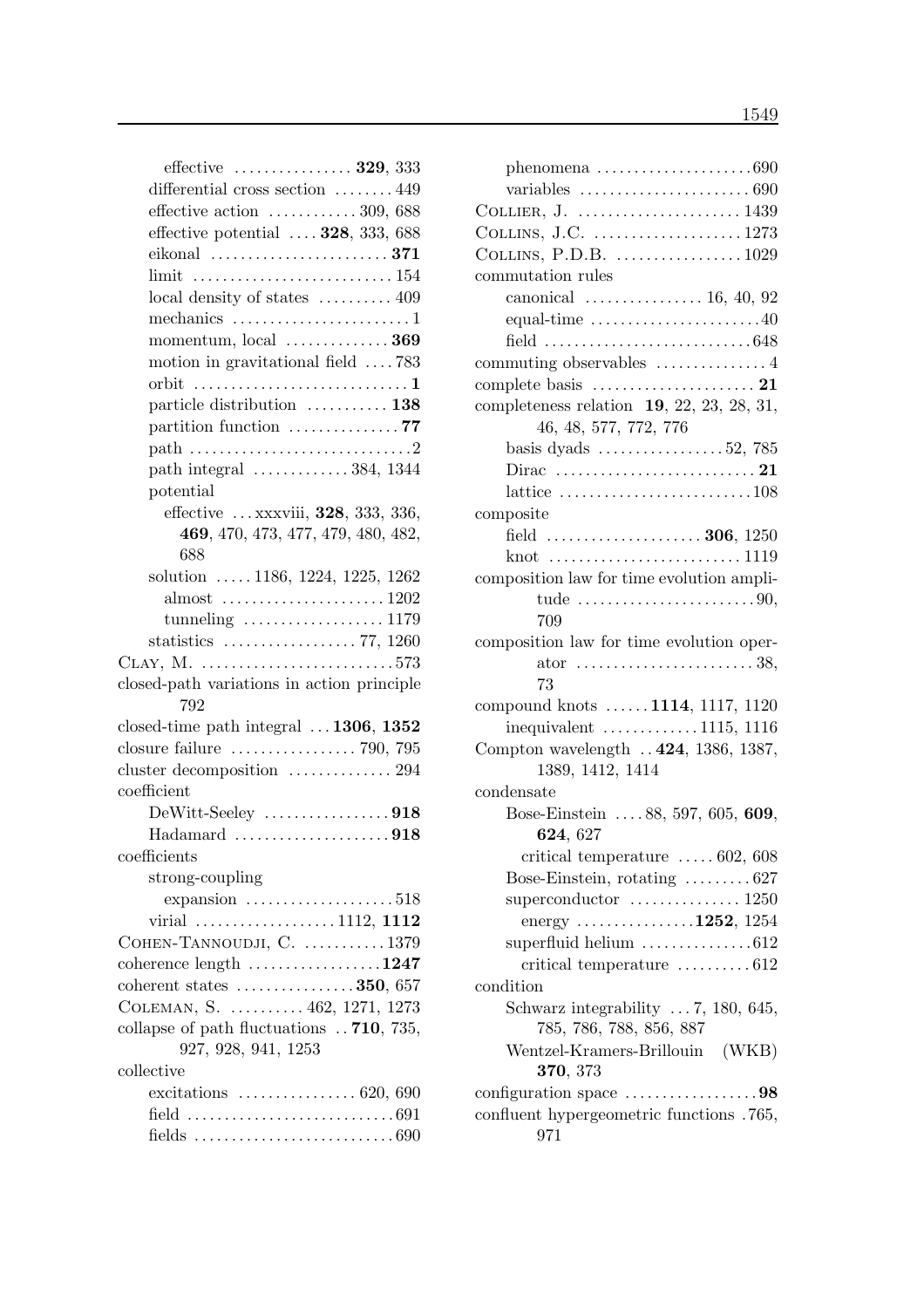effective . . . . . . . . . . . . . . . . **329**, 333
differential cross section . . . . . . . . 449
effective action . . . . . . . . . . . . 309, 688
effective potential . . . . **328**, 333, 688
eikonal . . . . . . . . . . . . . . . . . . . . . . . . **371**
limit . . . . . . . . . . . . . . . . . . . . . . . . . . . 154
local density of states . . . . . . . . . . 409
mechanics . . . . . . . . . . . . . . . . . . . . . . . . 1
momentum, local . . . . . . . . . . . . . . **369**
motion in gravitational field . . . . 783
orbit . . . . . . . . . . . . . . . . . . . . . . . . . . . . **1**
particle distribution . . . . . . . . . . . **138**
partition function . . . . . . . . . . . . . . . **77**
path . . . . . . . . . . . . . . . . . . . . . . . . . . . . . .2
path integral . . . . . . . . . . . . . 384, 1344
potential
effective . . . xxxviii, **328**, 333, 336, **469**, 470, 473, 477, 479, 480, 482, 688
solution . . . . . 1186, 1224, 1225, 1262
almost . . . . . . . . . . . . . . . . . . . . . . 1202
tunneling . . . . . . . . . . . . . . . . . . . 1179
statistics . . . . . . . . . . . . . . . . . . 77, 1260
Clay, M. . . . . . . . . . . . . . . . . . . . . . . . . . . 573
closed-path variations in action principle 792
closed-time path integral . . . **1306**, **1352**
closure failure . . . . . . . . . . . . . . . . . 790, 795
cluster decomposition . . . . . . . . . . . . . . 294
coefficient
DeWitt-Seeley . . . . . . . . . . . . . . . . . **918**
Hadamard . . . . . . . . . . . . . . . . . . . . . **918**
coefficients
strong-coupling
expansion . . . . . . . . . . . . . . . . . . . . 518
virial . . . . . . . . . . . . . . . . . . . 1112, **1112**
Cohen-Tannoudji, C. . . . . . . . . . . 1379
coherence length . . . . . . . . . . . . . . . . . . **1247**
coherent states . . . . . . . . . . . . . . . . **350**, 657
Coleman, S. . . . . . . . . . . 462, 1271, 1273
collapse of path fluctuations . . **710**, 735, 927, 928, 941, 1253
collective
excitations . . . . . . . . . . . . . . . . 620, 690
field . . . . . . . . . . . . . . . . . . . . . . . . . . . . 691
fields . . . . . . . . . . . . . . . . . . . . . . . . . . . 690
phenomena . . . . . . . . . . . . . . . . . . . . . 690
variables . . . . . . . . . . . . . . . . . . . . . . . 690
Collier, J. . . . . . . . . . . . . . . . . . . . . . 1439
Collins, J.C. . . . . . . . . . . . . . . . . . . . 1273
Collins, P.D.B. . . . . . . . . . . . . . . . . 1029
commutation rules
canonical . . . . . . . . . . . . . . . . 16, 40, 92
equal-time . . . . . . . . . . . . . . . . . . . . . . . 40
field . . . . . . . . . . . . . . . . . . . . . . . . . . . . 648
commuting observables . . . . . . . . . . . . . . . 4
complete basis . . . . . . . . . . . . . . . . . . . . . . **21**
completeness relation **19**, 22, 23, 28, 31, 46, 48, 577, 772, 776
basis dyads . . . . . . . . . . . . . . . . . . 52, 785
Dirac . . . . . . . . . . . . . . . . . . . . . . . . . . . **21**
lattice . . . . . . . . . . . . . . . . . . . . . . . . . . 108
composite
field . . . . . . . . . . . . . . . . . . . . . . **306**, 1250
knot . . . . . . . . . . . . . . . . . . . . . . . . . . . 1119
composition law for time evolution amplitude . . . . . . . . . . . . . . . . . . . . . . . . . 90, 709
composition law for time evolution operator . . . . . . . . . . . . . . . . . . . . . . . . . . 38, 73
compound knots . . . . . . **1114**, 1117, 1120
inequivalent . . . . . . . . . . . . . 1115, 1116
Compton wavelength . . **424**, 1386, 1387, 1389, 1412, 1414
condensate
Bose-Einstein . . . . 88, 597, 605, **609**, **624**, 627
critical temperature . . . . . 602, 608
Bose-Einstein, rotating . . . . . . . . . 627
superconductor . . . . . . . . . . . . . . . 1250
energy . . . . . . . . . . . . . . . . . **1252**, 1254
superfluid helium . . . . . . . . . . . . . . . 612
critical temperature . . . . . . . . . . 612
condition
Schwarz integrability . . . 7, 180, 645, 785, 786, 788, 856, 887
Wentzel-Kramers-Brillouin (WKB) **370**, 373
configuration space . . . . . . . . . . . . . . . . . . **98**
confluent hypergeometric functions . 765, 971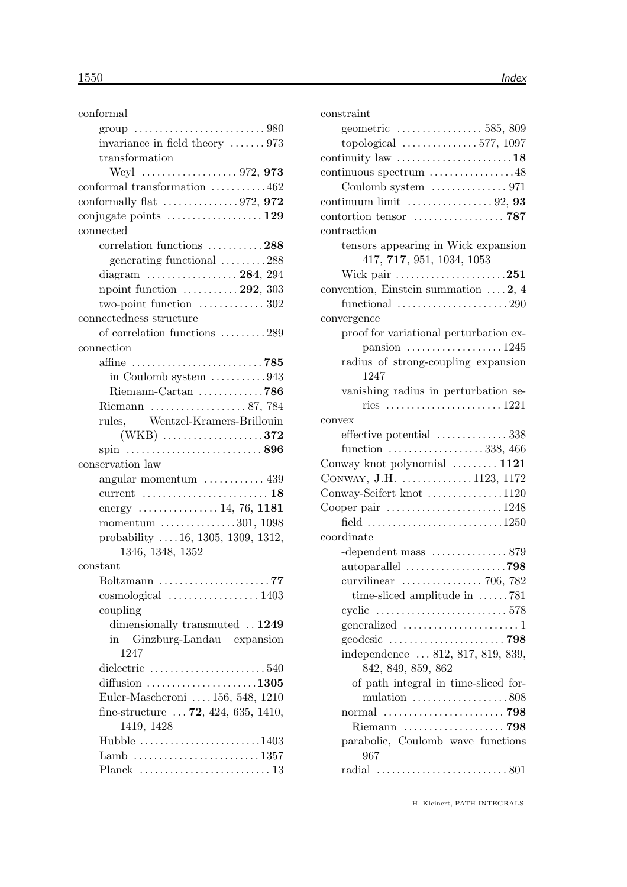conformal
- group . . . . . . . . . . . . . . . . . . . . . . . . . 980
- invariance in field theory . . . . . . . 973
- transformation
  - Weyl . . . . . . . . . . . . . . . . . . . 972, **973**

conformal transformation . . . . . . . . . . .462
conformally flat . . . . . . . . . . . . . . . 972, **972**
conjugate points . . . . . . . . . . . . . . . . . . . **129**
connected
- correlation functions . . . . . . . . . . . **288**
  - generating functional . . . . . . . . .288
- diagram . . . . . . . . . . . . . . . . . . **284**, 294
- npoint function . . . . . . . . . . . **292**, 303
- two-point function . . . . . . . . . . . . . 302

connectedness structure
- of correlation functions . . . . . . . . .289

connection
- affine . . . . . . . . . . . . . . . . . . . . . . . . . . **785**
  - in Coulomb system . . . . . . . . . . .943
  - Riemann-Cartan . . . . . . . . . . . . .**786**
- Riemann . . . . . . . . . . . . . . . . . . . 87, 784
- rules, Wentzel-Kramers-Brillouin (WKB) . . . . . . . . . . . . . . . . . . . .**372**
- spin . . . . . . . . . . . . . . . . . . . . . . . . . . . **896**

conservation law
- angular momentum . . . . . . . . . . . . 439
- current . . . . . . . . . . . . . . . . . . . . . . . . . **18**
- energy . . . . . . . . . . . . . . . . 14, 76, **1181**
- momentum . . . . . . . . . . . . . . .301, 1098
- probability . . . . 16, 1305, 1309, 1312, 1346, 1348, 1352

constant
- Boltzmann . . . . . . . . . . . . . . . . . . . . . .**77**
- cosmological . . . . . . . . . . . . . . . . . . 1403
- coupling
  - dimensionally transmuted . . **1249**
  - in Ginzburg-Landau expansion 1247
- dielectric . . . . . . . . . . . . . . . . . . . . . . .540
- diffusion . . . . . . . . . . . . . . . . . . . . . .**1305**
- Euler-Mascheroni . . . . 156, 548, 1210
- fine-structure . . . **72**, 424, 635, 1410, 1419, 1428
- Hubble . . . . . . . . . . . . . . . . . . . . . . . .1403
- Lamb . . . . . . . . . . . . . . . . . . . . . . . . .1357
- Planck . . . . . . . . . . . . . . . . . . . . . . . . . . 13

constraint
- geometric . . . . . . . . . . . . . . . . . 585, 809
- topological . . . . . . . . . . . . . . . 577, 1097

continuity law . . . . . . . . . . . . . . . . . . . . . . .**18**
continuous spectrum . . . . . . . . . . . . . . . . .48
- Coulomb system . . . . . . . . . . . . . . . 971

continuum limit . . . . . . . . . . . . . . . . . 92, **93**
contortion tensor . . . . . . . . . . . . . . . . . . **787**
contraction
- tensors appearing in Wick expansion 417, **717**, 951, 1034, 1053
- Wick pair . . . . . . . . . . . . . . . . . . . . . .**251**

convention, Einstein summation . . . . **2**, 4
- functional . . . . . . . . . . . . . . . . . . . . . . 290

convergence
- proof for variational perturbation expansion . . . . . . . . . . . . . . . . . . . 1245
- radius of strong-coupling expansion 1247
- vanishing radius in perturbation series . . . . . . . . . . . . . . . . . . . . . . . 1221

convex
- effective potential . . . . . . . . . . . . . . 338
- function . . . . . . . . . . . . . . . . . . 338, 466

Conway knot polynomial . . . . . . . . . **1121**
Conway, J.H. . . . . . . . . . . . . . . 1123, 1172
Conway-Seifert knot . . . . . . . . . . . . . . .1120
Cooper pair . . . . . . . . . . . . . . . . . . . . . . . 1248
- field . . . . . . . . . . . . . . . . . . . . . . . . . . .1250

coordinate
- -dependent mass . . . . . . . . . . . . . . . 879
- autoparallel . . . . . . . . . . . . . . . . . . . .**798**
- curvilinear . . . . . . . . . . . . . . . . 706, 782
  - time-sliced amplitude in . . . . . .781
- cyclic . . . . . . . . . . . . . . . . . . . . . . . . . . 578
- generalized . . . . . . . . . . . . . . . . . . . . . . . 1
- geodesic . . . . . . . . . . . . . . . . . . . . . . . **798**
- independence . . . 812, 817, 819, 839, 842, 849, 859, 862
  - of path integral in time-sliced formulation . . . . . . . . . . . . . . . . . . . 808
- normal . . . . . . . . . . . . . . . . . . . . . . . . **798**
  - Riemann . . . . . . . . . . . . . . . . . . . . **798**
- parabolic, Coulomb wave functions 967
- radial . . . . . . . . . . . . . . . . . . . . . . . . . . 801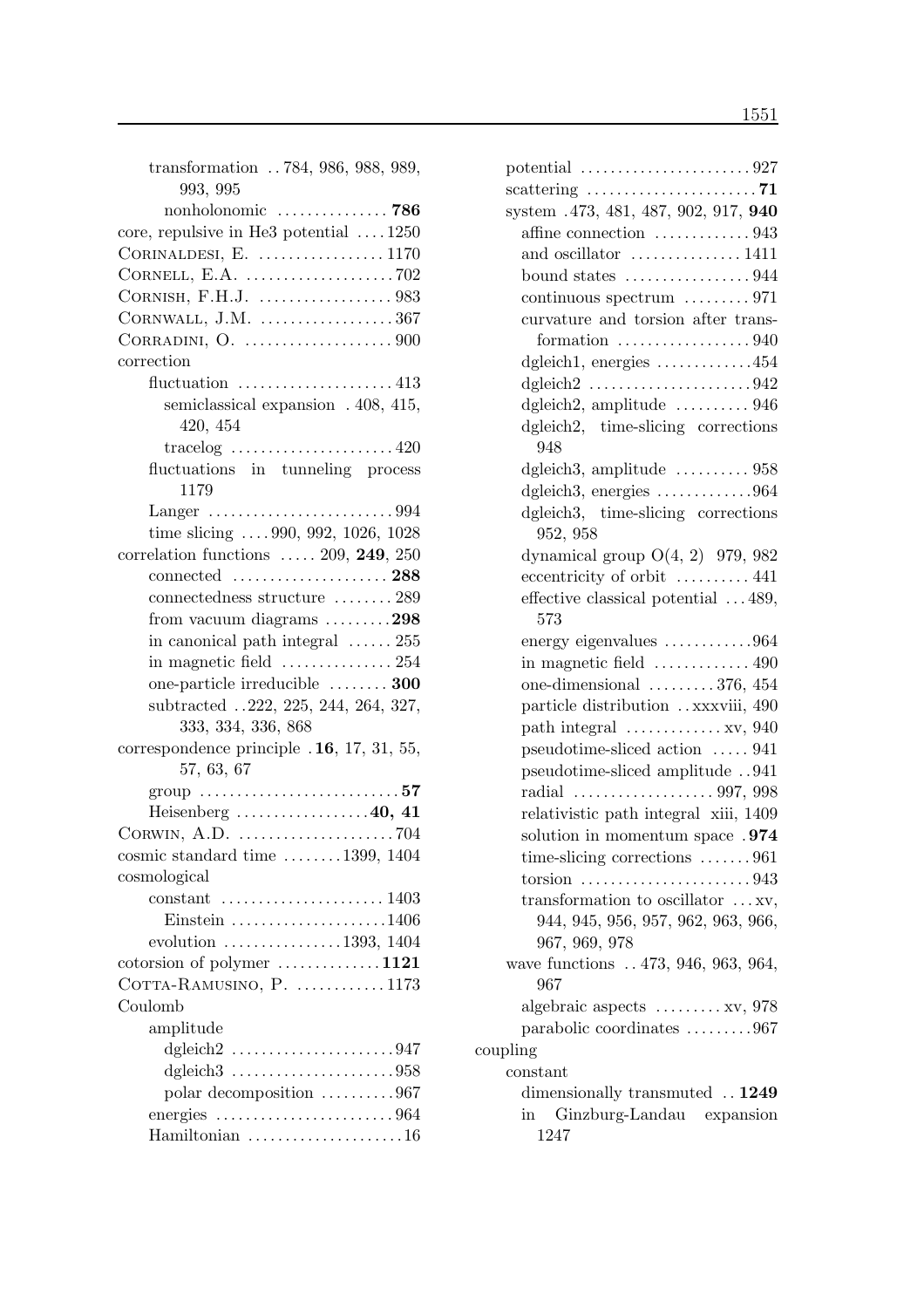transformation . . 784, 986, 988, 989, 993, 995
  nonholonomic . . . . . . . . . . . . . . . **786**

core, repulsive in He3 potential . . . . 1250

Corinaldesi, E. . . . . . . . . . . . . . . . . . 1170

Cornell, E.A. . . . . . . . . . . . . . . . . . . . 702

Cornish, F.H.J. . . . . . . . . . . . . . . . . . 983

Cornwall, J.M. . . . . . . . . . . . . . . . . . 367

Corradini, O. . . . . . . . . . . . . . . . . . . . 900

correction
  fluctuation . . . . . . . . . . . . . . . . . . . . . 413
    semiclassical expansion . 408, 415, 420, 454
    tracelog . . . . . . . . . . . . . . . . . . . . . 420
  fluctuations in tunneling process 1179
  Langer . . . . . . . . . . . . . . . . . . . . . . . . . 994
  time slicing . . . . 990, 992, 1026, 1028

correlation functions . . . . . 209, **249**, 250
  connected . . . . . . . . . . . . . . . . . . . . . **288**
  connectedness structure . . . . . . . . 289
  from vacuum diagrams . . . . . . . . . **298**
  in canonical path integral . . . . . . 255
  in magnetic field . . . . . . . . . . . . . . . 254
  one-particle irreducible . . . . . . . . **300**
  subtracted . . 222, 225, 244, 264, 327, 333, 334, 336, 868

correspondence principle . **16**, 17, 31, 55, 57, 63, 67
  group . . . . . . . . . . . . . . . . . . . . . . . . . . **57**
  Heisenberg . . . . . . . . . . . . . . . . . . **40, 41**

Corwin, A.D. . . . . . . . . . . . . . . . . . . . . 704

cosmic standard time . . . . . . . . 1399, 1404

cosmological
  constant . . . . . . . . . . . . . . . . . . . . . . 1403
    Einstein . . . . . . . . . . . . . . . . . . . . . 1406
  evolution . . . . . . . . . . . . . . . . 1393, 1404

cotorsion of polymer . . . . . . . . . . . . . . **1121**

Cotta-Ramusino, P. . . . . . . . . . . . . 1173

Coulomb
  amplitude
    dgleich2 . . . . . . . . . . . . . . . . . . . . . . 947
    dgleich3 . . . . . . . . . . . . . . . . . . . . . . 958
    polar decomposition . . . . . . . . . . 967
  energies . . . . . . . . . . . . . . . . . . . . . . . . 964
  Hamiltonian . . . . . . . . . . . . . . . . . . . . . 16
  potential . . . . . . . . . . . . . . . . . . . . . . . 927
  scattering . . . . . . . . . . . . . . . . . . . . . . . **71**
  system . 473, 481, 487, 902, 917, **940**
    affine connection . . . . . . . . . . . . . 943
    and oscillator . . . . . . . . . . . . . . . 1411
    bound states . . . . . . . . . . . . . . . . . 944
    continuous spectrum . . . . . . . . . 971
    curvature and torsion after transformation . . . . . . . . . . . . . . . . . . 940
    dgleich1, energies . . . . . . . . . . . . . 454
    dgleich2 . . . . . . . . . . . . . . . . . . . . . . 942
    dgleich2, amplitude . . . . . . . . . . 946
    dgleich2, time-slicing corrections 948
    dgleich3, amplitude . . . . . . . . . . 958
    dgleich3, energies . . . . . . . . . . . . . 964
    dgleich3, time-slicing corrections 952, 958
    dynamical group O(4, 2) 979, 982
    eccentricity of orbit . . . . . . . . . . 441
    effective classical potential . . . 489, 573
    energy eigenvalues . . . . . . . . . . . . 964
    in magnetic field . . . . . . . . . . . . . 490
    one-dimensional . . . . . . . . . 376, 454
    particle distribution . . xxxviii, 490
    path integral . . . . . . . . . . . . . xv, 940
    pseudotime-sliced action . . . . . 941
    pseudotime-sliced amplitude . . 941
    radial . . . . . . . . . . . . . . . . . . . 997, 998
    relativistic path integral xiii, 1409
    solution in momentum space . **974**
    time-slicing corrections . . . . . . . 961
    torsion . . . . . . . . . . . . . . . . . . . . . . . 943
    transformation to oscillator . . . xv, 944, 945, 956, 957, 962, 963, 966, 967, 969, 978
  wave functions . . 473, 946, 963, 964, 967
    algebraic aspects . . . . . . . . . xv, 978
    parabolic coordinates . . . . . . . . . 967

coupling
  constant
    dimensionally transmuted . . **1249**
    in Ginzburg-Landau expansion 1247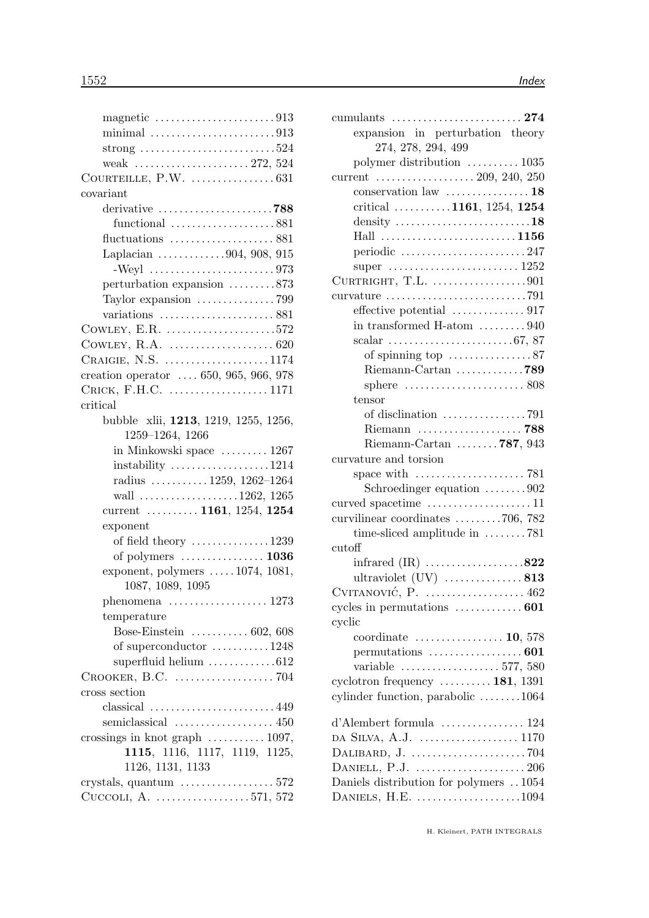magnetic 913
minimal 913
strong 524
weak 272, 524

Courteille, P.W. 631

covariant
- derivative **788**
  - functional 881
- fluctuations 881
- Laplacian 904, 908, 915
  - -Weyl 973
- perturbation expansion 873
- Taylor expansion 799
- variations 881

Cowley, E.R. 572

Cowley, R.A. 620

Craigie, N.S. 1174

creation operator 650, 965, 966, 978

Crick, F.H.C. 1171

critical
- bubble xlii, **1213**, 1219, 1255, 1256, 1259–1264, 1266
  - in Minkowski space 1267
  - instability 1214
  - radius 1259, 1262–1264
  - wall 1262, 1265
- current **1161**, 1254, **1254**
- exponent
  - of field theory 1239
  - of polymers **1036**
- exponent, polymers 1074, 1081, 1087, 1089, 1095
- phenomena 1273
- temperature
  - Bose-Einstein 602, 608
  - of superconductor 1248
  - superfluid helium 612

Crooker, B.C. 704

cross section
- classical 449
- semiclassical 450

crossings in knot graph 1097, **1115**, 1116, 1117, 1119, 1125, 1126, 1131, 1133

crystals, quantum 572

Cuccoli, A. 571, 572

cumulants **274**
- expansion in perturbation theory 274, 278, 294, 499
- polymer distribution 1035

current 209, 240, 250
- conservation law **18**
- critical **1161**, 1254, **1254**
- density **18**
- Hall **1156**
- periodic 247
- super 1252

Curtright, T.L. 901

curvature 791
- effective potential 917
- in transformed H-atom 940
- scalar 67, 87
  - of spinning top 87
  - Riemann-Cartan **789**
  - sphere 808
- tensor
  - of disclination 791
  - Riemann **788**
  - Riemann-Cartan **787**, 943

curvature and torsion
- space with 781
  - Schroedinger equation 902

curved spacetime 11

curvilinear coordinates 706, 782
- time-sliced amplitude in 781

cutoff
- infrared (IR) **822**
- ultraviolet (UV) **813**

Cvitanović, P. 462

cycles in permutations **601**

cyclic
- coordinate **10**, 578
- permutations **601**
- variable 577, 580

cyclotron frequency **181**, 1391

cylinder function, parabolic 1064

d'Alembert formula 124

da Silva, A.J. 1170

Dalibard, J. 704

Daniell, P.J. 206

Daniels distribution for polymers 1054

Daniels, H.E. 1094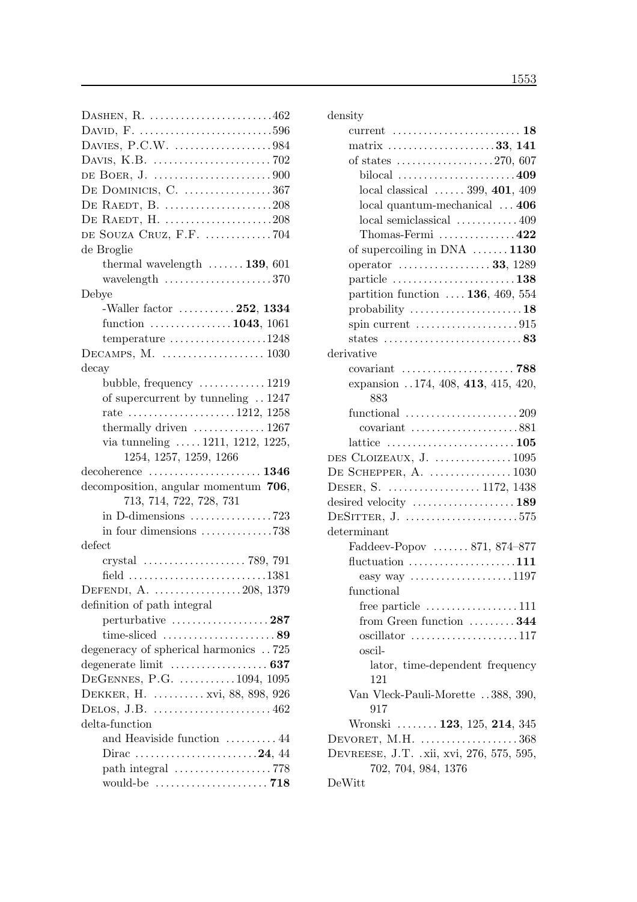Dashen, R. . . . . . . . . . . . . . . . . . . . . . . . 462
David, F. . . . . . . . . . . . . . . . . . . . . . . . . . 596
Davies, P.C.W. . . . . . . . . . . . . . . . . . . . 984
Davis, K.B. . . . . . . . . . . . . . . . . . . . . . . 702
de Boer, J. . . . . . . . . . . . . . . . . . . . . . . 900
De Dominicis, C. . . . . . . . . . . . . . . . . 367
De Raedt, B. . . . . . . . . . . . . . . . . . . . . 208
De Raedt, H. . . . . . . . . . . . . . . . . . . . . 208
de Souza Cruz, F.F. . . . . . . . . . . . . 704
de Broglie
  thermal wavelength . . . . . . . **139**, 601
  wavelength . . . . . . . . . . . . . . . . . . . . 370
Debye
  -Waller factor . . . . . . . . . . . **252**, **1334**
  function . . . . . . . . . . . . . . . . **1043**, 1061
  temperature . . . . . . . . . . . . . . . . . . 1248
Decamps, M. . . . . . . . . . . . . . . . . . . . 1030
decay
  bubble, frequency . . . . . . . . . . . . . 1219
  of supercurrent by tunneling . . 1247
  rate . . . . . . . . . . . . . . . . . . . . . 1212, 1258
  thermally driven . . . . . . . . . . . . . . 1267
  via tunneling . . . . . 1211, 1212, 1225, 1254, 1257, 1259, 1266
decoherence . . . . . . . . . . . . . . . . . . . . . . **1346**
decomposition, angular momentum **706**, 713, 714, 722, 728, 731
  in D-dimensions . . . . . . . . . . . . . . . . 723
  in four dimensions . . . . . . . . . . . . . 738
defect
  crystal . . . . . . . . . . . . . . . . . . . . 789, 791
  field . . . . . . . . . . . . . . . . . . . . . . . . . . 1381
Defendi, A. . . . . . . . . . . . . . . . . 208, 1379
definition of path integral
  perturbative . . . . . . . . . . . . . . . . . . . **287**
  time-sliced . . . . . . . . . . . . . . . . . . . . . . **89**
degeneracy of spherical harmonics . . 725
degenerate limit . . . . . . . . . . . . . . . . . . . **637**
DeGennes, P.G. . . . . . . . . . . 1094, 1095
Dekker, H. . . . . . . . . . xvi, 88, 898, 926
Delos, J.B. . . . . . . . . . . . . . . . . . . . . . . 462
delta-function
  and Heaviside function . . . . . . . . . . 44
  Dirac . . . . . . . . . . . . . . . . . . . . . . . **24**, 44
  path integral . . . . . . . . . . . . . . . . . . . 778
  would-be . . . . . . . . . . . . . . . . . . . . . . **718**
density
  current . . . . . . . . . . . . . . . . . . . . . . . . . **18**
  matrix . . . . . . . . . . . . . . . . . . . . . **33**, **141**
  of states . . . . . . . . . . . . . . . . . . . 270, 607
    bilocal . . . . . . . . . . . . . . . . . . . . . . . **409**
    local classical . . . . . . 399, **401**, 409
    local quantum-mechanical . . . **406**
    local semiclassical . . . . . . . . . . . . 409
    Thomas-Fermi . . . . . . . . . . . . . . . **422**
  of supercoiling in DNA . . . . . . . **1130**
  operator . . . . . . . . . . . . . . . . . . **33**, 1289
  particle . . . . . . . . . . . . . . . . . . . . . . . . **138**
  partition function . . . . **136**, 469, 554
  probability . . . . . . . . . . . . . . . . . . . . . . **18**
  spin current . . . . . . . . . . . . . . . . . . . . 915
  states . . . . . . . . . . . . . . . . . . . . . . . . . . . **83**
derivative
  covariant . . . . . . . . . . . . . . . . . . . . . . **788**
  expansion . . 174, 408, **413**, 415, 420, 883
  functional . . . . . . . . . . . . . . . . . . . . . . 209
    covariant . . . . . . . . . . . . . . . . . . . . . 881
  lattice . . . . . . . . . . . . . . . . . . . . . . . . . **105**
des Cloizeaux, J. . . . . . . . . . . . . . . 1095
De Schepper, A. . . . . . . . . . . . . . . . 1030
Deser, S. . . . . . . . . . . . . . . . . . 1172, 1438
desired velocity . . . . . . . . . . . . . . . . . . . . **189**
DeSitter, J. . . . . . . . . . . . . . . . . . . . . . 575
determinant
  Faddeev-Popov . . . . . . . 871, 874–877
  fluctuation . . . . . . . . . . . . . . . . . . . . . **111**
    easy way . . . . . . . . . . . . . . . . . . . . 1197
  functional
    free particle . . . . . . . . . . . . . . . . . . 111
    from Green function . . . . . . . . . **344**
    oscillator . . . . . . . . . . . . . . . . . . . . . 117
    oscillator, time-dependent frequency 121
  Van Vleck-Pauli-Morette . . 388, 390, 917
  Wronski . . . . . . . . **123**, 125, **214**, 345
Devoret, M.H. . . . . . . . . . . . . . . . . . . 368
Devreese, J.T. . xii, xvi, 276, 575, 595, 702, 704, 984, 1376
DeWitt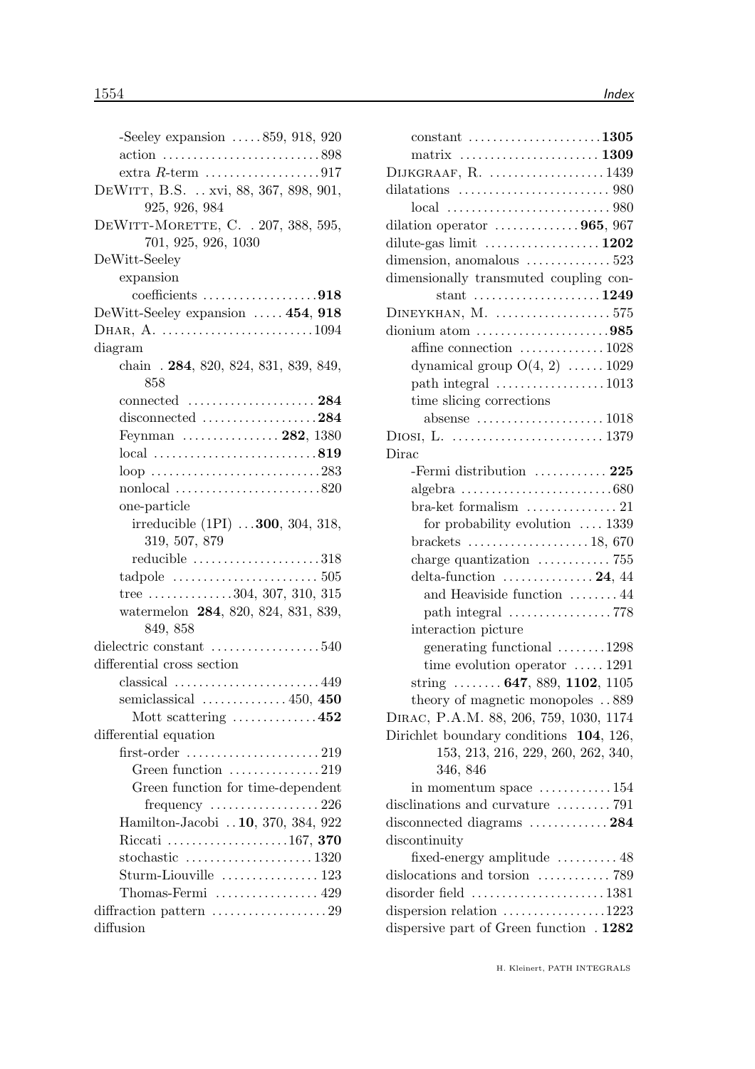-Seeley expansion . . . . . 859, 918, 920
action . . . . . . . . . . . . . . . . . . . . . . . . . . 898
extra $R$-term . . . . . . . . . . . . . . . . . . . 917
DeWitt, B.S. . . xvi, 88, 367, 898, 901, 925, 926, 984
DeWitt-Morette, C. . 207, 388, 595, 701, 925, 926, 1030
DeWitt-Seeley
expansion
coefficients . . . . . . . . . . . . . . . . . . . **918**
DeWitt-Seeley expansion . . . . . **454**, **918**
Dhar, A. . . . . . . . . . . . . . . . . . . . . . . . . . 1094
diagram
chain . **284**, 820, 824, 831, 839, 849, 858
connected . . . . . . . . . . . . . . . . . . . . . **284**
disconnected . . . . . . . . . . . . . . . . . . . **284**
Feynman . . . . . . . . . . . . . . . . **282**, 1380
local . . . . . . . . . . . . . . . . . . . . . . . . . . . **819**
loop . . . . . . . . . . . . . . . . . . . . . . . . . . . . 283
nonlocal . . . . . . . . . . . . . . . . . . . . . . . . 820
one-particle
irreducible (1PI) . . . **300**, 304, 318, 319, 507, 879
reducible . . . . . . . . . . . . . . . . . . . . . 318
tadpole . . . . . . . . . . . . . . . . . . . . . . . . 505
tree . . . . . . . . . . . . . . 304, 307, 310, 315
watermelon **284**, 820, 824, 831, 839, 849, 858
dielectric constant . . . . . . . . . . . . . . . . . . 540
differential cross section
classical . . . . . . . . . . . . . . . . . . . . . . . . 449
semiclassical . . . . . . . . . . . . . . 450, **450**
Mott scattering . . . . . . . . . . . . . . **452**
differential equation
first-order . . . . . . . . . . . . . . . . . . . . . . 219
Green function . . . . . . . . . . . . . . . 219
Green function for time-dependent frequency . . . . . . . . . . . . . . . . . . 226
Hamilton-Jacobi . . **10**, 370, 384, 922
Riccati . . . . . . . . . . . . . . . . . . . . 167, **370**
stochastic . . . . . . . . . . . . . . . . . . . . . 1320
Sturm-Liouville . . . . . . . . . . . . . . . . 123
Thomas-Fermi . . . . . . . . . . . . . . . . . 429
diffraction pattern . . . . . . . . . . . . . . . . . . . 29
diffusion
constant . . . . . . . . . . . . . . . . . . . . . . **1305**
matrix . . . . . . . . . . . . . . . . . . . . . . . **1309**
Dijkgraaf, R. . . . . . . . . . . . . . . . . . . . 1439
dilatations . . . . . . . . . . . . . . . . . . . . . . . . . 980
local . . . . . . . . . . . . . . . . . . . . . . . . . . . 980
dilation operator . . . . . . . . . . . . . . **965**, 967
dilute-gas limit . . . . . . . . . . . . . . . . . . . **1202**
dimension, anomalous . . . . . . . . . . . . . . 523
dimensionally transmuted coupling constant . . . . . . . . . . . . . . . . . . . . . **1249**
Dineykhan, M. . . . . . . . . . . . . . . . . . . . 575
dionium atom . . . . . . . . . . . . . . . . . . . . . . **985**
affine connection . . . . . . . . . . . . . . 1028
dynamical group O(4, 2) . . . . . . 1029
path integral . . . . . . . . . . . . . . . . . . 1013
time slicing corrections
absense . . . . . . . . . . . . . . . . . . . . . 1018
Diosi, L. . . . . . . . . . . . . . . . . . . . . . . . . 1379
Dirac
-Fermi distribution . . . . . . . . . . . . **225**
algebra . . . . . . . . . . . . . . . . . . . . . . . . . 680
bra-ket formalism . . . . . . . . . . . . . . . 21
for probability evolution . . . . 1339
brackets . . . . . . . . . . . . . . . . . . . . 18, 670
charge quantization . . . . . . . . . . . . 755
delta-function . . . . . . . . . . . . . . . **24**, 44
and Heaviside function . . . . . . . . 44
path integral . . . . . . . . . . . . . . . . . 778
interaction picture
generating functional . . . . . . . . 1298
time evolution operator . . . . . 1291
string . . . . . . . . **647**, 889, **1102**, 1105
theory of magnetic monopoles . . 889
Dirac, P.A.M. 88, 206, 759, 1030, 1174
Dirichlet boundary conditions **104**, 126, 153, 213, 216, 229, 260, 262, 340, 346, 846
in momentum space . . . . . . . . . . . . 154
disclinations and curvature . . . . . . . . . 791
disconnected diagrams . . . . . . . . . . . . . **284**
discontinuity
fixed-energy amplitude . . . . . . . . . . 48
dislocations and torsion . . . . . . . . . . . . 789
disorder field . . . . . . . . . . . . . . . . . . . . . . 1381
dispersion relation . . . . . . . . . . . . . . . . . 1223
dispersive part of Green function . **1282**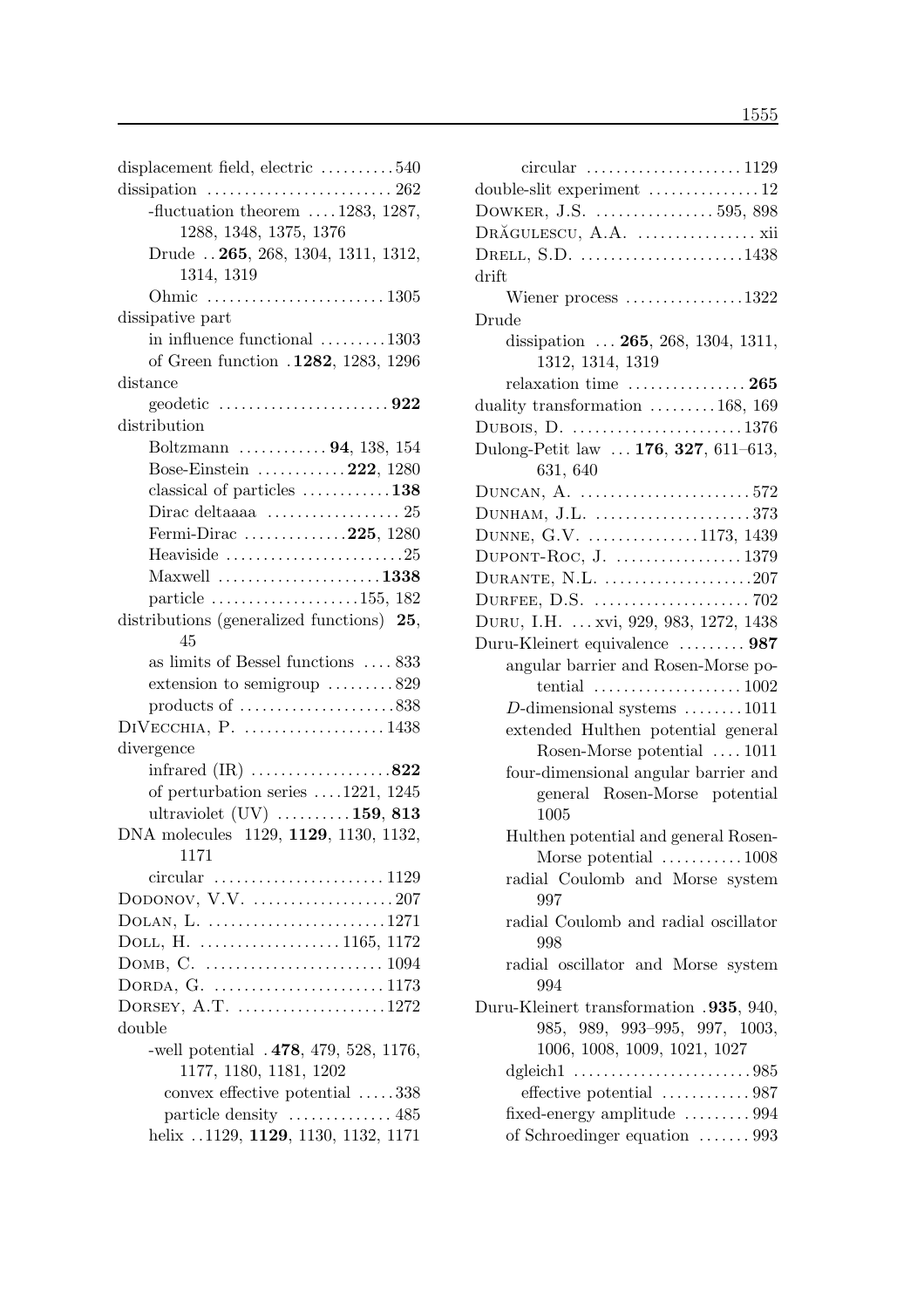displacement field, electric . . . . . . . . . . 540
dissipation . . . . . . . . . . . . . . . . . . . . . . . . . 262
    -fluctuation theorem . . . . 1283, 1287, 1288, 1348, 1375, 1376
    Drude . . **265**, 268, 1304, 1311, 1312, 1314, 1319
    Ohmic . . . . . . . . . . . . . . . . . . . . . . . . 1305
dissipative part
    in influence functional . . . . . . . . . 1303
    of Green function . **1282**, 1283, 1296
distance
    geodetic . . . . . . . . . . . . . . . . . . . . . . . **922**
distribution
    Boltzmann . . . . . . . . . . . . **94**, 138, 154
    Bose-Einstein . . . . . . . . . . . . **222**, 1280
    classical of particles . . . . . . . . . . . . **138**
    Dirac deltaaaa . . . . . . . . . . . . . . . . . . 25
    Fermi-Dirac . . . . . . . . . . . . . . **225**, 1280
    Heaviside . . . . . . . . . . . . . . . . . . . . . . . . 25
    Maxwell . . . . . . . . . . . . . . . . . . . . . . **1338**
    particle . . . . . . . . . . . . . . . . . . . . 155, 182
distributions (generalized functions) **25**, 45
    as limits of Bessel functions . . . . 833
    extension to semigroup . . . . . . . . . 829
    products of . . . . . . . . . . . . . . . . . . . . . 838
DiVecchia, P. . . . . . . . . . . . . . . . . . . . 1438
divergence
    infrared (IR) . . . . . . . . . . . . . . . . . . . **822**
    of perturbation series . . . . 1221, 1245
    ultraviolet (UV) . . . . . . . . . . **159**, **813**
DNA molecules 1129, **1129**, 1130, 1132, 1171
    circular . . . . . . . . . . . . . . . . . . . . . . . 1129
Dodonov, V.V. . . . . . . . . . . . . . . . . . . . 207
Dolan, L. . . . . . . . . . . . . . . . . . . . . . . . . 1271
Doll, H. . . . . . . . . . . . . . . . . . . . 1165, 1172
Domb, C. . . . . . . . . . . . . . . . . . . . . . . . . 1094
Dorda, G. . . . . . . . . . . . . . . . . . . . . . . . 1173
Dorsey, A.T. . . . . . . . . . . . . . . . . . . . . 1272
double
    -well potential . **478**, 479, 528, 1176, 1177, 1180, 1181, 1202
        convex effective potential . . . . . 338
        particle density . . . . . . . . . . . . . . 485
    helix . . 1129, **1129**, 1130, 1132, 1171
        circular . . . . . . . . . . . . . . . . . . . . . 1129
double-slit experiment . . . . . . . . . . . . . . . 12
Dowker, J.S. . . . . . . . . . . . . . . . 595, 898
Drăgulescu, A.A. . . . . . . . . . . . . . . . . xii
Drell, S.D. . . . . . . . . . . . . . . . . . . . . . 1438
drift
    Wiener process . . . . . . . . . . . . . . . . 1322
Drude
    dissipation . . . **265**, 268, 1304, 1311, 1312, 1314, 1319
    relaxation time . . . . . . . . . . . . . . . . **265**
duality transformation . . . . . . . . . 168, 169
Dubois, D. . . . . . . . . . . . . . . . . . . . . . . 1376
Dulong-Petit law . . . **176**, **327**, 611–613, 631, 640
Duncan, A. . . . . . . . . . . . . . . . . . . . . . . 572
Dunham, J.L. . . . . . . . . . . . . . . . . . . . . 373
Dunne, G.V. . . . . . . . . . . . . . . 1173, 1439
Dupont-Roc, J. . . . . . . . . . . . . . . . . 1379
Durante, N.L. . . . . . . . . . . . . . . . . . . . 207
Durfee, D.S. . . . . . . . . . . . . . . . . . . . . 702
Duru, I.H. . . . xvi, 929, 983, 1272, 1438
Duru-Kleinert equivalence . . . . . . . . . **987**
    angular barrier and Rosen-Morse potential . . . . . . . . . . . . . . . . . . . . 1002
    $D$-dimensional systems . . . . . . . . 1011
    extended Hulthen potential general Rosen-Morse potential . . . . 1011
    four-dimensional angular barrier and general Rosen-Morse potential 1005
    Hulthen potential and general Rosen-Morse potential . . . . . . . . . . . 1008
    radial Coulomb and Morse system 997
    radial Coulomb and radial oscillator 998
    radial oscillator and Morse system 994
Duru-Kleinert transformation . **935**, 940, 985, 989, 993–995, 997, 1003, 1006, 1008, 1009, 1021, 1027
    dgleich1 . . . . . . . . . . . . . . . . . . . . . . . . 985
        effective potential . . . . . . . . . . . . 987
    fixed-energy amplitude . . . . . . . . . 994
    of Schroedinger equation . . . . . . . 993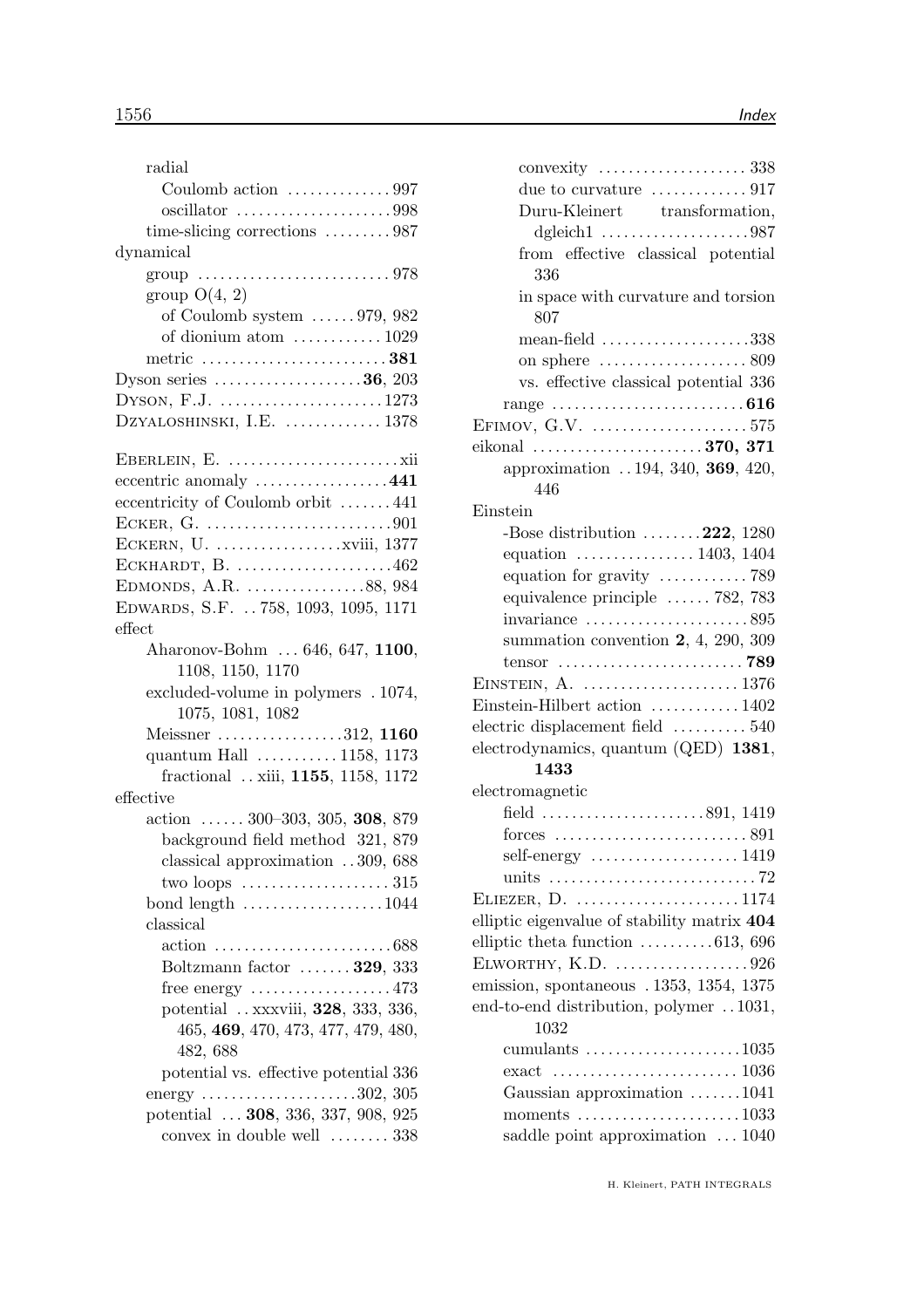radial
  Coulomb action . . . . . . . . . . . . . . 997
  oscillator . . . . . . . . . . . . . . . . . . . . . 998
 time-slicing corrections . . . . . . . . . 987
dynamical
 group . . . . . . . . . . . . . . . . . . . . . . . . . . 978
 group O(4, 2)
  of Coulomb system . . . . . . 979, 982
  of dionium atom . . . . . . . . . . . . 1029
 metric . . . . . . . . . . . . . . . . . . . . . . . . . **381**
Dyson series . . . . . . . . . . . . . . . . . . . . **36**, 203
DYSON, F.J. . . . . . . . . . . . . . . . . . . . . . . 1273
DZYALOSHINSKI, I.E. . . . . . . . . . . . . . 1378

EBERLEIN, E. . . . . . . . . . . . . . . . . . . . . . . . xii
eccentric anomaly . . . . . . . . . . . . . . . . . . **441**
eccentricity of Coulomb orbit . . . . . . . 441
ECKER, G. . . . . . . . . . . . . . . . . . . . . . . . . 901
ECKERN, U. . . . . . . . . . . . . . . . . . xviii, 1377
ECKHARDT, B. . . . . . . . . . . . . . . . . . . . . 462
EDMONDS, A.R. . . . . . . . . . . . . . . . . 88, 984
EDWARDS, S.F. . . 758, 1093, 1095, 1171
effect
 Aharonov-Bohm . . . 646, 647, **1100**, 1108, 1150, 1170
 excluded-volume in polymers . 1074, 1075, 1081, 1082
 Meissner . . . . . . . . . . . . . . . . . 312, **1160**
 quantum Hall . . . . . . . . . . . 1158, 1173
  fractional . . xiii, **1155**, 1158, 1172
effective
 action . . . . . . 300–303, 305, **308**, 879
  background field method 321, 879
  classical approximation . . 309, 688
  two loops . . . . . . . . . . . . . . . . . . . . 315
 bond length . . . . . . . . . . . . . . . . . . . 1044
 classical
  action . . . . . . . . . . . . . . . . . . . . . . . . 688
  Boltzmann factor . . . . . . . **329**, 333
  free energy . . . . . . . . . . . . . . . . . . . 473
  potential . . xxxviii, **328**, 333, 336, 465, **469**, 470, 473, 477, 479, 480, 482, 688
  potential vs. effective potential 336
 energy . . . . . . . . . . . . . . . . . . . . . 302, 305
 potential . . . **308**, 336, 337, 908, 925
  convex in double well . . . . . . . . 338
  convexity . . . . . . . . . . . . . . . . . . . . 338
  due to curvature . . . . . . . . . . . . . 917
  Duru-Kleinert transformation, dgleich1 . . . . . . . . . . . . . . . . . . . . 987
  from effective classical potential 336
  in space with curvature and torsion 807
  mean-field . . . . . . . . . . . . . . . . . . . . 338
  on sphere . . . . . . . . . . . . . . . . . . . . 809
  vs. effective classical potential 336
 range . . . . . . . . . . . . . . . . . . . . . . . . . . **616**
EFIMOV, G.V. . . . . . . . . . . . . . . . . . . . . 575
eikonal . . . . . . . . . . . . . . . . . . . . . . . **370, 371**
 approximation . . 194, 340, **369**, 420, 446
Einstein
 -Bose distribution . . . . . . . . **222**, 1280
 equation . . . . . . . . . . . . . . . . 1403, 1404
 equation for gravity . . . . . . . . . . . . 789
 equivalence principle . . . . . . 782, 783
 invariance . . . . . . . . . . . . . . . . . . . . . . 895
 summation convention **2**, 4, 290, 309
 tensor . . . . . . . . . . . . . . . . . . . . . . . . . **789**
EINSTEIN, A. . . . . . . . . . . . . . . . . . . . . 1376
Einstein-Hilbert action . . . . . . . . . . . . 1402
electric displacement field . . . . . . . . . . 540
electrodynamics, quantum (QED) **1381**, **1433**
electromagnetic
 field . . . . . . . . . . . . . . . . . . . . . . . 891, 1419
 forces . . . . . . . . . . . . . . . . . . . . . . . . . . 891
 self-energy . . . . . . . . . . . . . . . . . . . . 1419
 units . . . . . . . . . . . . . . . . . . . . . . . . . . . . 72
ELIEZER, D. . . . . . . . . . . . . . . . . . . . . . 1174
elliptic eigenvalue of stability matrix **404**
elliptic theta function . . . . . . . . . . 613, 696
ELWORTHY, K.D. . . . . . . . . . . . . . . . . . 926
emission, spontaneous . 1353, 1354, 1375
end-to-end distribution, polymer . . 1031, 1032
 cumulants . . . . . . . . . . . . . . . . . . . . . 1035
 exact . . . . . . . . . . . . . . . . . . . . . . . . . 1036
 Gaussian approximation . . . . . . . 1041
 moments . . . . . . . . . . . . . . . . . . . . . . 1033
 saddle point approximation . . . 1040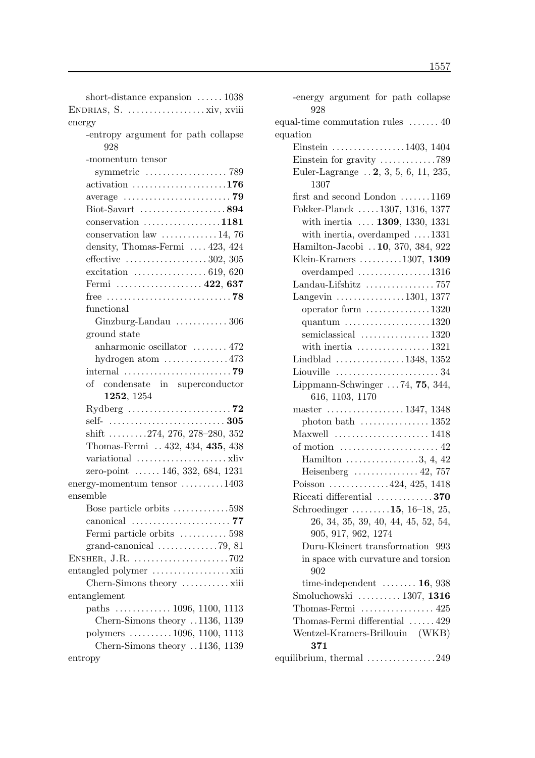short-distance expansion . . . . . . 1038
ENDRIAS, S. . . . . . . . . . . . . . . . . . . xiv, xviii
energy
  -entropy argument for path collapse 928
  -momentum tensor
    symmetric . . . . . . . . . . . . . . . . . . . 789
  activation . . . . . . . . . . . . . . . . . . . . . . **176**
  average . . . . . . . . . . . . . . . . . . . . . . . . . **79**
  Biot-Savart . . . . . . . . . . . . . . . . . . . . **894**
  conservation . . . . . . . . . . . . . . . . . . **1181**
  conservation law . . . . . . . . . . . . . 14, 76
  density, Thomas-Fermi . . . . 423, 424
  effective . . . . . . . . . . . . . . . . . . . 302, 305
  excitation . . . . . . . . . . . . . . . . . 619, 620
  Fermi . . . . . . . . . . . . . . . . . . . . **422**, **637**
  free . . . . . . . . . . . . . . . . . . . . . . . . . . . . **78**
  functional
    Ginzburg-Landau . . . . . . . . . . . . 306
  ground state
    anharmonic oscillator . . . . . . . . 472
    hydrogen atom . . . . . . . . . . . . . . . 473
  internal . . . . . . . . . . . . . . . . . . . . . . . . . **79**
  of condensate in superconductor **1252**, 1254
  Rydberg . . . . . . . . . . . . . . . . . . . . . . . . **72**
  self- . . . . . . . . . . . . . . . . . . . . . . . . . . **305**
  shift . . . . . . . . . 274, 276, 278–280, 352
  Thomas-Fermi . . 432, 434, **435**, 438
  variational . . . . . . . . . . . . . . . . . . . . . xliv
  zero-point . . . . . . 146, 332, 684, 1231
energy-momentum tensor . . . . . . . . . 1403
ensemble
  Bose particle orbits . . . . . . . . . . . . . 598
  canonical . . . . . . . . . . . . . . . . . . . . . . . **77**
  Fermi particle orbits . . . . . . . . . . . 598
  grand-canonical . . . . . . . . . . . . . . 79, 81
ENSHER, J.R. . . . . . . . . . . . . . . . . . . . . . 702
entangled polymer . . . . . . . . . . . . . . . . . . xiii
  Chern-Simons theory . . . . . . . . . . . xiii
entanglement
  paths . . . . . . . . . . . . . 1096, 1100, 1113
    Chern-Simons theory . . 1136, 1139
  polymers . . . . . . . . . . 1096, 1100, 1113
    Chern-Simons theory . . 1136, 1139
entropy
  -energy argument for path collapse 928
equal-time commutation rules . . . . . . . 40
equation
  Einstein . . . . . . . . . . . . . . . . . 1403, 1404
  Einstein for gravity . . . . . . . . . . . . . 789
  Euler-Lagrange . . **2**, 3, 5, 6, 11, 235, 1307
  first and second London . . . . . . . 1169
  Fokker-Planck . . . . . 1307, 1316, 1377
    with inertia . . . . **1309**, 1330, 1331
    with inertia, overdamped . . . . 1331
  Hamilton-Jacobi . . **10**, 370, 384, 922
  Klein-Kramers . . . . . . . . . . 1307, **1309**
    overdamped . . . . . . . . . . . . . . . . . 1316
  Landau-Lifshitz . . . . . . . . . . . . . . . . 757
  Langevin . . . . . . . . . . . . . . . . 1301, 1377
    operator form . . . . . . . . . . . . . . . 1320
    quantum . . . . . . . . . . . . . . . . . . . . 1320
    semiclassical . . . . . . . . . . . . . . . . 1320
    with inertia . . . . . . . . . . . . . . . . . 1321
  Lindblad . . . . . . . . . . . . . . . . 1348, 1352
  Liouville . . . . . . . . . . . . . . . . . . . . . . . . 34
  Lippmann-Schwinger . . . 74, **75**, 344, 616, 1103, 1170
  master . . . . . . . . . . . . . . . . . . 1347, 1348
    photon bath . . . . . . . . . . . . . . . . 1352
  Maxwell . . . . . . . . . . . . . . . . . . . . . . 1418
  of motion . . . . . . . . . . . . . . . . . . . . . . . 42
    Hamilton . . . . . . . . . . . . . . . . . 3, 4, 42
    Heisenberg . . . . . . . . . . . . . . . 42, 757
  Poisson . . . . . . . . . . . . . . 424, 425, 1418
  Riccati differential . . . . . . . . . . . . . **370**
  Schroedinger . . . . . . . . . **15**, 16–18, 25, 26, 34, 35, 39, 40, 44, 45, 52, 54, 905, 917, 962, 1274
    Duru-Kleinert transformation 993
    in space with curvature and torsion 902
    time-independent . . . . . . . . **16**, 938
  Smoluchowski . . . . . . . . . . 1307, **1316**
  Thomas-Fermi . . . . . . . . . . . . . . . . . 425
  Thomas-Fermi differential . . . . . . 429
  Wentzel-Kramers-Brillouin (WKB) **371**
equilibrium, thermal . . . . . . . . . . . . . . . . 249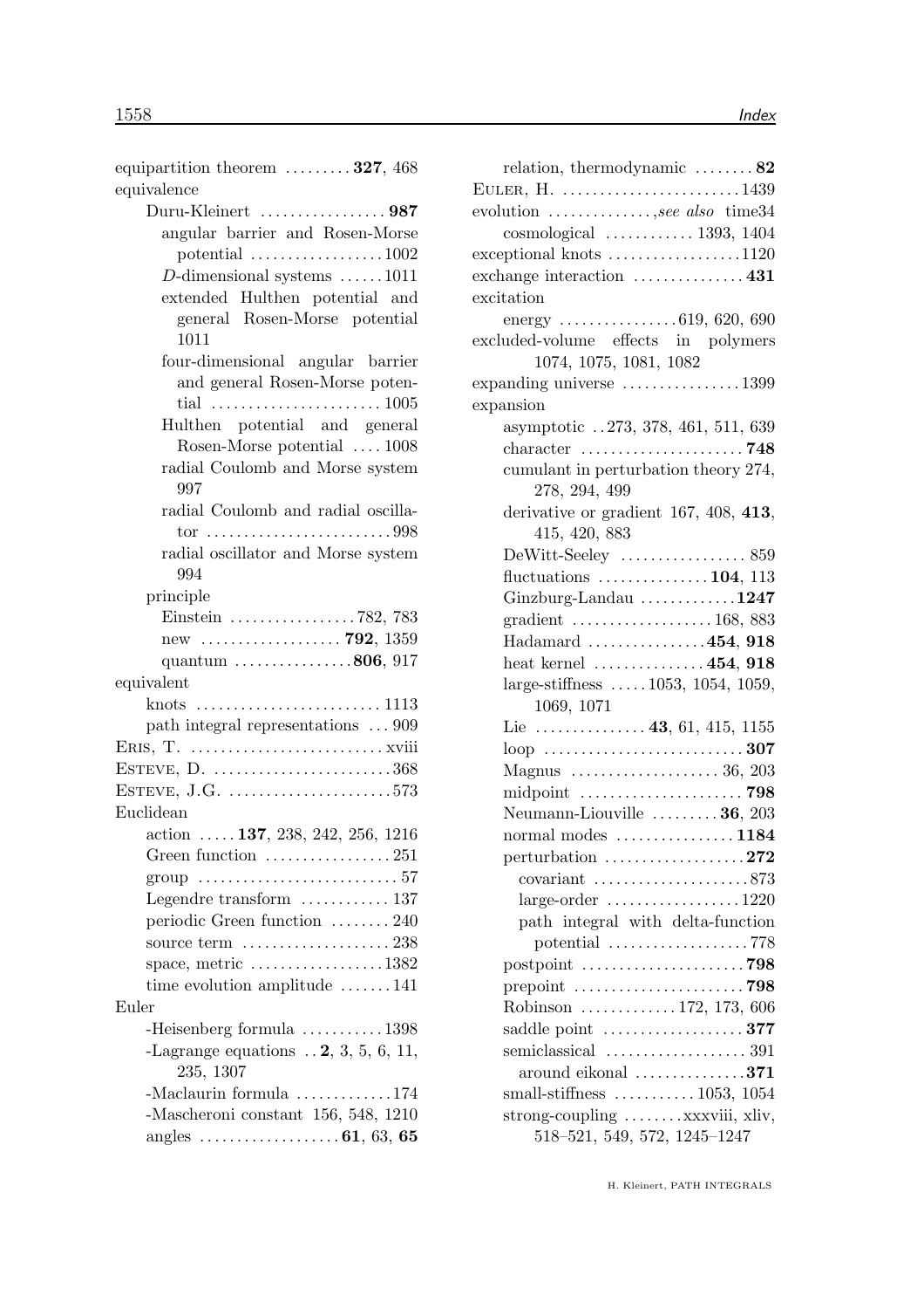equipartition theorem . . . . . . . . . **327**, 468
equivalence
  Duru-Kleinert . . . . . . . . . . . . . . . . . **987**
    angular barrier and Rosen-Morse potential . . . . . . . . . . . . . . . . . . 1002
    $D$-dimensional systems . . . . . . 1011
    extended Hulthen potential and general Rosen-Morse potential 1011
    four-dimensional angular barrier and general Rosen-Morse potential . . . . . . . . . . . . . . . . . . . . . . . 1005
    Hulthen potential and general Rosen-Morse potential . . . . 1008
    radial Coulomb and Morse system 997
    radial Coulomb and radial oscillator . . . . . . . . . . . . . . . . . . . . . . . . . 998
    radial oscillator and Morse system 994
  principle
    Einstein . . . . . . . . . . . . . . . . . 782, 783
    new . . . . . . . . . . . . . . . . . . . **792**, 1359
    quantum . . . . . . . . . . . . . . . . **806**, 917
equivalent
  knots . . . . . . . . . . . . . . . . . . . . . . . . . 1113
  path integral representations . . . 909
Eris, T. . . . . . . . . . . . . . . . . . . . . . . . . . xviii
Esteve, D. . . . . . . . . . . . . . . . . . . . . . . . 368
Esteve, J.G. . . . . . . . . . . . . . . . . . . . . . 573
Euclidean
  action . . . . . **137**, 238, 242, 256, 1216
  Green function . . . . . . . . . . . . . . . . . 251
  group . . . . . . . . . . . . . . . . . . . . . . . . . . . 57
  Legendre transform . . . . . . . . . . . . 137
  periodic Green function . . . . . . . . 240
  source term . . . . . . . . . . . . . . . . . . . . 238
  space, metric . . . . . . . . . . . . . . . . . . 1382
  time evolution amplitude . . . . . . . 141
Euler
  -Heisenberg formula . . . . . . . . . . . 1398
  -Lagrange equations . . **2**, 3, 5, 6, 11, 235, 1307
  -Maclaurin formula . . . . . . . . . . . . . 174
  -Mascheroni constant 156, 548, 1210
  angles . . . . . . . . . . . . . . . . . . . **61**, 63, **65**
  relation, thermodynamic . . . . . . . . **82**
Euler, H. . . . . . . . . . . . . . . . . . . . . . . . 1439
evolution . . . . . . . . . . . . . .,*see also* time34
  cosmological . . . . . . . . . . . . 1393, 1404
exceptional knots . . . . . . . . . . . . . . . . . .1120
exchange interaction . . . . . . . . . . . . . . . **431**
excitation
  energy . . . . . . . . . . . . . . . . 619, 620, 690
excluded-volume effects in polymers 1074, 1075, 1081, 1082
expanding universe . . . . . . . . . . . . . . . . 1399
expansion
  asymptotic . . 273, 378, 461, 511, 639
  character . . . . . . . . . . . . . . . . . . . . . . **748**
  cumulant in perturbation theory 274, 278, 294, 499
  derivative or gradient 167, 408, **413**, 415, 420, 883
  DeWitt-Seeley . . . . . . . . . . . . . . . . . 859
  fluctuations . . . . . . . . . . . . . . . **104**, 113
  Ginzburg-Landau . . . . . . . . . . . . .**1247**
  gradient . . . . . . . . . . . . . . . . . . . 168, 883
  Hadamard . . . . . . . . . . . . . . . .**454**, **918**
  heat kernel . . . . . . . . . . . . . . . **454**, **918**
  large-stiffness . . . . . 1053, 1054, 1059, 1069, 1071
  Lie . . . . . . . . . . . . . . . **43**, 61, 415, 1155
  loop . . . . . . . . . . . . . . . . . . . . . . . . . . . **307**
  Magnus . . . . . . . . . . . . . . . . . . . . 36, 203
  midpoint . . . . . . . . . . . . . . . . . . . . . . **798**
  Neumann-Liouville . . . . . . . . . **36**, 203
  normal modes . . . . . . . . . . . . . . . . **1184**
  perturbation . . . . . . . . . . . . . . . . . . . **272**
    covariant . . . . . . . . . . . . . . . . . . . . . 873
    large-order . . . . . . . . . . . . . . . . . . 1220
    path integral with delta-function potential . . . . . . . . . . . . . . . . . . . 778
  postpoint . . . . . . . . . . . . . . . . . . . . . . **798**
  prepoint . . . . . . . . . . . . . . . . . . . . . . . **798**
  Robinson . . . . . . . . . . . . . 172, 173, 606
  saddle point . . . . . . . . . . . . . . . . . . . **377**
  semiclassical . . . . . . . . . . . . . . . . . . . 391
    around eikonal . . . . . . . . . . . . . . . **371**
  small-stiffness . . . . . . . . . . . 1053, 1054
  strong-coupling . . . . . . . .xxxviii, xliv, 518–521, 549, 572, 1245–1247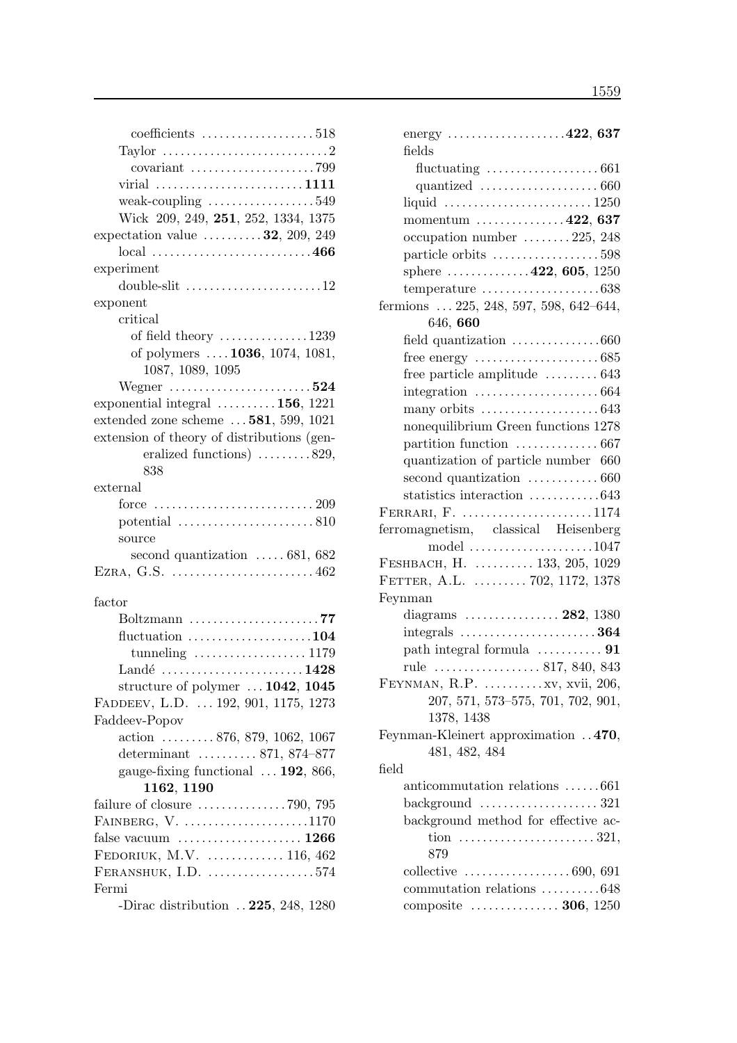coefficients . . . . . . . . . . . . . . . . . . . 518
Taylor . . . . . . . . . . . . . . . . . . . . . . . . . . . . 2
covariant . . . . . . . . . . . . . . . . . . . . . 799
virial . . . . . . . . . . . . . . . . . . . . . . . . . **1111**
weak-coupling . . . . . . . . . . . . . . . . . . 549
Wick 209, 249, **251**, 252, 1334, 1375
expectation value . . . . . . . . . . **32**, 209, 249
local . . . . . . . . . . . . . . . . . . . . . . . . . . . **466**
experiment
double-slit . . . . . . . . . . . . . . . . . . . . . . . 12
exponent
critical
of field theory . . . . . . . . . . . . . . . 1239
of polymers . . . . **1036**, 1074, 1081, 1087, 1089, 1095
Wegner . . . . . . . . . . . . . . . . . . . . . . . . **524**
exponential integral . . . . . . . . . . **156**, 1221
extended zone scheme . . . **581**, 599, 1021
extension of theory of distributions (generalized functions) . . . . . . . . . 829, 838
external
force . . . . . . . . . . . . . . . . . . . . . . . . . . . 209
potential . . . . . . . . . . . . . . . . . . . . . . . 810
source
second quantization . . . . . 681, 682
EZRA, G.S. . . . . . . . . . . . . . . . . . . . . . . . . 462

factor
Boltzmann . . . . . . . . . . . . . . . . . . . . . . **77**
fluctuation . . . . . . . . . . . . . . . . . . . . . **104**
tunneling . . . . . . . . . . . . . . . . . . . 1179
Landé . . . . . . . . . . . . . . . . . . . . . . . . **1428**
structure of polymer . . . **1042**, **1045**
FADDEEV, L.D. . . . 192, 901, 1175, 1273
Faddeev-Popov
action . . . . . . . . . 876, 879, 1062, 1067
determinant . . . . . . . . . . 871, 874–877
gauge-fixing functional . . . **192**, 866, **1162**, **1190**
failure of closure . . . . . . . . . . . . . . . 790, 795
FAINBERG, V. . . . . . . . . . . . . . . . . . . . . 1170
false vacuum . . . . . . . . . . . . . . . . . . . . . **1266**
FEDORIUK, M.V. . . . . . . . . . . . . 116, 462
FERANSHUK, I.D. . . . . . . . . . . . . . . . . . 574
Fermi
-Dirac distribution . . **225**, 248, 1280
energy . . . . . . . . . . . . . . . . . . . . **422**, **637**
fields
fluctuating . . . . . . . . . . . . . . . . . . . 661
quantized . . . . . . . . . . . . . . . . . . . . 660
liquid . . . . . . . . . . . . . . . . . . . . . . . . . 1250
momentum . . . . . . . . . . . . . . . **422**, **637**
occupation number . . . . . . . . 225, 248
particle orbits . . . . . . . . . . . . . . . . . . 598
sphere . . . . . . . . . . . . . . **422**, **605**, 1250
temperature . . . . . . . . . . . . . . . . . . . . 638
fermions . . . 225, 248, 597, 598, 642–644, 646, **660**
field quantization . . . . . . . . . . . . . . . 660
free energy . . . . . . . . . . . . . . . . . . . . . 685
free particle amplitude . . . . . . . . . 643
integration . . . . . . . . . . . . . . . . . . . . . 664
many orbits . . . . . . . . . . . . . . . . . . . . 643
nonequilibrium Green functions 1278
partition function . . . . . . . . . . . . . . 667
quantization of particle number 660
second quantization . . . . . . . . . . . . 660
statistics interaction . . . . . . . . . . . . 643
FERRARI, F. . . . . . . . . . . . . . . . . . . . . . 1174
ferromagnetism, classical Heisenberg model . . . . . . . . . . . . . . . . . . . . . 1047
FESHBACH, H. . . . . . . . . . . 133, 205, 1029
FETTER, A.L. . . . . . . . . 702, 1172, 1378
Feynman
diagrams . . . . . . . . . . . . . . . . **282**, 1380
integrals . . . . . . . . . . . . . . . . . . . . . . . **364**
path integral formula . . . . . . . . . . . **91**
rule . . . . . . . . . . . . . . . . . . 817, 840, 843
FEYNMAN, R.P. . . . . . . . . . xv, xvii, 206, 207, 571, 573–575, 701, 702, 901, 1378, 1438
Feynman-Kleinert approximation . . **470**, 481, 482, 484
field
anticommutation relations . . . . . . 661
background . . . . . . . . . . . . . . . . . . . . 321
background method for effective action . . . . . . . . . . . . . . . . . . . . . . . 321, 879
collective . . . . . . . . . . . . . . . . . . 690, 691
commutation relations . . . . . . . . . . 648
composite . . . . . . . . . . . . . . . **306**, 1250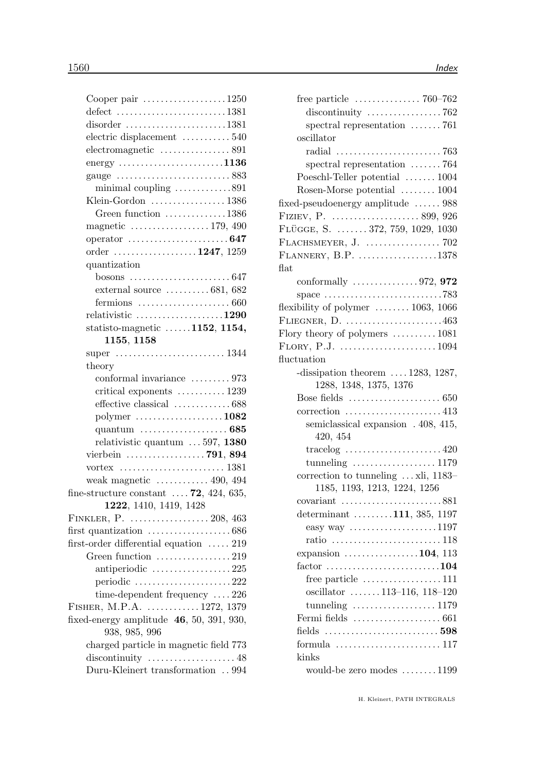Cooper pair . . . . . . . . . . . . . . . . . . . 1250
defect . . . . . . . . . . . . . . . . . . . . . . . . . 1381
disorder . . . . . . . . . . . . . . . . . . . . . . . 1381
electric displacement . . . . . . . . . . . 540
electromagnetic . . . . . . . . . . . . . . . . 891
energy . . . . . . . . . . . . . . . . . . . . . . . . **1136**
gauge . . . . . . . . . . . . . . . . . . . . . . . . . . 883
  minimal coupling . . . . . . . . . . . . 891
Klein-Gordon . . . . . . . . . . . . . . . . . 1386
  Green function . . . . . . . . . . . . . . 1386
magnetic . . . . . . . . . . . . . . . . . . 179, 490
operator . . . . . . . . . . . . . . . . . . . . . . . **647**
order . . . . . . . . . . . . . . . . . . . **1247**, 1259
quantization
  bosons . . . . . . . . . . . . . . . . . . . . . . . 647
  external source . . . . . . . . . . 681, 682
  fermions . . . . . . . . . . . . . . . . . . . . . 660
relativistic . . . . . . . . . . . . . . . . . . . . **1290**
statisto-magnetic . . . . . . **1152**, **1154**, **1155**, **1158**
super . . . . . . . . . . . . . . . . . . . . . . . . . 1344
theory
  conformal invariance . . . . . . . . . 973
  critical exponents . . . . . . . . . . . 1239
  effective classical . . . . . . . . . . . . . 688
  polymer . . . . . . . . . . . . . . . . . . . . **1082**
  quantum . . . . . . . . . . . . . . . . . . . . **685**
  relativistic quantum . . . 597, **1380**
vierbein . . . . . . . . . . . . . . . . . . **791**, **894**
vortex . . . . . . . . . . . . . . . . . . . . . . . . 1381
weak magnetic . . . . . . . . . . . . 490, 494

fine-structure constant . . . . **72**, 424, 635, **1222**, 1410, 1419, 1428

Finkler, P. . . . . . . . . . . . . . . . . . . 208, 463

first quantization . . . . . . . . . . . . . . . . . . . 686

first-order differential equation . . . . . 219
  Green function . . . . . . . . . . . . . . . . . 219
    antiperiodic . . . . . . . . . . . . . . . . . . 225
    periodic . . . . . . . . . . . . . . . . . . . . . . 222
    time-dependent frequency . . . . 226

Fisher, M.P.A. . . . . . . . . . . . . 1272, 1379

fixed-energy amplitude **46**, 50, 391, 930, 938, 985, 996
  charged particle in magnetic field 773
  discontinuity . . . . . . . . . . . . . . . . . . . . 48
  Duru-Kleinert transformation . . 994
  free particle . . . . . . . . . . . . . . . 760–762
    discontinuity . . . . . . . . . . . . . . . . . 762
    spectral representation . . . . . . . 761
  oscillator
    radial . . . . . . . . . . . . . . . . . . . . . . . . 763
    spectral representation . . . . . . . 764
  Poeschl-Teller potential . . . . . . . 1004
  Rosen-Morse potential . . . . . . . . 1004

fixed-pseudoenergy amplitude . . . . . . 988

Fiziev, P. . . . . . . . . . . . . . . . . . . . 899, 926

Flügge, S. . . . . . . . 372, 759, 1029, 1030

Flachsmeyer, J. . . . . . . . . . . . . . . . . . 702

Flannery, B.P. . . . . . . . . . . . . . . . . . . 1378

flat
  conformally . . . . . . . . . . . . . . . 972, **972**
  space . . . . . . . . . . . . . . . . . . . . . . . . . . . 783

flexibility of polymer . . . . . . . . 1063, 1066

Fliegner, D. . . . . . . . . . . . . . . . . . . . . . . 463

Flory theory of polymers . . . . . . . . . . 1081

Flory, P.J. . . . . . . . . . . . . . . . . . . . . . . 1094

fluctuation
  -dissipation theorem . . . . 1283, 1287, 1288, 1348, 1375, 1376
  Bose fields . . . . . . . . . . . . . . . . . . . . . 650
  correction . . . . . . . . . . . . . . . . . . . . . . 413
    semiclassical expansion . 408, 415, 420, 454
    tracelog . . . . . . . . . . . . . . . . . . . . . . 420
    tunneling . . . . . . . . . . . . . . . . . . . 1179
  correction to tunneling . . . xli, 1183–1185, 1193, 1213, 1224, 1256
  covariant . . . . . . . . . . . . . . . . . . . . . . . 881
  determinant . . . . . . . . . **111**, 385, 1197
    easy way . . . . . . . . . . . . . . . . . . . . 1197
    ratio . . . . . . . . . . . . . . . . . . . . . . . . . 118
  expansion . . . . . . . . . . . . . . . . . **104**, 113
  factor . . . . . . . . . . . . . . . . . . . . . . . . . . **104**
    free particle . . . . . . . . . . . . . . . . . . 111
    oscillator . . . . . . . 113–116, 118–120
    tunneling . . . . . . . . . . . . . . . . . . . 1179
  Fermi fields . . . . . . . . . . . . . . . . . . . . 661
  fields . . . . . . . . . . . . . . . . . . . . . . . . . . **598**
  formula . . . . . . . . . . . . . . . . . . . . . . . . 117
  kinks
    would-be zero modes . . . . . . . . 1199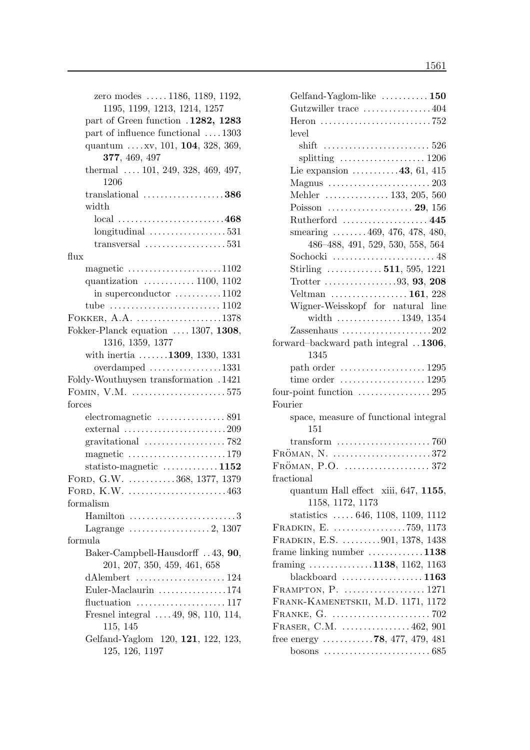zero modes . . . . . 1186, 1189, 1192, 1195, 1199, 1213, 1214, 1257
part of Green function . **1282, 1283**
part of influence functional . . . . 1303
quantum . . . . xv, 101, **104**, 328, 369, **377**, 469, 497
thermal . . . . 101, 249, 328, 469, 497, 1206
translational . . . . . . . . . . . . . . . . . . . **386**
width
local . . . . . . . . . . . . . . . . . . . . . . . . . **468**
longitudinal . . . . . . . . . . . . . . . . . . 531
transversal . . . . . . . . . . . . . . . . . . . 531

flux
magnetic . . . . . . . . . . . . . . . . . . . . . . 1102
quantization . . . . . . . . . . . . 1100, 1102
in superconductor . . . . . . . . . . . 1102
tube . . . . . . . . . . . . . . . . . . . . . . . . . . 1102

Fokker, A.A. . . . . . . . . . . . . . . . . . . . . 1378
Fokker-Planck equation . . . . 1307, **1308**, 1316, 1359, 1377
with inertia . . . . . . . **1309**, 1330, 1331
overdamped . . . . . . . . . . . . . . . . . 1331
Foldy-Wouthuysen transformation . 1421
Fomin, V.M. . . . . . . . . . . . . . . . . . . . . . . 575

forces
electromagnetic . . . . . . . . . . . . . . . . 891
external . . . . . . . . . . . . . . . . . . . . . . . . 209
gravitational . . . . . . . . . . . . . . . . . . . 782
magnetic . . . . . . . . . . . . . . . . . . . . . . . 179
statisto-magnetic . . . . . . . . . . . . . **1152**

Ford, G.W. . . . . . . . . . . 368, 1377, 1379
Ford, K.W. . . . . . . . . . . . . . . . . . . . . . . . 463

formalism
Hamilton . . . . . . . . . . . . . . . . . . . . . . . . . 3
Lagrange . . . . . . . . . . . . . . . . . . . 2, 1307

formula
Baker-Campbell-Hausdorff . . 43, **90**, 201, 207, 350, 459, 461, 658
dAlembert . . . . . . . . . . . . . . . . . . . . . 124
Euler-Maclaurin . . . . . . . . . . . . . . . . 174
fluctuation . . . . . . . . . . . . . . . . . . . . . 117
Fresnel integral . . . . 49, 98, 110, 114, 115, 145
Gelfand-Yaglom 120, **121**, 122, 123, 125, 126, 1197
Gelfand-Yaglom-like . . . . . . . . . . . **150**
Gutzwiller trace . . . . . . . . . . . . . . . . 404
Heron . . . . . . . . . . . . . . . . . . . . . . . . . . 752
level
shift . . . . . . . . . . . . . . . . . . . . . . . . . 526
splitting . . . . . . . . . . . . . . . . . . . . 1206
Lie expansion . . . . . . . . . . . **43**, 61, 415
Magnus . . . . . . . . . . . . . . . . . . . . . . . . 203
Mehler . . . . . . . . . . . . . . . 133, 205, 560
Poisson . . . . . . . . . . . . . . . . . . . . **29**, 156
Rutherford . . . . . . . . . . . . . . . . . . . . **445**
smearing . . . . . . . . 469, 476, 478, 480, 486–488, 491, 529, 530, 558, 564
Sochocki . . . . . . . . . . . . . . . . . . . . . . . . 48
Stirling . . . . . . . . . . . . . **511**, 595, 1221
Trotter . . . . . . . . . . . . . . . . . 93, **93**, **208**
Veltman . . . . . . . . . . . . . . . . . . **161**, 228
Wigner-Weisskopf for natural line width . . . . . . . . . . . . . . . 1349, 1354
Zassenhaus . . . . . . . . . . . . . . . . . . . . . 202

forward–backward path integral . . **1306**, 1345
path order . . . . . . . . . . . . . . . . . . . . 1295
time order . . . . . . . . . . . . . . . . . . . . 1295
four-point function . . . . . . . . . . . . . . . . . 295

Fourier
space, measure of functional integral 151
transform . . . . . . . . . . . . . . . . . . . . . . 760

Fröman, N. . . . . . . . . . . . . . . . . . . . . . . . 372
Fröman, P.O. . . . . . . . . . . . . . . . . . . . . 372

fractional
quantum Hall effect xiii, 647, **1155**, 1158, 1172, 1173
statistics . . . . . 646, 1108, 1109, 1112

Fradkin, E. . . . . . . . . . . . . . . . . 759, 1173
Fradkin, E.S. . . . . . . . . . 901, 1378, 1438
frame linking number . . . . . . . . . . . . . **1138**
framing . . . . . . . . . . . . . . . **1138**, 1162, 1163
blackboard . . . . . . . . . . . . . . . . . . . **1163**
Frampton, P. . . . . . . . . . . . . . . . . . . . 1271
Frank-Kamenetskii, M.D. 1171, 1172
Franke, G. . . . . . . . . . . . . . . . . . . . . . . 702
Fraser, C.M. . . . . . . . . . . . . . . . . 462, 901
free energy . . . . . . . . . . . . **78**, 477, 479, 481
bosons . . . . . . . . . . . . . . . . . . . . . . . . . 685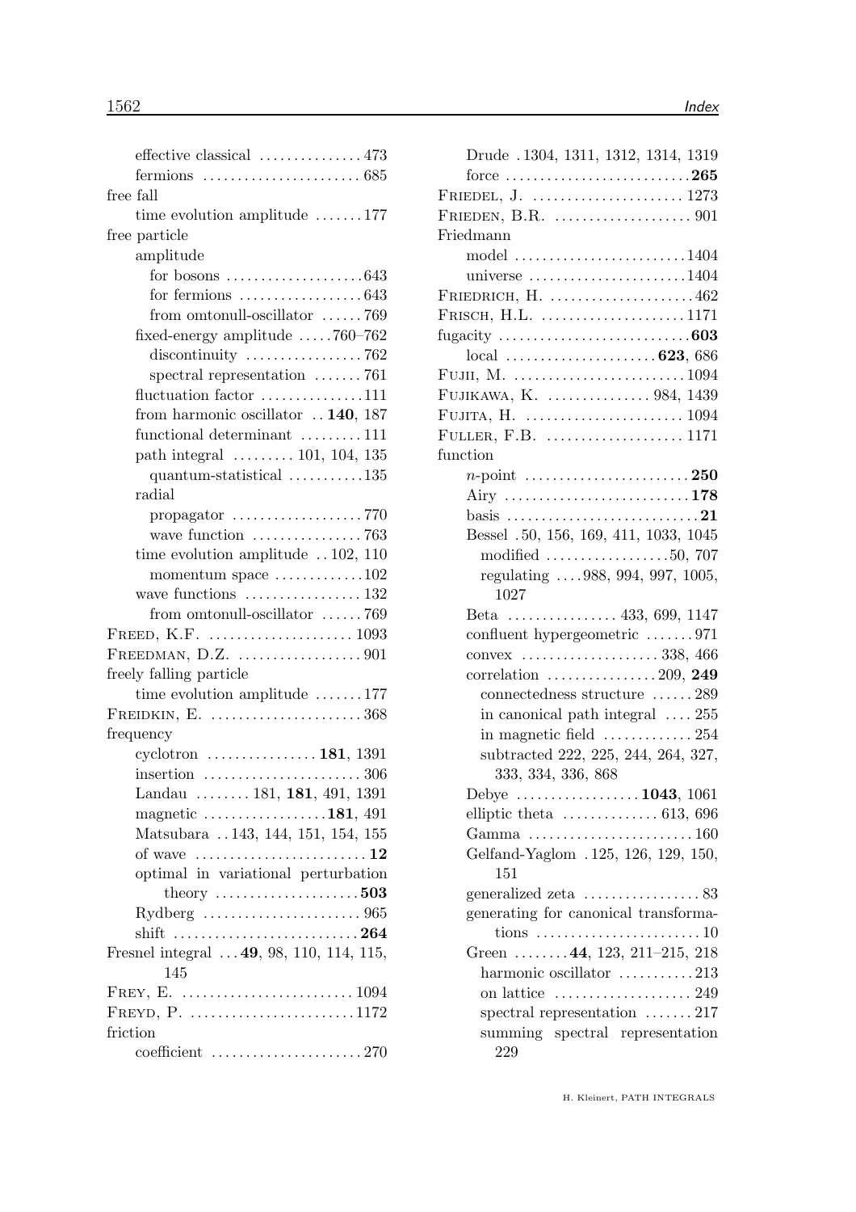effective classical . . . . . . . . . . . . . . . 473
fermions . . . . . . . . . . . . . . . . . . . . . . . 685
free fall
time evolution amplitude . . . . . . . 177
free particle
amplitude
for bosons . . . . . . . . . . . . . . . . . . . . 643
for fermions . . . . . . . . . . . . . . . . . . 643
from omtonull-oscillator . . . . . . 769
fixed-energy amplitude . . . . . 760–762
discontinuity . . . . . . . . . . . . . . . . . 762
spectral representation . . . . . . . 761
fluctuation factor . . . . . . . . . . . . . . . 111
from harmonic oscillator . . **140**, 187
functional determinant . . . . . . . . . 111
path integral . . . . . . . . . 101, 104, 135
quantum-statistical . . . . . . . . . . . 135
radial
propagator . . . . . . . . . . . . . . . . . . . 770
wave function . . . . . . . . . . . . . . . . 763
time evolution amplitude . . 102, 110
momentum space . . . . . . . . . . . . . 102
wave functions . . . . . . . . . . . . . . . . . 132
from omtonull-oscillator . . . . . . 769
Freed, K.F. . . . . . . . . . . . . . . . . . . . . . 1093
Freedman, D.Z. . . . . . . . . . . . . . . . . . . 901
freely falling particle
time evolution amplitude . . . . . . . 177
Freidkin, E. . . . . . . . . . . . . . . . . . . . . . 368
frequency
cyclotron . . . . . . . . . . . . . . . . **181**, 1391
insertion . . . . . . . . . . . . . . . . . . . . . . . 306
Landau . . . . . . . . 181, **181**, 491, 1391
magnetic . . . . . . . . . . . . . . . . . . **181**, 491
Matsubara . . 143, 144, 151, 154, 155
of wave . . . . . . . . . . . . . . . . . . . . . . . . . **12**
optimal in variational perturbation theory . . . . . . . . . . . . . . . . . . . . . **503**
Rydberg . . . . . . . . . . . . . . . . . . . . . . . 965
shift . . . . . . . . . . . . . . . . . . . . . . . . . . . **264**
Fresnel integral . . . **49**, 98, 110, 114, 115, 145
Frey, E. . . . . . . . . . . . . . . . . . . . . . . . . 1094
Freyd, P. . . . . . . . . . . . . . . . . . . . . . . . 1172
friction
coefficient . . . . . . . . . . . . . . . . . . . . . . 270
Drude . 1304, 1311, 1312, 1314, 1319
force . . . . . . . . . . . . . . . . . . . . . . . . . . . **265**
Friedel, J. . . . . . . . . . . . . . . . . . . . . . 1273
Frieden, B.R. . . . . . . . . . . . . . . . . . . . 901
Friedmann
model . . . . . . . . . . . . . . . . . . . . . . . . 1404
universe . . . . . . . . . . . . . . . . . . . . . . 1404
Friedrich, H. . . . . . . . . . . . . . . . . . . . . 462
Frisch, H.L. . . . . . . . . . . . . . . . . . . . . 1171
fugacity . . . . . . . . . . . . . . . . . . . . . . . . . . . **603**
local . . . . . . . . . . . . . . . . . . . . . . **623**, 686
Fujii, M. . . . . . . . . . . . . . . . . . . . . . . . . 1094
Fujikawa, K. . . . . . . . . . . . . . . 984, 1439
Fujita, H. . . . . . . . . . . . . . . . . . . . . . . 1094
Fuller, F.B. . . . . . . . . . . . . . . . . . . . 1171
function
$n$-point . . . . . . . . . . . . . . . . . . . . . . . . **250**
Airy . . . . . . . . . . . . . . . . . . . . . . . . . . . **178**
basis . . . . . . . . . . . . . . . . . . . . . . . . . . . . **21**
Bessel . 50, 156, 169, 411, 1033, 1045
modified . . . . . . . . . . . . . . . . . . 50, 707
regulating . . . . 988, 994, 997, 1005, 1027
Beta . . . . . . . . . . . . . . . . 433, 699, 1147
confluent hypergeometric . . . . . . . 971
convex . . . . . . . . . . . . . . . . . . . . 338, 466
correlation . . . . . . . . . . . . . . . . 209, **249**
connectedness structure . . . . . . 289
in canonical path integral . . . . 255
in magnetic field . . . . . . . . . . . . . 254
subtracted 222, 225, 244, 264, 327, 333, 334, 336, 868
Debye . . . . . . . . . . . . . . . . . . **1043**, 1061
elliptic theta . . . . . . . . . . . . . . 613, 696
Gamma . . . . . . . . . . . . . . . . . . . . . . . . 160
Gelfand-Yaglom . 125, 126, 129, 150, 151
generalized zeta . . . . . . . . . . . . . . . . . 83
generating for canonical transformations . . . . . . . . . . . . . . . . . . . . . . . . 10
Green . . . . . . . . **44**, 123, 211–215, 218
harmonic oscillator . . . . . . . . . . . 213
on lattice . . . . . . . . . . . . . . . . . . . . 249
spectral representation . . . . . . . 217
summing spectral representation 229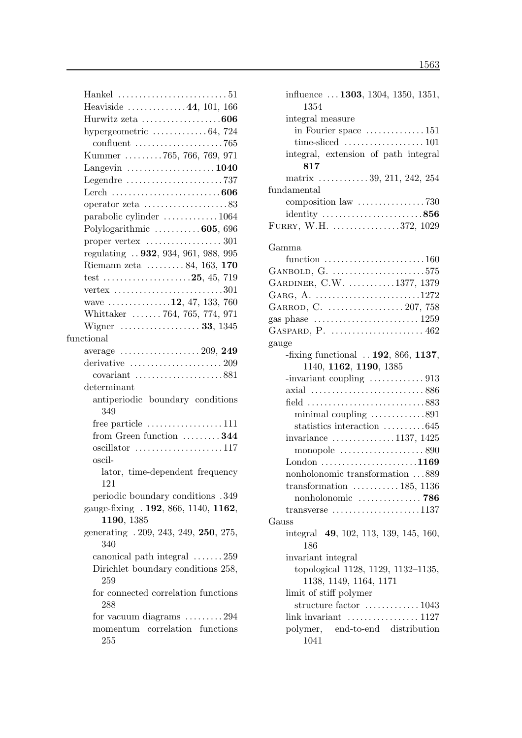Hankel . . . . . . . . . . . . . . . . . . . . . . . . . . 51
Heaviside . . . . . . . . . . . . . . **44**, 101, 166
Hurwitz zeta . . . . . . . . . . . . . . . . . . . **606**
hypergeometric . . . . . . . . . . . . . 64, 724
confluent . . . . . . . . . . . . . . . . . . . . . 765
Kummer . . . . . . . . . 765, 766, 769, 971
Langevin . . . . . . . . . . . . . . . . . . . . . **1040**
Legendre . . . . . . . . . . . . . . . . . . . . . . . 737
Lerch . . . . . . . . . . . . . . . . . . . . . . . . . . **606**
operator zeta . . . . . . . . . . . . . . . . . . . . 83
parabolic cylinder . . . . . . . . . . . . . 1064
Polylogarithmic . . . . . . . . . . . **605**, 696
proper vertex . . . . . . . . . . . . . . . . . . 301
regulating . . **932**, 934, 961, 988, 995
Riemann zeta . . . . . . . . . 84, 163, **170**
test . . . . . . . . . . . . . . . . . . . . . **25**, 45, 719
vertex . . . . . . . . . . . . . . . . . . . . . . . . . 301
wave . . . . . . . . . . . . . . . **12**, 47, 133, 760
Whittaker . . . . . . . 764, 765, 774, 971
Wigner . . . . . . . . . . . . . . . . . . . **33**, 1345

functional
average . . . . . . . . . . . . . . . . . . . 209, **249**
derivative . . . . . . . . . . . . . . . . . . . . . . 209
covariant . . . . . . . . . . . . . . . . . . . . . 881
determinant
antiperiodic boundary conditions 349
free particle . . . . . . . . . . . . . . . . . . 111
from Green function . . . . . . . . . **344**
oscillator . . . . . . . . . . . . . . . . . . . . . 117
oscillator, time-dependent frequency 121
periodic boundary conditions . 349
gauge-fixing . **192**, 866, 1140, **1162**, **1190**, 1385
generating . 209, 243, 249, **250**, 275, 340
canonical path integral . . . . . . . 259
Dirichlet boundary conditions 258, 259
for connected correlation functions 288
for vacuum diagrams . . . . . . . . . 294
momentum correlation functions 255
influence . . . **1303**, 1304, 1350, 1351, 1354
integral measure
in Fourier space . . . . . . . . . . . . . . 151
time-sliced . . . . . . . . . . . . . . . . . . 101
integral, extension of path integral **817**
matrix . . . . . . . . . . . . 39, 211, 242, 254

fundamental
composition law . . . . . . . . . . . . . . . . 730
identity . . . . . . . . . . . . . . . . . . . . . . . . **856**

Furry, W.H. . . . . . . . . . . . . . . . . 372, 1029

Gamma
function . . . . . . . . . . . . . . . . . . . . . . . . 160

Ganbold, G. . . . . . . . . . . . . . . . . . . . . . 575
Gardiner, C.W. . . . . . . . . . . 1377, 1379
Garg, A. . . . . . . . . . . . . . . . . . . . . . . . . 1272
Garrod, C. . . . . . . . . . . . . . . . . . . 207, 758
gas phase . . . . . . . . . . . . . . . . . . . . . . . . . 1259
Gaspard, P. . . . . . . . . . . . . . . . . . . . . . . 462

gauge
-fixing functional . . **192**, 866, **1137**, 1140, **1162**, **1190**, 1385
-invariant coupling . . . . . . . . . . . . . 913
axial . . . . . . . . . . . . . . . . . . . . . . . . . . . 886
field . . . . . . . . . . . . . . . . . . . . . . . . . . . . 883
minimal coupling . . . . . . . . . . . . . 891
statistics interaction . . . . . . . . . . 645
invariance . . . . . . . . . . . . . . . 1137, 1425
monopole . . . . . . . . . . . . . . . . . . . . 890
London . . . . . . . . . . . . . . . . . . . . . . . **1169**
nonholonomic transformation . . . 889
transformation . . . . . . . . . . . 185, 1136
nonholonomic . . . . . . . . . . . . . . . **786**
transverse . . . . . . . . . . . . . . . . . . . . . 1137

Gauss
integral **49**, 102, 113, 139, 145, 160, 186
invariant integral
topological 1128, 1129, 1132–1135, 1138, 1149, 1164, 1171
limit of stiff polymer
structure factor . . . . . . . . . . . . . 1043
link invariant . . . . . . . . . . . . . . . . . 1127
polymer, end-to-end distribution 1041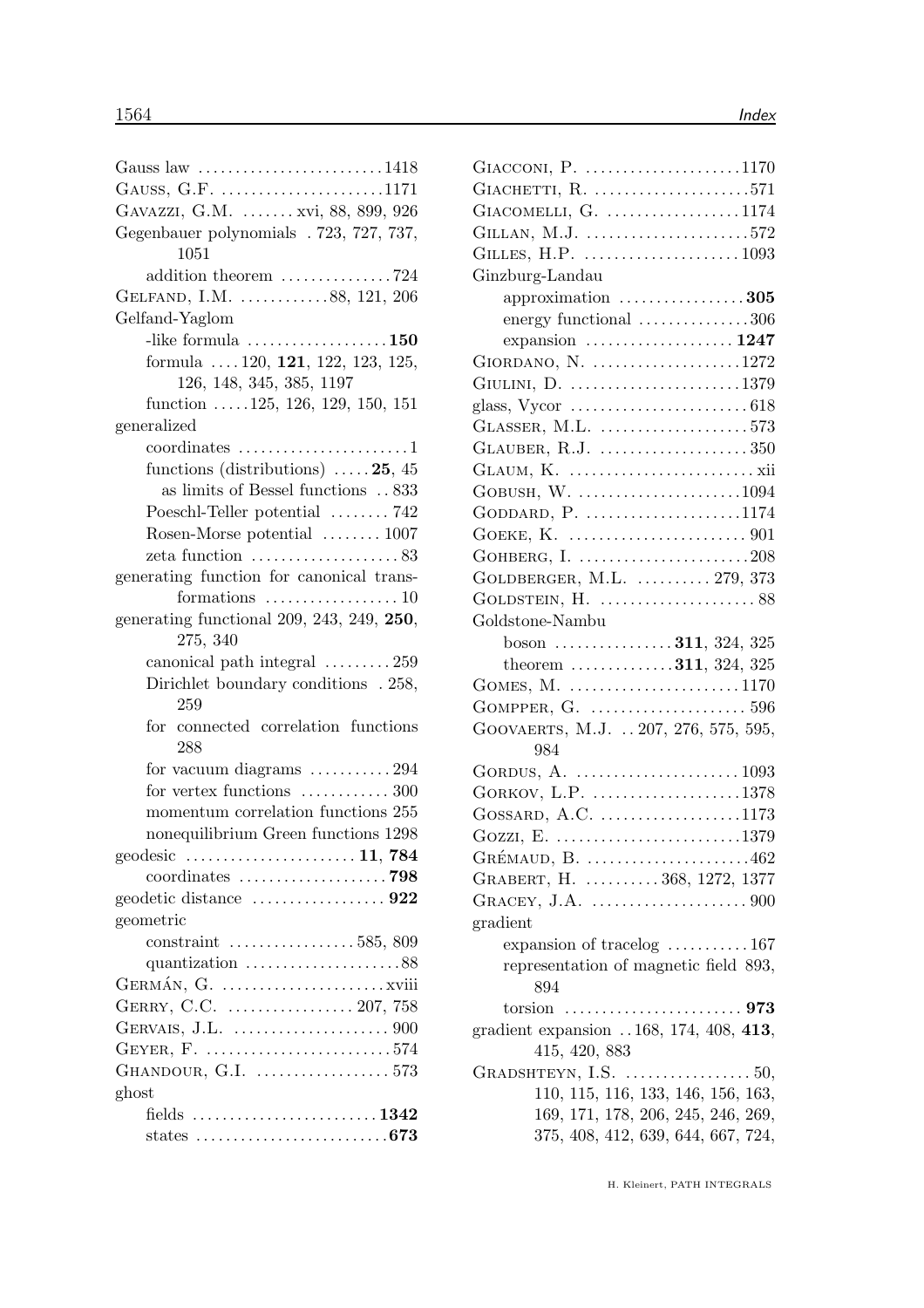Gauss law ........................ 1418
Gauss, G.F. ...................... 1171
Gavazzi, G.M. ....... xvi, 88, 899, 926
Gegenbauer polynomials . 723, 727, 737, 1051
  addition theorem ............... 724
Gelfand, I.M. ............ 88, 121, 206
Gelfand-Yaglom
  -like formula ................... **150**
  formula .... 120, **121**, 122, 123, 125, 126, 148, 345, 385, 1197
  function ..... 125, 126, 129, 150, 151
generalized
  coordinates ....................... 1
  functions (distributions) ..... **25**, 45
    as limits of Bessel functions .. 833
  Poeschl-Teller potential ........ 742
  Rosen-Morse potential ........ 1007
  zeta function .................... 83
generating function for canonical transformations .................. 10
generating functional 209, 243, 249, **250**, 275, 340
  canonical path integral ......... 259
  Dirichlet boundary conditions . 258, 259
  for connected correlation functions 288
  for vacuum diagrams ........... 294
  for vertex functions ............ 300
  momentum correlation functions 255
  nonequilibrium Green functions 1298
geodesic ....................... **11**, **784**
  coordinates .................... **798**
geodetic distance .................. **922**
geometric
  constraint ................. 585, 809
  quantization ..................... 88
Germán, G. ...................... xviii
Gerry, C.C. ................. 207, 758
Gervais, J.L. ..................... 900
Geyer, F. ......................... 574
Ghandour, G.I. .................. 573
ghost
  fields ........................ **1342**
  states ......................... **673**

Giacconi, P. ..................... 1170
Giachetti, R. ..................... 571
Giacomelli, G. .................. 1174
Gillan, M.J. ...................... 572
Gilles, H.P. ..................... 1093
Ginzburg-Landau
  approximation ................. **305**
  energy functional ............... 306
  expansion .................... **1247**
Giordano, N. .................... 1272
Giulini, D. ....................... 1379
glass, Vycor ........................ 618
Glasser, M.L. .................... 573
Glauber, R.J. .................... 350
Glaum, K. .......................... xii
Gobush, W. ...................... 1094
Goddard, P. ..................... 1174
Goeke, K. ........................ 901
Gohberg, I. ....................... 208
Goldberger, M.L. .......... 279, 373
Goldstein, H. ..................... 88
Goldstone-Nambu
  boson ................ **311**, 324, 325
  theorem ............. **311**, 324, 325
Gomes, M. ....................... 1170
Gompper, G. ..................... 596
Goovaerts, M.J. .. 207, 276, 575, 595, 984
Gordus, A. ...................... 1093
Gorkov, L.P. .................... 1378
Gossard, A.C. ................... 1173
Gozzi, E. ......................... 1379
Grémaud, B. ...................... 462
Grabert, H. .......... 368, 1272, 1377
Gracey, J.A. ..................... 900
gradient
  expansion of tracelog ........... 167
  representation of magnetic field 893, 894
  torsion ........................ **973**
gradient expansion .. 168, 174, 408, **413**, 415, 420, 883
Gradshteyn, I.S. ................. 50, 110, 115, 116, 133, 146, 156, 163, 169, 171, 178, 206, 245, 246, 269, 375, 408, 412, 639, 644, 667, 724,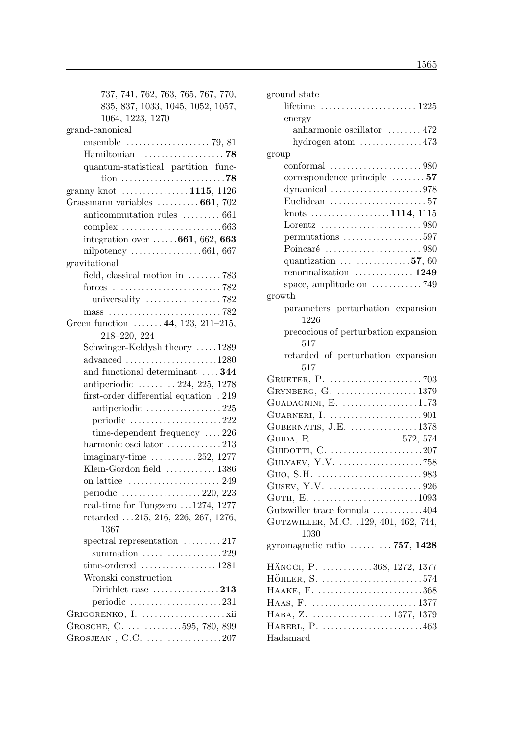737, 741, 762, 763, 765, 767, 770, 835, 837, 1033, 1045, 1052, 1057, 1064, 1223, 1270

grand-canonical
- ensemble . . . . . . . . . . . . . . . . . . . . 79, 81
- Hamiltonian . . . . . . . . . . . . . . . . . . . . **78**
- quantum-statistical partition function . . . . . . . . . . . . . . . . . . . . . . . . . **78**

granny knot . . . . . . . . . . . . . . . . **1115**, 1126

Grassmann variables . . . . . . . . . . **661**, 702
- anticommutation rules . . . . . . . . . 661
- complex . . . . . . . . . . . . . . . . . . . . . . . . 663
- integration over . . . . . . **661**, 662, **663**
- nilpotency . . . . . . . . . . . . . . . . . 661, 667

gravitational
- field, classical motion in . . . . . . . . 783
- forces . . . . . . . . . . . . . . . . . . . . . . . . . . 782
  - universality . . . . . . . . . . . . . . . . . . 782
- mass . . . . . . . . . . . . . . . . . . . . . . . . . . . 782

Green function . . . . . . . **44**, 123, 211–215, 218–220, 224
- Schwinger-Keldysh theory . . . . . 1289
- advanced . . . . . . . . . . . . . . . . . . . . . . 1280
- and functional determinant . . . . **344**
- antiperiodic . . . . . . . . . 224, 225, 1278
- first-order differential equation . 219
  - antiperiodic . . . . . . . . . . . . . . . . . . 225
  - periodic . . . . . . . . . . . . . . . . . . . . . . 222
  - time-dependent frequency . . . . 226
- harmonic oscillator . . . . . . . . . . . . . 213
- imaginary-time . . . . . . . . . . . 252, 1277
- Klein-Gordon field . . . . . . . . . . . . 1386
- on lattice . . . . . . . . . . . . . . . . . . . . . . 249
- periodic . . . . . . . . . . . . . . . . . . . 220, 223
- real-time for Tungzero . . . 1274, 1277
- retarded . . . 215, 216, 226, 267, 1276, 1367
- spectral representation . . . . . . . . . 217
  - summation . . . . . . . . . . . . . . . . . . . 229
- time-ordered . . . . . . . . . . . . . . . . . . 1281
- Wronski construction
  - Dirichlet case . . . . . . . . . . . . . . . . **213**
  - periodic . . . . . . . . . . . . . . . . . . . . . . 231

Grigorenko, I. . . . . . . . . . . . . . . . . . . . . xii

Grosche, C. . . . . . . . . . . . . 595, 780, 899

Grosjean , C.C. . . . . . . . . . . . . . . . . . . 207

ground state
- lifetime . . . . . . . . . . . . . . . . . . . . . . . 1225
- energy
  - anharmonic oscillator . . . . . . . . 472
  - hydrogen atom . . . . . . . . . . . . . . . 473

group
- conformal . . . . . . . . . . . . . . . . . . . . . . 980
- correspondence principle . . . . . . . . **57**
- dynamical . . . . . . . . . . . . . . . . . . . . . . 978
- Euclidean . . . . . . . . . . . . . . . . . . . . . . . 57
- knots . . . . . . . . . . . . . . . . . . . **1114**, 1115
- Lorentz . . . . . . . . . . . . . . . . . . . . . . . . 980
- permutations . . . . . . . . . . . . . . . . . . . 597
- Poincaré . . . . . . . . . . . . . . . . . . . . . . . 980
- quantization . . . . . . . . . . . . . . . . . **57**, 60
- renormalization . . . . . . . . . . . . . . **1249**
- space, amplitude on . . . . . . . . . . . . 749

growth
- parameters perturbation expansion 1226
- precocious of perturbation expansion 517
- retarded of perturbation expansion 517

Grueter, P. . . . . . . . . . . . . . . . . . . . . . . 703

Grynberg, G. . . . . . . . . . . . . . . . . . . . 1379

Guadagnini, E. . . . . . . . . . . . . . . . . . 1173

Guarneri, I. . . . . . . . . . . . . . . . . . . . . . 901

Gubernatis, J.E. . . . . . . . . . . . . . . . 1378

Guida, R. . . . . . . . . . . . . . . . . . . . 572, 574

Guidotti, C. . . . . . . . . . . . . . . . . . . . . . 207

Gulyaev, Y.V. . . . . . . . . . . . . . . . . . . . 758

Guo, S.H. . . . . . . . . . . . . . . . . . . . . . . . . 983

Gusev, Y.V. . . . . . . . . . . . . . . . . . . . . . 926

Guth, E. . . . . . . . . . . . . . . . . . . . . . . . . 1093

Gutzwiller trace formula . . . . . . . . . . . 404

Gutzwiller, M.C. . 129, 401, 462, 744, 1030

gyromagnetic ratio . . . . . . . . . . **757**, **1428**

Hänggi, P. . . . . . . . . . . . 368, 1272, 1377

Höhler, S. . . . . . . . . . . . . . . . . . . . . . . . 574

Haake, F. . . . . . . . . . . . . . . . . . . . . . . . . 368

Haas, F. . . . . . . . . . . . . . . . . . . . . . . . . 1377

Haba, Z. . . . . . . . . . . . . . . . . . . 1377, 1379

Haberl, P. . . . . . . . . . . . . . . . . . . . . . . . 463

Hadamard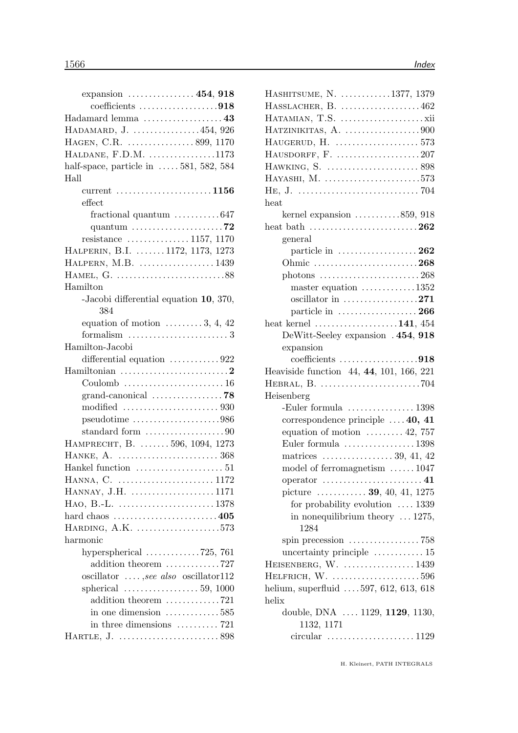expansion . . . . . . . . . . . . . . . . **454**, **918**
coefficients . . . . . . . . . . . . . . . . . . . **918**

Hadamard lemma . . . . . . . . . . . . . . . . . . . **43**

Hadamard, J. . . . . . . . . . . . . . . . . 454, 926

Hagen, C.R. . . . . . . . . . . . . . . . . 899, 1170

Haldane, F.D.M. . . . . . . . . . . . . . . . . 1173

half-space, particle in . . . . . 581, 582, 584

Hall
current . . . . . . . . . . . . . . . . . . . . . . . **1156**
effect
fractional quantum . . . . . . . . . . . 647
quantum . . . . . . . . . . . . . . . . . . . . . . **72**
resistance . . . . . . . . . . . . . . . 1157, 1170

Halperin, B.I. . . . . . . . 1172, 1173, 1273

Halpern, M.B. . . . . . . . . . . . . . . . . . 1439

Hamel, G. . . . . . . . . . . . . . . . . . . . . . . . . . 88

Hamilton
-Jacobi differential equation **10**, 370, 384
equation of motion . . . . . . . . . 3, 4, 42
formalism . . . . . . . . . . . . . . . . . . . . . . . . 3

Hamilton-Jacobi
differential equation . . . . . . . . . . . . 922

Hamiltonian . . . . . . . . . . . . . . . . . . . . . . . . **2**
Coulomb . . . . . . . . . . . . . . . . . . . . . . . . 16
grand-canonical . . . . . . . . . . . . . . . . . **78**
modified . . . . . . . . . . . . . . . . . . . . . . . 930
pseudotime . . . . . . . . . . . . . . . . . . . . . 986
standard form . . . . . . . . . . . . . . . . . . . 90

Hamprecht, B. . . . . . . 596, 1094, 1273

Hanke, A. . . . . . . . . . . . . . . . . . . . . . . . . 368

Hankel function . . . . . . . . . . . . . . . . . . . . . 51

Hanna, C. . . . . . . . . . . . . . . . . . . . . . . 1172

Hannay, J.H. . . . . . . . . . . . . . . . . . . . 1171

Hao, B.-L. . . . . . . . . . . . . . . . . . . . . . . 1378

hard chaos . . . . . . . . . . . . . . . . . . . . . . . . **405**

Harding, A.K. . . . . . . . . . . . . . . . . . . . 573

harmonic
hyperspherical . . . . . . . . . . . . . 725, 761
addition theorem . . . . . . . . . . . . . 727
oscillator . . . . ,*see also* oscillator112
spherical . . . . . . . . . . . . . . . . . . 59, 1000
addition theorem . . . . . . . . . . . . . 721
in one dimension . . . . . . . . . . . . . 585
in three dimensions . . . . . . . . . . 721

Hartle, J. . . . . . . . . . . . . . . . . . . . . . . . . 898

Hashitsume, N. . . . . . . . . . . . 1377, 1379

Hasslacher, B. . . . . . . . . . . . . . . . . . . 462

Hatamian, T.S. . . . . . . . . . . . . . . . . . . . xii

Hatzinikitas, A. . . . . . . . . . . . . . . . . . 900

Haugerud, H. . . . . . . . . . . . . . . . . . . . 573

Hausdorff, F. . . . . . . . . . . . . . . . . . . . 207

Hawking, S. . . . . . . . . . . . . . . . . . . . . . 898

Hayashi, M. . . . . . . . . . . . . . . . . . . . . . . 573

He, J. . . . . . . . . . . . . . . . . . . . . . . . . . . . . 704

heat
kernel expansion . . . . . . . . . . . 859, 918

heat bath . . . . . . . . . . . . . . . . . . . . . . . . **262**
general
particle in . . . . . . . . . . . . . . . . . . . **262**
Ohmic . . . . . . . . . . . . . . . . . . . . . . . . . **268**
photons . . . . . . . . . . . . . . . . . . . . . . . . 268
master equation . . . . . . . . . . . . . 1352
oscillator in . . . . . . . . . . . . . . . . . . **271**
particle in . . . . . . . . . . . . . . . . . . . **266**

heat kernel . . . . . . . . . . . . . . . . . . . . **141**, 454
DeWitt-Seeley expansion . **454**, **918**
expansion
coefficients . . . . . . . . . . . . . . . . . . . **918**

Heaviside function 44, **44**, 101, 166, 221

Hebral, B. . . . . . . . . . . . . . . . . . . . . . . . . 704

Heisenberg
-Euler formula . . . . . . . . . . . . . . . . 1398
correspondence principle . . . . **40, 41**
equation of motion . . . . . . . . . 42, 757
Euler formula . . . . . . . . . . . . . . . . . 1398
matrices . . . . . . . . . . . . . . . . . 39, 41, 42
model of ferromagnetism . . . . . . 1047
operator . . . . . . . . . . . . . . . . . . . . . . . . **41**
picture . . . . . . . . . . . . **39**, 40, 41, 1275
for probability evolution . . . . 1339
in nonequilibrium theory . . . 1275, 1284
spin precession . . . . . . . . . . . . . . . . . 758
uncertainty principle . . . . . . . . . . . . 15

Heisenberg, W. . . . . . . . . . . . . . . . . . 1439

Helfrich, W. . . . . . . . . . . . . . . . . . . . . . 596

helium, superfluid . . . . 597, 612, 613, 618

helix
double, DNA . . . . 1129, **1129**, 1130, 1132, 1171
circular . . . . . . . . . . . . . . . . . . . . . 1129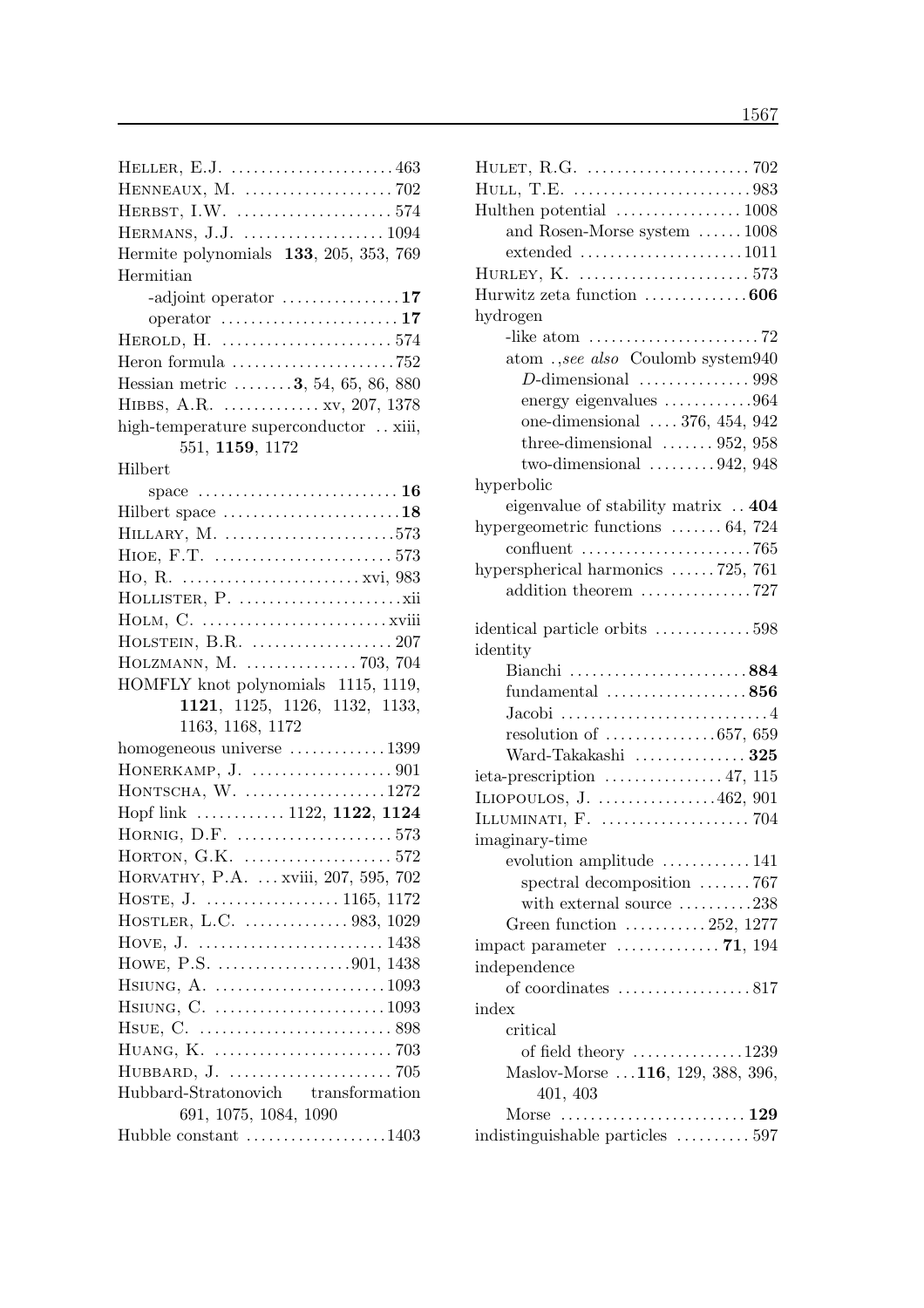Heller, E.J. 463
Henneaux, M. 702
Herbst, I.W. 574
Hermans, J.J. 1094
Hermite polynomials **133**, 205, 353, 769
Hermitian
- -adjoint operator **17**
- operator **17**

Herold, H. 574
Heron formula 752
Hessian metric **3**, 54, 65, 86, 880
Hibbs, A.R. xv, 207, 1378
high-temperature superconductor xiii, 551, **1159**, 1172
Hilbert
- space **16**

Hilbert space **18**
Hillary, M. 573
Hioe, F.T. 573
Ho, R. xvi, 983
Hollister, P. xii
Holm, C. xviii
Holstein, B.R. 207
Holzmann, M. 703, 704
HOMFLY knot polynomials 1115, 1119, **1121**, 1125, 1126, 1132, 1133, 1163, 1168, 1172
homogeneous universe 1399
Honerkamp, J. 901
Hontscha, W. 1272
Hopf link 1122, **1122**, **1124**
Hornig, D.F. 573
Horton, G.K. 572
Horvathy, P.A. xviii, 207, 595, 702
Hoste, J. 1165, 1172
Hostler, L.C. 983, 1029
Hove, J. 1438
Howe, P.S. 901, 1438
Hsiung, A. 1093
Hsiung, C. 1093
Hsue, C. 898
Huang, K. 703
Hubbard, J. 705
Hubbard-Stratonovich transformation 691, 1075, 1084, 1090
Hubble constant 1403

Hulet, R.G. 702
Hull, T.E. 983
Hulthen potential 1008
- and Rosen-Morse system 1008
- extended 1011

Hurley, K. 573
Hurwitz zeta function **606**
hydrogen
- -like atom 72
- atom ., *see also* Coulomb system 940
  - $D$-dimensional 998
  - energy eigenvalues 964
  - one-dimensional 376, 454, 942
  - three-dimensional 952, 958
  - two-dimensional 942, 948

hyperbolic
- eigenvalue of stability matrix **404**

hypergeometric functions 64, 724
- confluent 765

hyperspherical harmonics 725, 761
- addition theorem 727

identical particle orbits 598
identity
- Bianchi **884**
- fundamental **856**
- Jacobi 4
- resolution of 657, 659
- Ward-Takakashi **325**

ieta-prescription 47, 115
Iliopoulos, J. 462, 901
Illuminati, F. 704
imaginary-time
- evolution amplitude 141
  - spectral decomposition 767
  - with external source 238
- Green function 252, 1277

impact parameter **71**, 194
independence
- of coordinates 817

index
- critical
  - of field theory 1239
- Maslov-Morse **116**, 129, 388, 396, 401, 403
- Morse **129**

indistinguishable particles 597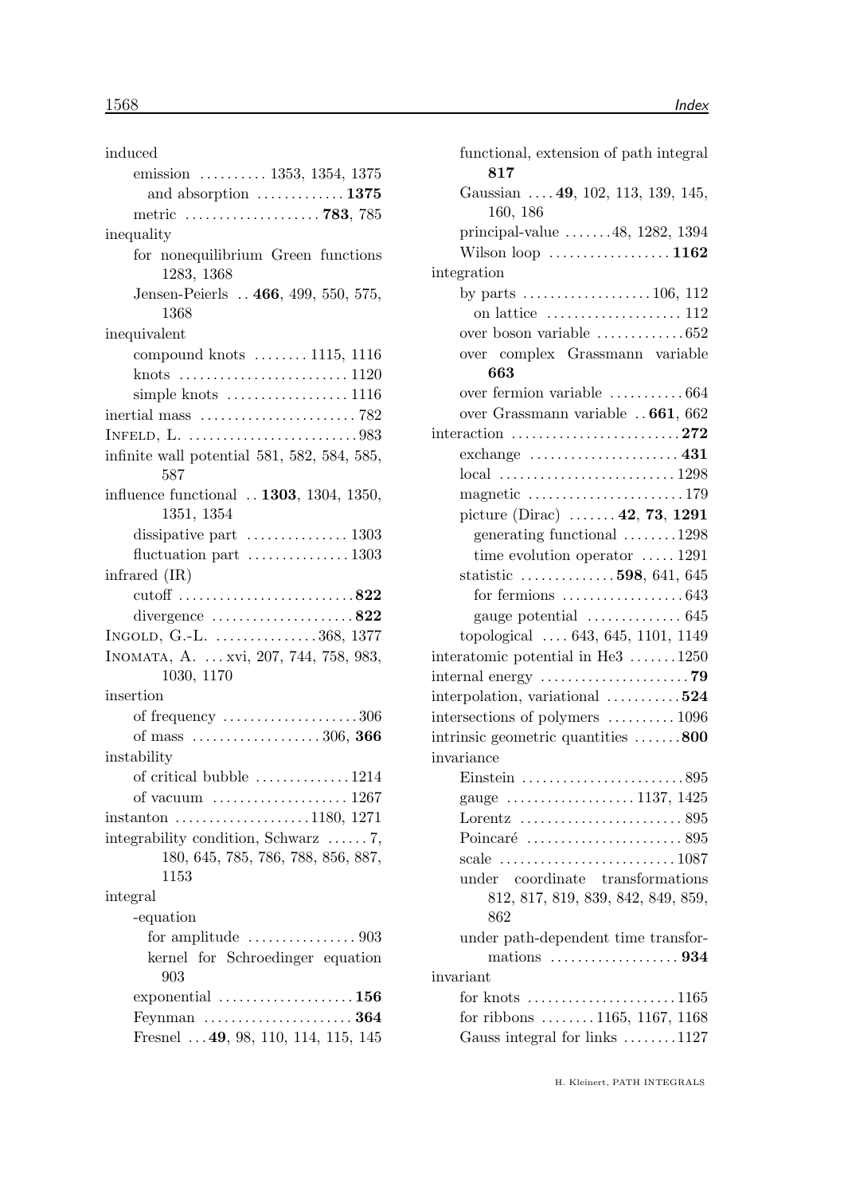induced
- emission . . . . . . . . . . 1353, 1354, 1375
  - and absorption . . . . . . . . . . . . . **1375**
- metric . . . . . . . . . . . . . . . . . . . . **783**, 785

inequality
- for nonequilibrium Green functions 1283, 1368
- Jensen-Peierls . . **466**, 499, 550, 575, 1368

inequivalent
- compound knots . . . . . . . . 1115, 1116
- knots . . . . . . . . . . . . . . . . . . . . . . . . . 1120
- simple knots . . . . . . . . . . . . . . . . . . 1116

inertial mass . . . . . . . . . . . . . . . . . . . . . . . 782

Infeld, L. . . . . . . . . . . . . . . . . . . . . . . . . . 983

infinite wall potential 581, 582, 584, 585, 587

influence functional . . **1303**, 1304, 1350, 1351, 1354
- dissipative part . . . . . . . . . . . . . . . 1303
- fluctuation part . . . . . . . . . . . . . . . 1303

infrared (IR)
- cutoff . . . . . . . . . . . . . . . . . . . . . . . . . . **822**
- divergence . . . . . . . . . . . . . . . . . . . . . **822**

Ingold, G.-L. . . . . . . . . . . . . . . . 368, 1377

Inomata, A. . . . xvi, 207, 744, 758, 983, 1030, 1170

insertion
- of frequency . . . . . . . . . . . . . . . . . . . . 306
- of mass . . . . . . . . . . . . . . . . . . . 306, **366**

instability
- of critical bubble . . . . . . . . . . . . . . 1214
- of vacuum . . . . . . . . . . . . . . . . . . . . 1267

instanton . . . . . . . . . . . . . . . . . . . . 1180, 1271

integrability condition, Schwarz . . . . . . 7, 180, 645, 785, 786, 788, 856, 887, 1153

integral
- -equation
  - for amplitude . . . . . . . . . . . . . . . . 903
  - kernel for Schroedinger equation 903
- exponential . . . . . . . . . . . . . . . . . . . . **156**
- Feynman . . . . . . . . . . . . . . . . . . . . . . **364**
- Fresnel . . . **49**, 98, 110, 114, 115, 145
- functional, extension of path integral **817**
- Gaussian . . . . **49**, 102, 113, 139, 145, 160, 186
- principal-value . . . . . . . 48, 1282, 1394
- Wilson loop . . . . . . . . . . . . . . . . . . **1162**

integration
- by parts . . . . . . . . . . . . . . . . . . . 106, 112
  - on lattice . . . . . . . . . . . . . . . . . . . . 112
- over boson variable . . . . . . . . . . . . . 652
- over complex Grassmann variable **663**
- over fermion variable . . . . . . . . . . . 664
- over Grassmann variable . . **661**, 662

interaction . . . . . . . . . . . . . . . . . . . . . . . . . **272**
- exchange . . . . . . . . . . . . . . . . . . . . . . **431**
- local . . . . . . . . . . . . . . . . . . . . . . . . . . 1298
- magnetic . . . . . . . . . . . . . . . . . . . . . . . 179
- picture (Dirac) . . . . . . . **42**, **73**, **1291**
  - generating functional . . . . . . . . 1298
  - time evolution operator . . . . . 1291
- statistic . . . . . . . . . . . . . . **598**, 641, 645
  - for fermions . . . . . . . . . . . . . . . . . . 643
  - gauge potential . . . . . . . . . . . . . . 645
- topological . . . . 643, 645, 1101, 1149

interatomic potential in He3 . . . . . . . 1250

internal energy . . . . . . . . . . . . . . . . . . . . . . **79**

interpolation, variational . . . . . . . . . . . **524**

intersections of polymers . . . . . . . . . . 1096

intrinsic geometric quantities . . . . . . . **800**

invariance
- Einstein . . . . . . . . . . . . . . . . . . . . . . . . 895
- gauge . . . . . . . . . . . . . . . . . . . 1137, 1425
- Lorentz . . . . . . . . . . . . . . . . . . . . . . . . 895
- Poincaré . . . . . . . . . . . . . . . . . . . . . . . 895
- scale . . . . . . . . . . . . . . . . . . . . . . . . . . 1087
- under coordinate transformations 812, 817, 819, 839, 842, 849, 859, 862
- under path-dependent time transformations . . . . . . . . . . . . . . . . . . . **934**

invariant
- for knots . . . . . . . . . . . . . . . . . . . . . . 1165
- for ribbons . . . . . . . . 1165, 1167, 1168
- Gauss integral for links . . . . . . . . 1127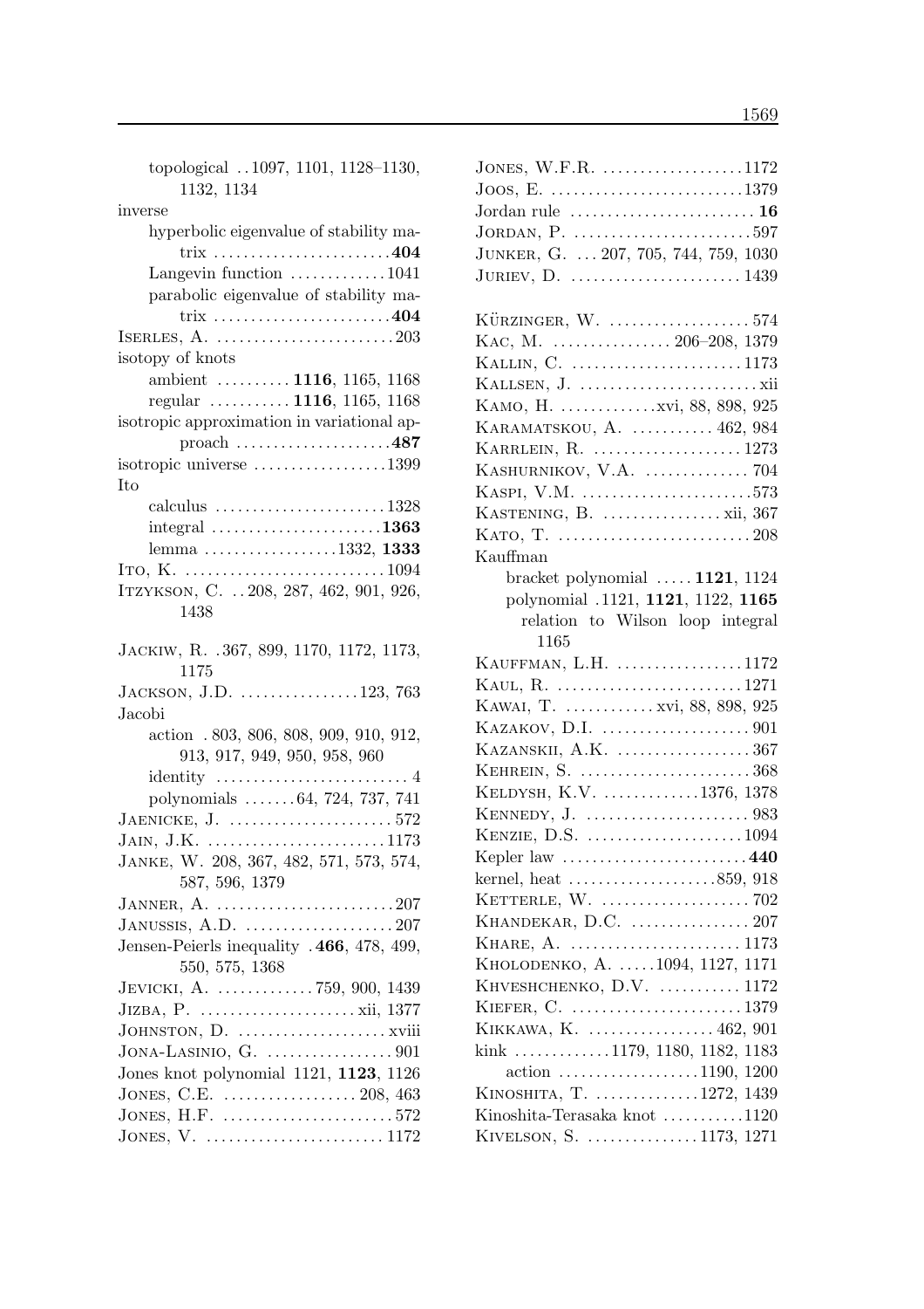topological . . 1097, 1101, 1128–1130, 1132, 1134

inverse
- hyperbolic eigenvalue of stability matrix . . . . . . . . . . . . . . . . . . . . . . . **404**
- Langevin function . . . . . . . . . . . . 1041
- parabolic eigenvalue of stability matrix . . . . . . . . . . . . . . . . . . . . . . . **404**

Iserles, A. . . . . . . . . . . . . . . . . . . . . . . . 203

isotopy of knots
- ambient . . . . . . . . . . **1116**, 1165, 1168
- regular . . . . . . . . . . . **1116**, 1165, 1168

isotropic approximation in variational approach . . . . . . . . . . . . . . . . . . . . **487**

isotropic universe . . . . . . . . . . . . . . . . . 1399

Ito
- calculus . . . . . . . . . . . . . . . . . . . . . . 1328
- integral . . . . . . . . . . . . . . . . . . . . . . **1363**
- lemma . . . . . . . . . . . . . . . . . 1332, **1333**

Ito, K. . . . . . . . . . . . . . . . . . . . . . . . . . . 1094

Itzykson, C. . . 208, 287, 462, 901, 926, 1438

Jackiw, R. . 367, 899, 1170, 1172, 1173, 1175

Jackson, J.D. . . . . . . . . . . . . . . . 123, 763

Jacobi
- action . 803, 806, 808, 909, 910, 912, 913, 917, 949, 950, 958, 960
- identity . . . . . . . . . . . . . . . . . . . . . . . . . 4
- polynomials . . . . . . . 64, 724, 737, 741

Jaenicke, J. . . . . . . . . . . . . . . . . . . . . . 572

Jain, J.K. . . . . . . . . . . . . . . . . . . . . . . . 1173

Janke, W. 208, 367, 482, 571, 573, 574, 587, 596, 1379

Janner, A. . . . . . . . . . . . . . . . . . . . . . . . 207

Janussis, A.D. . . . . . . . . . . . . . . . . . . . 207

Jensen-Peierls inequality . **466**, 478, 499, 550, 575, 1368

Jevicki, A. . . . . . . . . . . . . 759, 900, 1439

Jizba, P. . . . . . . . . . . . . . . . . . . . . xii, 1377

Johnston, D. . . . . . . . . . . . . . . . . . . . xviii

Jona-Lasinio, G. . . . . . . . . . . . . . . . . 901

Jones knot polynomial 1121, **1123**, 1126

Jones, C.E. . . . . . . . . . . . . . . . . . 208, 463

Jones, H.F. . . . . . . . . . . . . . . . . . . . . . . 572

Jones, V. . . . . . . . . . . . . . . . . . . . . . . . 1172

Jones, W.F.R. . . . . . . . . . . . . . . . . . . 1172

Joos, E. . . . . . . . . . . . . . . . . . . . . . . . . 1379

Jordan rule . . . . . . . . . . . . . . . . . . . . . . . . **16**

Jordan, P. . . . . . . . . . . . . . . . . . . . . . . . 597

Junker, G. . . . 207, 705, 744, 759, 1030

Juriev, D. . . . . . . . . . . . . . . . . . . . . . . 1439

Kürzinger, W. . . . . . . . . . . . . . . . . . . 574

Kac, M. . . . . . . . . . . . . . . . 206–208, 1379

Kallin, C. . . . . . . . . . . . . . . . . . . . . . . 1173

Kallsen, J. . . . . . . . . . . . . . . . . . . . . . . . xii

Kamo, H. . . . . . . . . . . . . xvi, 88, 898, 925

Karamatskou, A. . . . . . . . . . . 462, 984

Karrlein, R. . . . . . . . . . . . . . . . . . . . 1273

Kashurnikov, V.A. . . . . . . . . . . . . . 704

Kaspi, V.M. . . . . . . . . . . . . . . . . . . . . . 573

Kastening, B. . . . . . . . . . . . . . . . xii, 367

Kato, T. . . . . . . . . . . . . . . . . . . . . . . . . 208

Kauffman
- bracket polynomial . . . . . **1121**, 1124
- polynomial . 1121, **1121**, 1122, **1165**
  - relation to Wilson loop integral 1165

Kauffman, L.H. . . . . . . . . . . . . . . . . 1172

Kaul, R. . . . . . . . . . . . . . . . . . . . . . . . . 1271

Kawai, T. . . . . . . . . . . . xvi, 88, 898, 925

Kazakov, D.I. . . . . . . . . . . . . . . . . . . . 901

Kazanskii, A.K. . . . . . . . . . . . . . . . . . 367

Kehrein, S. . . . . . . . . . . . . . . . . . . . . . . 368

Keldysh, K.V. . . . . . . . . . . . . 1376, 1378

Kennedy, J. . . . . . . . . . . . . . . . . . . . . . 983

Kenzie, D.S. . . . . . . . . . . . . . . . . . . . . 1094

Kepler law . . . . . . . . . . . . . . . . . . . . . . . . **440**

kernel, heat . . . . . . . . . . . . . . . . . . . . 859, 918

Ketterle, W. . . . . . . . . . . . . . . . . . . . 702

Khandekar, D.C. . . . . . . . . . . . . . . . 207

Khare, A. . . . . . . . . . . . . . . . . . . . . . . 1173

Kholodenko, A. . . . . . 1094, 1127, 1171

Khveshchenko, D.V. . . . . . . . . . . 1172

Kiefer, C. . . . . . . . . . . . . . . . . . . . . . . 1379

Kikkawa, K. . . . . . . . . . . . . . . . . 462, 901

kink . . . . . . . . . . . . 1179, 1180, 1182, 1183
- action . . . . . . . . . . . . . . . . . . . 1190, 1200

Kinoshita, T. . . . . . . . . . . . . . 1272, 1439

Kinoshita-Terasaka knot . . . . . . . . . . 1120

Kivelson, S. . . . . . . . . . . . . . . 1173, 1271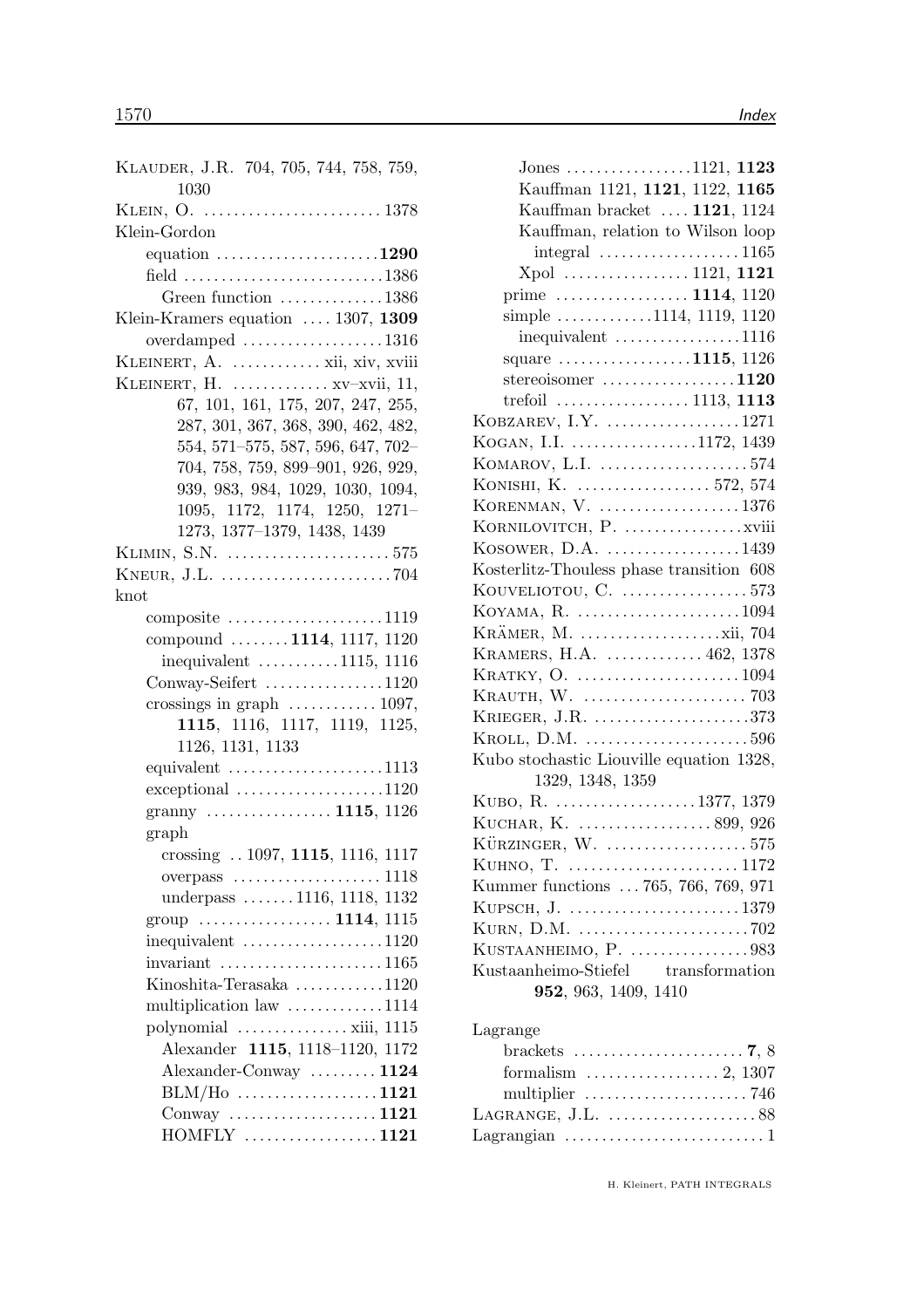Klauder, J.R. 704, 705, 744, 758, 759, 1030
Klein, O. 1378
Klein-Gordon
  equation **1290**
  field 1386
    Green function 1386
Klein-Kramers equation 1307, **1309**
  overdamped 1316
Kleinert, A. xii, xiv, xviii
Kleinert, H. xv–xvii, 11, 67, 101, 161, 175, 207, 247, 255, 287, 301, 367, 368, 390, 462, 482, 554, 571–575, 587, 596, 647, 702–704, 758, 759, 899–901, 926, 929, 939, 983, 984, 1029, 1030, 1094, 1095, 1172, 1174, 1250, 1271–1273, 1377–1379, 1438, 1439
Klimin, S.N. 575
Kneur, J.L. 704
knot
  composite 1119
  compound **1114**, 1117, 1120
    inequivalent 1115, 1116
  Conway-Seifert 1120
  crossings in graph 1097, **1115**, 1116, 1117, 1119, 1125, 1126, 1131, 1133
  equivalent 1113
  exceptional 1120
  granny **1115**, 1126
  graph
    crossing 1097, **1115**, 1116, 1117
    overpass 1118
    underpass 1116, 1118, 1132
  group **1114**, 1115
  inequivalent 1120
  invariant 1165
  Kinoshita-Terasaka 1120
  multiplication law 1114
  polynomial xiii, 1115
    Alexander **1115**, 1118–1120, 1172
    Alexander-Conway **1124**
    BLM/Ho **1121**
    Conway **1121**
    HOMFLY **1121**
    Jones 1121, **1123**
    Kauffman 1121, **1121**, 1122, **1165**
    Kauffman bracket **1121**, 1124
    Kauffman, relation to Wilson loop integral 1165
    Xpol 1121, **1121**
  prime **1114**, 1120
  simple 1114, 1119, 1120
    inequivalent 1116
  square **1115**, 1126
  stereoisomer **1120**
  trefoil 1113, **1113**
Kobzarev, I.Y. 1271
Kogan, I.I. 1172, 1439
Komarov, L.I. 574
Konishi, K. 572, 574
Korenman, V. 1376
Kornilovitch, P. xviii
Kosower, D.A. 1439
Kosterlitz-Thouless phase transition 608
Kouveliotou, C. 573
Koyama, R. 1094
Krämer, M. xii, 704
Kramers, H.A. 462, 1378
Kratky, O. 1094
Krauth, W. 703
Krieger, J.R. 373
Kroll, D.M. 596
Kubo stochastic Liouville equation 1328, 1329, 1348, 1359
Kubo, R. 1377, 1379
Kuchar, K. 899, 926
Kürzinger, W. 575
Kuhno, T. 1172
Kummer functions 765, 766, 769, 971
Kupsch, J. 1379
Kurn, D.M. 702
Kustaanheimo, P. 983
Kustaanheimo-Stiefel transformation **952**, 963, 1409, 1410

Lagrange
  brackets **7**, 8
  formalism 2, 1307
  multiplier 746
Lagrange, J.L. 88
Lagrangian 1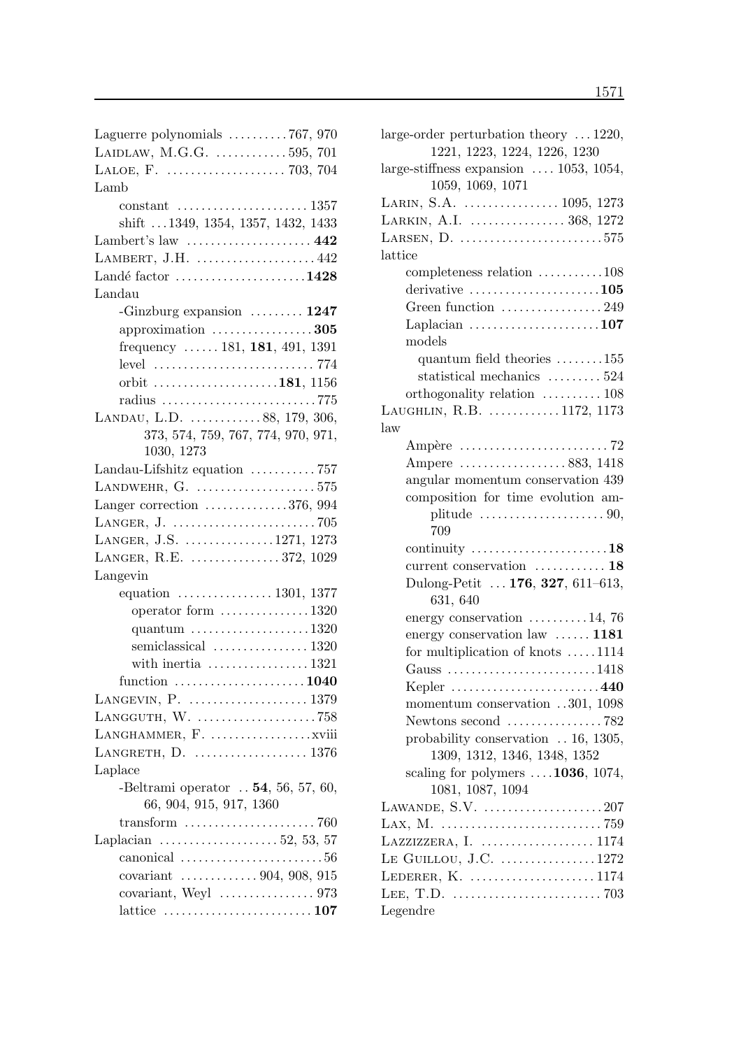Laguerre polynomials . . . . . . . . . . 767, 970
Laidlaw, M.G.G. . . . . . . . . . . . . 595, 701
Laloe, F. . . . . . . . . . . . . . . . . . . . 703, 704
Lamb
  constant . . . . . . . . . . . . . . . . . . . . . . 1357
  shift . . . 1349, 1354, 1357, 1432, 1433
Lambert's law . . . . . . . . . . . . . . . . . . . . . **442**
Lambert, J.H. . . . . . . . . . . . . . . . . . . . . 442
Landé factor . . . . . . . . . . . . . . . . . . . . . . **1428**
Landau
  -Ginzburg expansion . . . . . . . . . **1247**
  approximation . . . . . . . . . . . . . . . . . **305**
  frequency . . . . . . 181, **181**, 491, 1391
  level . . . . . . . . . . . . . . . . . . . . . . . . . . . 774
  orbit . . . . . . . . . . . . . . . . . . . . . **181**, 1156
  radius . . . . . . . . . . . . . . . . . . . . . . . . . . 775
Landau, L.D. . . . . . . . . . . . . 88, 179, 306, 373, 574, 759, 767, 774, 970, 971, 1030, 1273
Landau-Lifshitz equation . . . . . . . . . . . 757
Landwehr, G. . . . . . . . . . . . . . . . . . . . . 575
Langer correction . . . . . . . . . . . . . . 376, 994
Langer, J. . . . . . . . . . . . . . . . . . . . . . . . . 705
Langer, J.S. . . . . . . . . . . . . . . . 1271, 1273
Langer, R.E. . . . . . . . . . . . . . . . 372, 1029
Langevin
  equation . . . . . . . . . . . . . . . . 1301, 1377
    operator form . . . . . . . . . . . . . . . 1320
    quantum . . . . . . . . . . . . . . . . . . . . 1320
    semiclassical . . . . . . . . . . . . . . . . 1320
    with inertia . . . . . . . . . . . . . . . . . 1321
  function . . . . . . . . . . . . . . . . . . . . . . **1040**
Langevin, P. . . . . . . . . . . . . . . . . . . . . 1379
Langguth, W. . . . . . . . . . . . . . . . . . . . . 758
Langhammer, F. . . . . . . . . . . . . . . . . . xviii
Langreth, D. . . . . . . . . . . . . . . . . . . . 1376
Laplace
  -Beltrami operator . . **54**, 56, 57, 60, 66, 904, 915, 917, 1360
  transform . . . . . . . . . . . . . . . . . . . . . . 760
Laplacian . . . . . . . . . . . . . . . . . . . . 52, 53, 57
  canonical . . . . . . . . . . . . . . . . . . . . . . . . 56
  covariant . . . . . . . . . . . . . 904, 908, 915
  covariant, Weyl . . . . . . . . . . . . . . . . 973
  lattice . . . . . . . . . . . . . . . . . . . . . . . . . **107**

large-order perturbation theory . . . 1220, 1221, 1223, 1224, 1226, 1230
large-stiffness expansion . . . . 1053, 1054, 1059, 1069, 1071
Larin, S.A. . . . . . . . . . . . . . . . . 1095, 1273
Larkin, A.I. . . . . . . . . . . . . . . . . 368, 1272
Larsen, D. . . . . . . . . . . . . . . . . . . . . . . . 575
lattice
  completeness relation . . . . . . . . . . . 108
  derivative . . . . . . . . . . . . . . . . . . . . . . **105**
  Green function . . . . . . . . . . . . . . . . . 249
  Laplacian . . . . . . . . . . . . . . . . . . . . . . **107**
  models
    quantum field theories . . . . . . . . 155
    statistical mechanics . . . . . . . . . 524
  orthogonality relation . . . . . . . . . . 108
Laughlin, R.B. . . . . . . . . . . . . 1172, 1173
law
  Ampère . . . . . . . . . . . . . . . . . . . . . . . . . 72
  Ampere . . . . . . . . . . . . . . . . . . . 883, 1418
  angular momentum conservation 439
  composition for time evolution amplitude . . . . . . . . . . . . . . . . . . . . . 90, 709
  continuity . . . . . . . . . . . . . . . . . . . . . . . **18**
  current conservation . . . . . . . . . . . . **18**
  Dulong-Petit . . . **176**, **327**, 611–613, 631, 640
  energy conservation . . . . . . . . . . 14, 76
  energy conservation law . . . . . . **1181**
  for multiplication of knots . . . . . 1114
  Gauss . . . . . . . . . . . . . . . . . . . . . . . . . 1418
  Kepler . . . . . . . . . . . . . . . . . . . . . . . . . **440**
  momentum conservation . . 301, 1098
  Newtons second . . . . . . . . . . . . . . . . 782
  probability conservation . . 16, 1305, 1309, 1312, 1346, 1348, 1352
  scaling for polymers . . . . **1036**, 1074, 1081, 1087, 1094
Lawande, S.V. . . . . . . . . . . . . . . . . . . . . 207
Lax, M. . . . . . . . . . . . . . . . . . . . . . . . . . . 759
Lazzizzera, I. . . . . . . . . . . . . . . . . . . . 1174
Le Guillou, J.C. . . . . . . . . . . . . . . . . 1272
Lederer, K. . . . . . . . . . . . . . . . . . . . . . 1174
Lee, T.D. . . . . . . . . . . . . . . . . . . . . . . . . 703
Legendre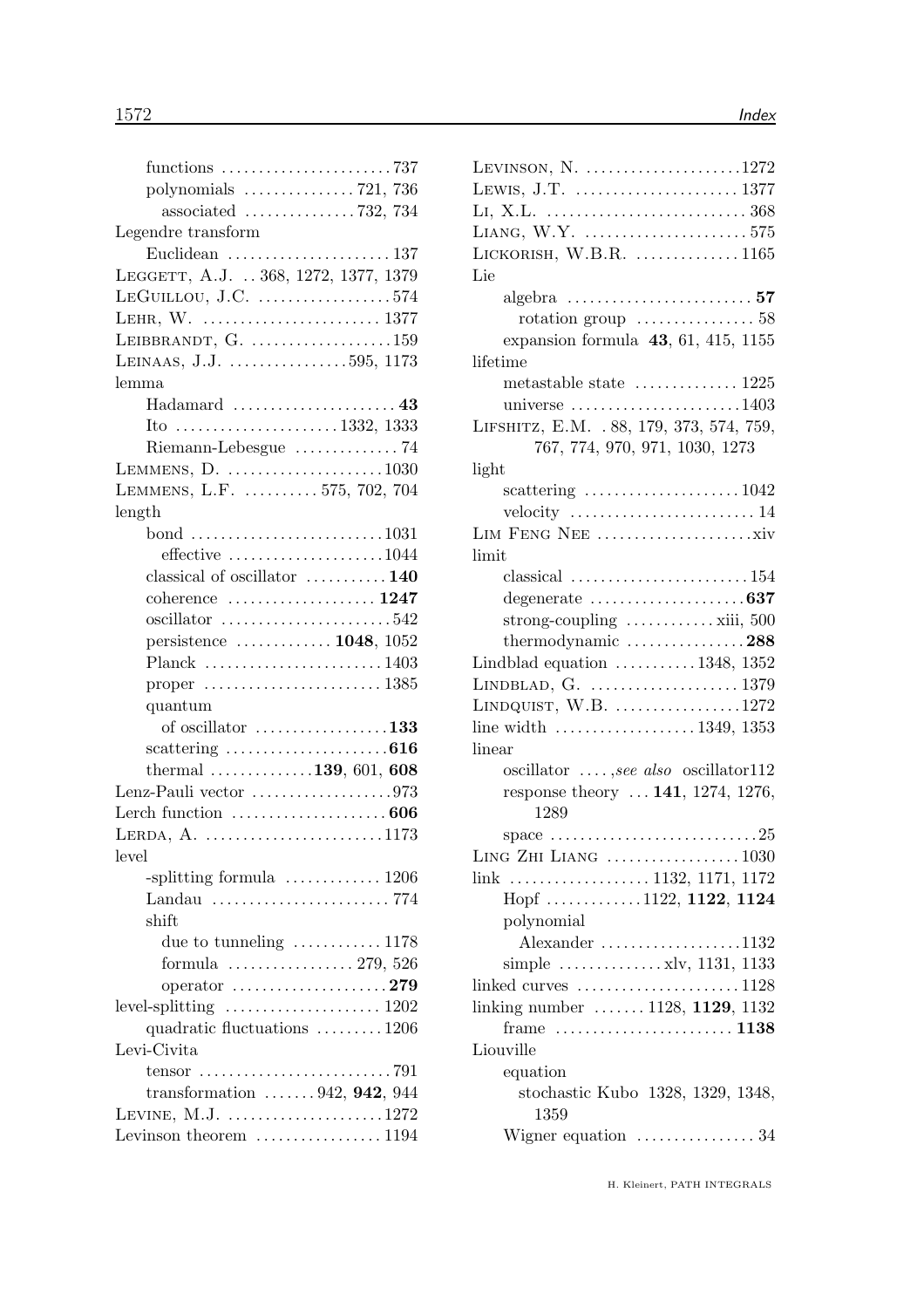functions 737
polynomials 721, 736
associated 732, 734

Legendre transform
Euclidean 137

Leggett, A.J. 368, 1272, 1377, 1379

LeGuillou, J.C. 574

Lehr, W. 1377

Leibbrandt, G. 159

Leinaas, J.J. 595, 1173

lemma
Hadamard **43**
Ito 1332, 1333
Riemann-Lebesgue 74

Lemmens, D. 1030

Lemmens, L.F. 575, 702, 704

length
bond 1031
effective 1044
classical of oscillator **140**
coherence **1247**
oscillator 542
persistence **1048**, 1052
Planck 1403
proper 1385
quantum
of oscillator **133**
scattering **616**
thermal **139**, 601, **608**

Lenz-Pauli vector 973

Lerch function **606**

Lerda, A. 1173

level
-splitting formula 1206
Landau 774
shift
due to tunneling 1178
formula 279, 526
operator **279**

level-splitting 1202
quadratic fluctuations 1206

Levi-Civita
tensor 791
transformation 942, **942**, 944

Levine, M.J. 1272

Levinson theorem 1194

Levinson, N. 1272

Lewis, J.T. 1377

Li, X.L. 368

Liang, W.Y. 575

Lickorish, W.B.R. 1165

Lie
algebra **57**
rotation group 58
expansion formula **43**, 61, 415, 1155

lifetime
metastable state 1225
universe 1403

Lifshitz, E.M. 88, 179, 373, 574, 759, 767, 774, 970, 971, 1030, 1273

light
scattering 1042
velocity 14

Lim Feng Nee xiv

limit
classical 154
degenerate **637**
strong-coupling xiii, 500
thermodynamic **288**

Lindblad equation 1348, 1352

Lindblad, G. 1379

Lindquist, W.B. 1272

line width 1349, 1353

linear
oscillator ..., *see also* oscillator112
response theory ... **141**, 1274, 1276, 1289
space 25

Ling Zhi Liang 1030

link 1132, 1171, 1172
Hopf 1122, **1122**, **1124**
polynomial
Alexander 1132
simple xlv, 1131, 1133

linked curves 1128

linking number 1128, **1129**, 1132
frame **1138**

Liouville
equation
stochastic Kubo 1328, 1329, 1348, 1359
Wigner equation 34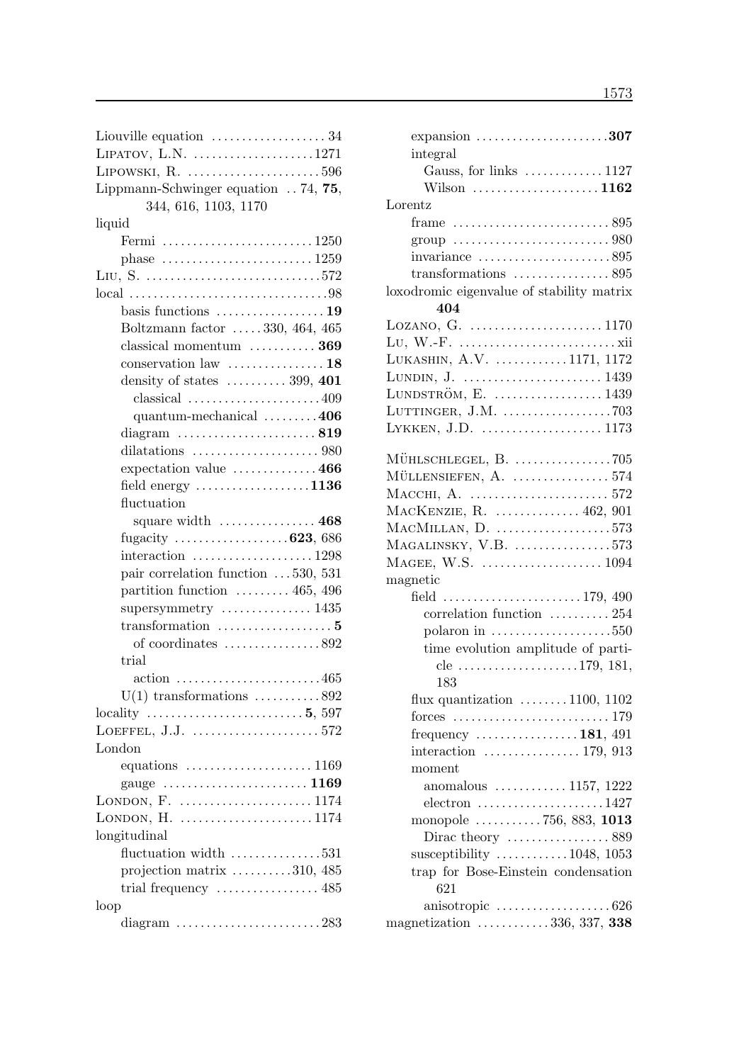Liouville equation . . . . . . . . . . . . . . . . . . . 34
LIPATOV, L.N. . . . . . . . . . . . . . . . . . . . .1271
LIPOWSKI, R. . . . . . . . . . . . . . . . . . . . . . .596
Lippmann-Schwinger equation . . 74, **75**, 344, 616, 1103, 1170
liquid
  Fermi . . . . . . . . . . . . . . . . . . . . . . . . . 1250
  phase . . . . . . . . . . . . . . . . . . . . . . . . . 1259
LIU, S. . . . . . . . . . . . . . . . . . . . . . . . . . . . .572
local . . . . . . . . . . . . . . . . . . . . . . . . . . . . . . . . .98
  basis functions . . . . . . . . . . . . . . . . . . **19**
  Boltzmann factor . . . . . 330, 464, 465
  classical momentum . . . . . . . . . . . **369**
  conservation law . . . . . . . . . . . . . . . . **18**
  density of states . . . . . . . . . . 399, **401**
    classical . . . . . . . . . . . . . . . . . . . . . . 409
    quantum-mechanical . . . . . . . . .**406**
  diagram . . . . . . . . . . . . . . . . . . . . . . . **819**
  dilatations . . . . . . . . . . . . . . . . . . . . . 980
  expectation value . . . . . . . . . . . . . .**466**
  field energy . . . . . . . . . . . . . . . . . . .**1136**
  fluctuation
    square width . . . . . . . . . . . . . . . . **468**
  fugacity . . . . . . . . . . . . . . . . . . . **623**, 686
  interaction . . . . . . . . . . . . . . . . . . . . 1298
  pair correlation function . . . 530, 531
  partition function . . . . . . . . . 465, 496
  supersymmetry . . . . . . . . . . . . . . . 1435
  transformation . . . . . . . . . . . . . . . . . . . **5**
    of coordinates . . . . . . . . . . . . . . . . 892
  trial
    action . . . . . . . . . . . . . . . . . . . . . . . . 465
  U(1) transformations . . . . . . . . . . . 892
locality . . . . . . . . . . . . . . . . . . . . . . . . . . **5**, 597
LOEFFEL, J.J. . . . . . . . . . . . . . . . . . . . . . 572
London
  equations . . . . . . . . . . . . . . . . . . . . . 1169
  gauge . . . . . . . . . . . . . . . . . . . . . . . . **1169**
LONDON, F. . . . . . . . . . . . . . . . . . . . . . 1174
LONDON, H. . . . . . . . . . . . . . . . . . . . . . 1174
longitudinal
  fluctuation width . . . . . . . . . . . . . . .531
  projection matrix . . . . . . . . . .310, 485
  trial frequency . . . . . . . . . . . . . . . . . 485
loop
  diagram . . . . . . . . . . . . . . . . . . . . . . . . 283
  expansion . . . . . . . . . . . . . . . . . . . . . .**307**
  integral
    Gauss, for links . . . . . . . . . . . . . 1127
    Wilson . . . . . . . . . . . . . . . . . . . . . **1162**
Lorentz
  frame . . . . . . . . . . . . . . . . . . . . . . . . . . 895
  group . . . . . . . . . . . . . . . . . . . . . . . . . . 980
  invariance . . . . . . . . . . . . . . . . . . . . . . 895
  transformations . . . . . . . . . . . . . . . . 895
loxodromic eigenvalue of stability matrix **404**
LOZANO, G. . . . . . . . . . . . . . . . . . . . . . 1170
LU, W.-F. . . . . . . . . . . . . . . . . . . . . . . . . . . xii
LUKASHIN, A.V. . . . . . . . . . . . 1171, 1172
LUNDIN, J. . . . . . . . . . . . . . . . . . . . . . . 1439
LUNDSTRÖM, E. . . . . . . . . . . . . . . . . . 1439
LUTTINGER, J.M. . . . . . . . . . . . . . . . . . .703
LYKKEN, J.D. . . . . . . . . . . . . . . . . . . . 1173

MÜHLSCHLEGEL, B. . . . . . . . . . . . . . . .705
MÜLLENSIEFEN, A. . . . . . . . . . . . . . . . 574
MACCHI, A. . . . . . . . . . . . . . . . . . . . . . . 572
MACKENZIE, R. . . . . . . . . . . . . . . 462, 901
MACMILLAN, D. . . . . . . . . . . . . . . . . . .573
MAGALINSKY, V.B. . . . . . . . . . . . . . . .573
MAGEE, W.S. . . . . . . . . . . . . . . . . . . . 1094
magnetic
  field . . . . . . . . . . . . . . . . . . . . . . . 179, 490
    correlation function . . . . . . . . . . 254
    polaron in . . . . . . . . . . . . . . . . . . . .550
    time evolution amplitude of particle . . . . . . . . . . . . . . . . . . . .179, 181, 183
  flux quantization . . . . . . . . 1100, 1102
  forces . . . . . . . . . . . . . . . . . . . . . . . . . . 179
  frequency . . . . . . . . . . . . . . . . . **181**, 491
  interaction . . . . . . . . . . . . . . . . 179, 913
  moment
    anomalous . . . . . . . . . . . . 1157, 1222
    electron . . . . . . . . . . . . . . . . . . . . .1427
  monopole . . . . . . . . . . . 756, 883, **1013**
    Dirac theory . . . . . . . . . . . . . . . . . 889
  susceptibility . . . . . . . . . . . . 1048, 1053
  trap for Bose-Einstein condensation 621
    anisotropic . . . . . . . . . . . . . . . . . . . 626
magnetization . . . . . . . . . . . . 336, 337, **338**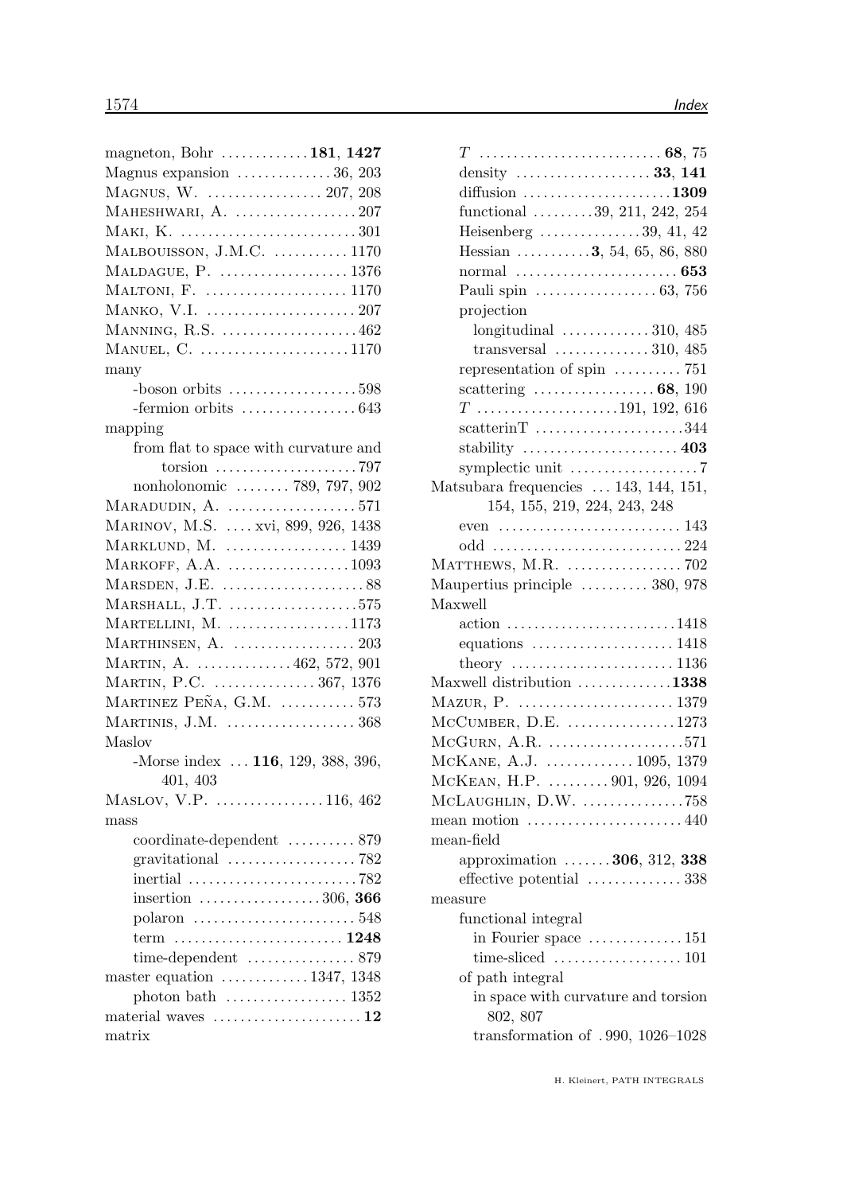magneton, Bohr . . . . . . . . . . . . . **181**, **1427**
Magnus expansion . . . . . . . . . . . . . . 36, 203
Magnus, W. . . . . . . . . . . . . . . . . . 207, 208
Maheshwari, A. . . . . . . . . . . . . . . . . . . 207
Maki, K. . . . . . . . . . . . . . . . . . . . . . . . . . 301
Malbouisson, J.M.C. . . . . . . . . . . . 1170
Maldague, P. . . . . . . . . . . . . . . . . . . 1376
Maltoni, F. . . . . . . . . . . . . . . . . . . . . 1170
Manko, V.I. . . . . . . . . . . . . . . . . . . . . . 207
Manning, R.S. . . . . . . . . . . . . . . . . . . . 462
Manuel, C. . . . . . . . . . . . . . . . . . . . . . 1170
many
    -boson orbits . . . . . . . . . . . . . . . . . . . 598
    -fermion orbits . . . . . . . . . . . . . . . . . 643
mapping
    from flat to space with curvature and torsion . . . . . . . . . . . . . . . . . . . . . 797
    nonholonomic . . . . . . . . 789, 797, 902
Maradudin, A. . . . . . . . . . . . . . . . . . . . 571
Marinov, M.S. . . . . xvi, 899, 926, 1438
Marklund, M. . . . . . . . . . . . . . . . . . 1439
Markoff, A.A. . . . . . . . . . . . . . . . . . 1093
Marsden, J.E. . . . . . . . . . . . . . . . . . . . . 88
Marshall, J.T. . . . . . . . . . . . . . . . . . . 575
Martellini, M. . . . . . . . . . . . . . . . . . 1173
Marthinsen, A. . . . . . . . . . . . . . . . . . 203
Martin, A. . . . . . . . . . . . . . 462, 572, 901
Martin, P.C. . . . . . . . . . . . . . . 367, 1376
Martinez Peña, G.M. . . . . . . . . . . 573
Martinis, J.M. . . . . . . . . . . . . . . . . . . 368
Maslov
    -Morse index . . . **116**, 129, 388, 396, 401, 403
Maslov, V.P. . . . . . . . . . . . . . . . 116, 462
mass
    coordinate-dependent . . . . . . . . . . 879
    gravitational . . . . . . . . . . . . . . . . . . . 782
    inertial . . . . . . . . . . . . . . . . . . . . . . . . . 782
    insertion . . . . . . . . . . . . . . . . . . 306, **366**
    polaron . . . . . . . . . . . . . . . . . . . . . . . . 548
    term . . . . . . . . . . . . . . . . . . . . . . . . . **1248**
    time-dependent . . . . . . . . . . . . . . . . 879
master equation . . . . . . . . . . . . . 1347, 1348
    photon bath . . . . . . . . . . . . . . . . . . 1352
material waves . . . . . . . . . . . . . . . . . . . . . . **12**
matrix
    $T$ . . . . . . . . . . . . . . . . . . . . . . . . . . **68**, 75
    density . . . . . . . . . . . . . . . . . . . . **33**, **141**
    diffusion . . . . . . . . . . . . . . . . . . . . . . **1309**
    functional . . . . . . . . . 39, 211, 242, 254
    Heisenberg . . . . . . . . . . . . . . . 39, 41, 42
    Hessian . . . . . . . . . . . **3**, 54, 65, 86, 880
    normal . . . . . . . . . . . . . . . . . . . . . . . . **653**
    Pauli spin . . . . . . . . . . . . . . . . . . 63, 756
    projection
        longitudinal . . . . . . . . . . . . . 310, 485
        transversal . . . . . . . . . . . . . . 310, 485
    representation of spin . . . . . . . . . . 751
    scattering . . . . . . . . . . . . . . . . . . **68**, 190
    $T$ . . . . . . . . . . . . . . . . . . . . . 191, 192, 616
    scatterinT . . . . . . . . . . . . . . . . . . . . . . 344
    stability . . . . . . . . . . . . . . . . . . . . . . . **403**
    symplectic unit . . . . . . . . . . . . . . . . . . . 7
Matsubara frequencies . . . 143, 144, 151, 154, 155, 219, 224, 243, 248
    even . . . . . . . . . . . . . . . . . . . . . . . . . . 143
    odd . . . . . . . . . . . . . . . . . . . . . . . . . . . 224
Matthews, M.R. . . . . . . . . . . . . . . . . . 702
Maupertius principle . . . . . . . . . . 380, 978
Maxwell
    action . . . . . . . . . . . . . . . . . . . . . . . . 1418
    equations . . . . . . . . . . . . . . . . . . . . . 1418
    theory . . . . . . . . . . . . . . . . . . . . . . . . 1136
Maxwell distribution . . . . . . . . . . . . . . **1338**
Mazur, P. . . . . . . . . . . . . . . . . . . . . . . 1379
McCumber, D.E. . . . . . . . . . . . . . . . 1273
McGurn, A.R. . . . . . . . . . . . . . . . . . . . 571
McKane, A.J. . . . . . . . . . . . . 1095, 1379
McKean, H.P. . . . . . . . . . 901, 926, 1094
McLaughlin, D.W. . . . . . . . . . . . . . . 758
mean motion . . . . . . . . . . . . . . . . . . . . . . 440
mean-field
    approximation . . . . . . . **306**, 312, **338**
    effective potential . . . . . . . . . . . . . . 338
measure
    functional integral
        in Fourier space . . . . . . . . . . . . . . 151
        time-sliced . . . . . . . . . . . . . . . . . . . 101
    of path integral
        in space with curvature and torsion 802, 807
        transformation of . 990, 1026–1028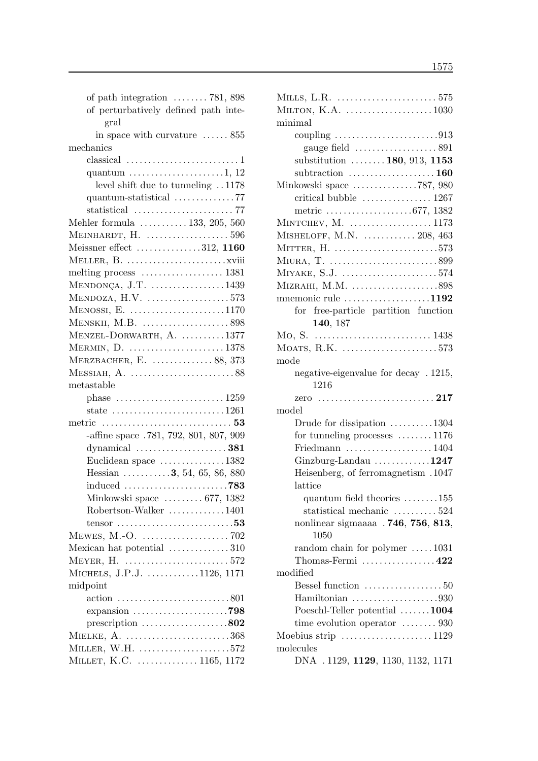of path integration ........ 781, 898
of perturbatively defined path integral
in space with curvature ...... 855
mechanics
classical .......................... 1
quantum ...................... 1, 12
level shift due to tunneling .. 1178
quantum-statistical .............. 77
statistical ....................... 77
Mehler formula ........... 133, 205, 560
MEINHARDT, H. ................... 596
Meissner effect ............... 312, **1160**
MELLER, B. ....................... xviii
melting process ................... 1381
MENDONÇA, J.T. ................. 1439
MENDOZA, H.V. ................... 573
MENOSSI, E. ...................... 1170
MENSKII, M.B. .................... 898
MENZEL-DORWARTH, A. .......... 1377
MERMIN, D. ...................... 1378
MERZBACHER, E. .............. 88, 373
MESSIAH, A. ........................ 88
metastable
phase ......................... 1259
state .......................... 1261
metric .............................. **53**
-affine space . 781, 792, 801, 807, 909
dynamical ..................... **381**
Euclidean space ............... 1382
Hessian ........... **3**, 54, 65, 86, 880
induced ........................ **783**
Minkowski space ......... 677, 1382
Robertson-Walker ............. 1401
tensor ........................... **53**
MEWES, M.-O. .................... 702
Mexican hat potential .............. 310
MEYER, H. ........................ 572
MICHELS, J.P.J. ............ 1126, 1171
midpoint
action .......................... 801
expansion ...................... **798**
prescription .................... **802**
MIELKE, A. ........................ 368
MILLER, W.H. ..................... 572
MILLET, K.C. .............. 1165, 1172
MILLS, L.R. ....................... 575
MILTON, K.A. .................... 1030
minimal
coupling ........................ 913
gauge field ................... 891
substitution ........ **180**, 913, **1153**
subtraction .................... **160**
Minkowski space ............... 787, 980
critical bubble ................ 1267
metric .................... 677, 1382
MINTCHEV, M. ................... 1173
MISHELOFF, M.N. ............ 208, 463
MITTER, H. ........................ 573
MIURA, T. ......................... 899
MIYAKE, S.J. ...................... 574
MIZRAHI, M.M. .................... 898
mnemonic rule .................... **1192**
for free-particle partition function **140**, 187
MO, S. ........................... 1438
MOATS, R.K. ...................... 573
mode
negative-eigenvalue for decay . 1215, 1216
zero ........................... **217**
model
Drude for dissipation .......... 1304
for tunneling processes ........ 1176
Friedmann .................... 1404
Ginzburg-Landau ............. **1247**
Heisenberg, of ferromagnetism . 1047
lattice
quantum field theories ........ 155
statistical mechanic .......... 524
nonlinear sigmaaaa . **746**, **756**, **813**, 1050
random chain for polymer ..... 1031
Thomas-Fermi ................. **422**
modified
Bessel function .................. 50
Hamiltonian .................... 930
Poeschl-Teller potential ....... **1004**
time evolution operator ........ 930
Moebius strip ..................... 1129
molecules
DNA . 1129, **1129**, 1130, 1132, 1171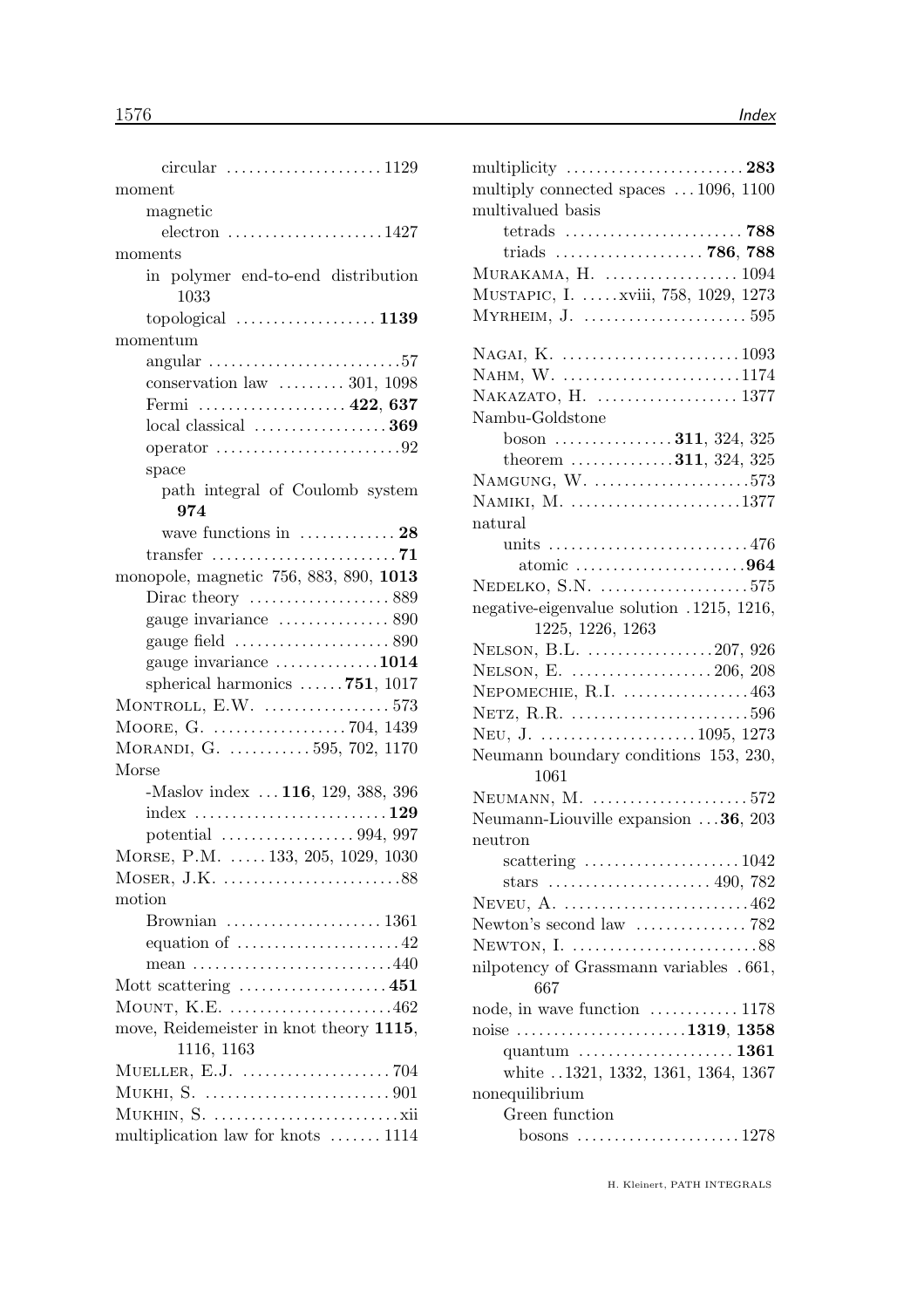circular . . . . . . . . . . . . . . . . . . . . . 1129
moment
magnetic
electron . . . . . . . . . . . . . . . . . . . . . 1427
moments
in polymer end-to-end distribution 1033
topological . . . . . . . . . . . . . . . . . . . **1139**
momentum
angular . . . . . . . . . . . . . . . . . . . . . . . . . . 57
conservation law . . . . . . . . . 301, 1098
Fermi . . . . . . . . . . . . . . . . . . . . **422**, **637**
local classical . . . . . . . . . . . . . . . . . . **369**
operator . . . . . . . . . . . . . . . . . . . . . . . . . 92
space
path integral of Coulomb system **974**
wave functions in . . . . . . . . . . . . . **28**
transfer . . . . . . . . . . . . . . . . . . . . . . . . . **71**
monopole, magnetic 756, 883, 890, **1013**
Dirac theory . . . . . . . . . . . . . . . . . . . 889
gauge invariance . . . . . . . . . . . . . . . 890
gauge field . . . . . . . . . . . . . . . . . . . . . 890
gauge invariance . . . . . . . . . . . . . **1014**
spherical harmonics . . . . . . **751**, 1017
Montroll, E.W. . . . . . . . . . . . . . . . . . 573
Moore, G. . . . . . . . . . . . . . . . . . . 704, 1439
Morandi, G. . . . . . . . . . . 595, 702, 1170
Morse
-Maslov index . . . **116**, 129, 388, 396
index . . . . . . . . . . . . . . . . . . . . . . . . . . **129**
potential . . . . . . . . . . . . . . . . . . 994, 997
Morse, P.M. . . . . . 133, 205, 1029, 1030
Moser, J.K. . . . . . . . . . . . . . . . . . . . . . . . 88
motion
Brownian . . . . . . . . . . . . . . . . . . . . . 1361
equation of . . . . . . . . . . . . . . . . . . . . . . 42
mean . . . . . . . . . . . . . . . . . . . . . . . . . . . 440
Mott scattering . . . . . . . . . . . . . . . . . . . . **451**
Mount, K.E. . . . . . . . . . . . . . . . . . . . . . 462
move, Reidemeister in knot theory **1115**, 1116, 1163
Mueller, E.J. . . . . . . . . . . . . . . . . . . . 704
Mukhi, S. . . . . . . . . . . . . . . . . . . . . . . . . 901
Mukhin, S. . . . . . . . . . . . . . . . . . . . . . . . . xii
multiplication law for knots . . . . . . . 1114
multiplicity . . . . . . . . . . . . . . . . . . . . . . . . **283**
multiply connected spaces . . . 1096, 1100
multivalued basis
tetrads . . . . . . . . . . . . . . . . . . . . . . . . **788**
triads . . . . . . . . . . . . . . . . . . . . **786**, **788**
Murakama, H. . . . . . . . . . . . . . . . . . 1094
Mustapic, I. . . . . . xviii, 758, 1029, 1273
Myrheim, J. . . . . . . . . . . . . . . . . . . . . . 595

Nagai, K. . . . . . . . . . . . . . . . . . . . . . . . 1093
Nahm, W. . . . . . . . . . . . . . . . . . . . . . . . 1174
Nakazato, H. . . . . . . . . . . . . . . . . . . 1377
Nambu-Goldstone
boson . . . . . . . . . . . . . . . . **311**, 324, 325
theorem . . . . . . . . . . . . . **311**, 324, 325
Namgung, W. . . . . . . . . . . . . . . . . . . . . 573
Namiki, M. . . . . . . . . . . . . . . . . . . . . . . 1377
natural
units . . . . . . . . . . . . . . . . . . . . . . . . . . . 476
atomic . . . . . . . . . . . . . . . . . . . . . . . **964**
Nedelko, S.N. . . . . . . . . . . . . . . . . . . . 575
negative-eigenvalue solution . 1215, 1216, 1225, 1226, 1263
Nelson, B.L. . . . . . . . . . . . . . . . . 207, 926
Nelson, E. . . . . . . . . . . . . . . . . . . 206, 208
Nepomechie, R.I. . . . . . . . . . . . . . . . . 463
Netz, R.R. . . . . . . . . . . . . . . . . . . . . . . . 596
Neu, J. . . . . . . . . . . . . . . . . . . . . 1095, 1273
Neumann boundary conditions 153, 230, 1061
Neumann, M. . . . . . . . . . . . . . . . . . . . . 572
Neumann-Liouville expansion . . . **36**, 203
neutron
scattering . . . . . . . . . . . . . . . . . . . . . 1042
stars . . . . . . . . . . . . . . . . . . . . . . 490, 782
Neveu, A. . . . . . . . . . . . . . . . . . . . . . . . . 462
Newton's second law . . . . . . . . . . . . . . . 782
Newton, I. . . . . . . . . . . . . . . . . . . . . . . . . 88
nilpotency of Grassmann variables . 661, 667
node, in wave function . . . . . . . . . . . . 1178
noise . . . . . . . . . . . . . . . . . . . . . . **1319**, **1358**
quantum . . . . . . . . . . . . . . . . . . . . . **1361**
white . . 1321, 1332, 1361, 1364, 1367
nonequilibrium
Green function
bosons . . . . . . . . . . . . . . . . . . . . . . 1278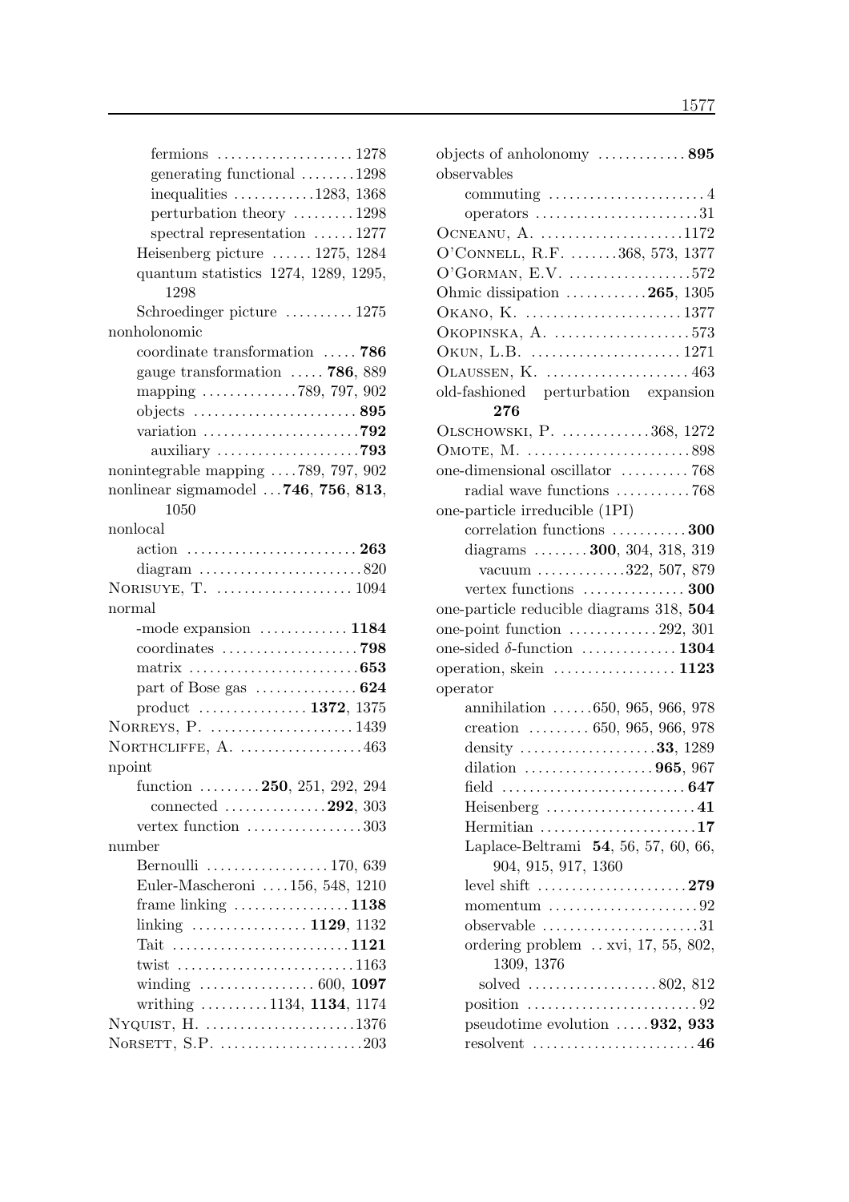fermions ..................... 1278
generating functional ........1298
inequalities ............1283, 1368
perturbation theory .........1298
spectral representation ......1277
Heisenberg picture ......1275, 1284
quantum statistics 1274, 1289, 1295, 1298
Schroedinger picture ..........1275

nonholonomic
- coordinate transformation ..... **786**
- gauge transformation ..... **786**, 889
- mapping ..............789, 797, 902
- objects ........................ **895**
- variation ....................... **792**
  - auxiliary ..................... **793**

nonintegrable mapping ....789, 797, 902

nonlinear sigmamodel ...**746**, **756**, **813**, 1050

nonlocal
- action ......................... **263**
- diagram ........................820

NORISUYE, T. .................... 1094

normal
- -mode expansion ............. **1184**
- coordinates .................... **798**
- matrix ......................... **653**
- part of Bose gas ............... **624**
- product ................ **1372**, 1375

NORREYS, P. ..................... 1439

NORTHCLIFFE, A. ..................463

npoint
- function .........**250**, 251, 292, 294
  - connected ...............**292**, 303
- vertex function .................303

number
- Bernoulli ..................170, 639
- Euler-Mascheroni ....156, 548, 1210
- frame linking ................. **1138**
- linking ................. **1129**, 1132
- Tait .......................... **1121**
- twist ..........................1163
- winding ................. 600, **1097**
- writhing ..........1134, **1134**, 1174

NYQUIST, H. ......................1376

NORSETT, S.P. .....................203

objects of anholonomy ............. **895**

observables
- commuting .......................4
- operators ........................31

OCNEANU, A. .....................1172

O'CONNELL, R.F. .......368, 573, 1377

O'GORMAN, E.V. ..................572

Ohmic dissipation ............**265**, 1305

OKANO, K. ........................1377

OKOPINSKA, A. ....................573

OKUN, L.B. ...................... 1271

OLAUSSEN, K. ..................... 463

old-fashioned perturbation expansion **276**

OLSCHOWSKI, P. .............368, 1272

OMOTE, M. ........................898

one-dimensional oscillator .......... 768
- radial wave functions ...........768

one-particle irreducible (1PI)
- correlation functions ........... **300**
- diagrams ........ **300**, 304, 318, 319
  - vacuum .............322, 507, 879
- vertex functions ............... **300**

one-particle reducible diagrams 318, **504**

one-point function .............292, 301

one-sided $\delta$-function .............. **1304**

operation, skein .................. **1123**

operator
- annihilation ......650, 965, 966, 978
- creation ......... 650, 965, 966, 978
- density ....................**33**, 1289
- dilation ...................**965**, 967
- field ........................... **647**
- Heisenberg ...................... **41**
- Hermitian ....................... **17**
- Laplace-Beltrami **54**, 56, 57, 60, 66, 904, 915, 917, 1360
- level shift ...................... **279**
- momentum .......................92
- observable .......................31
- ordering problem .. xvi, 17, 55, 802, 1309, 1376
  - solved ...................802, 812
- position .........................92
- pseudotime evolution .....**932, 933**
- resolvent ........................ **46**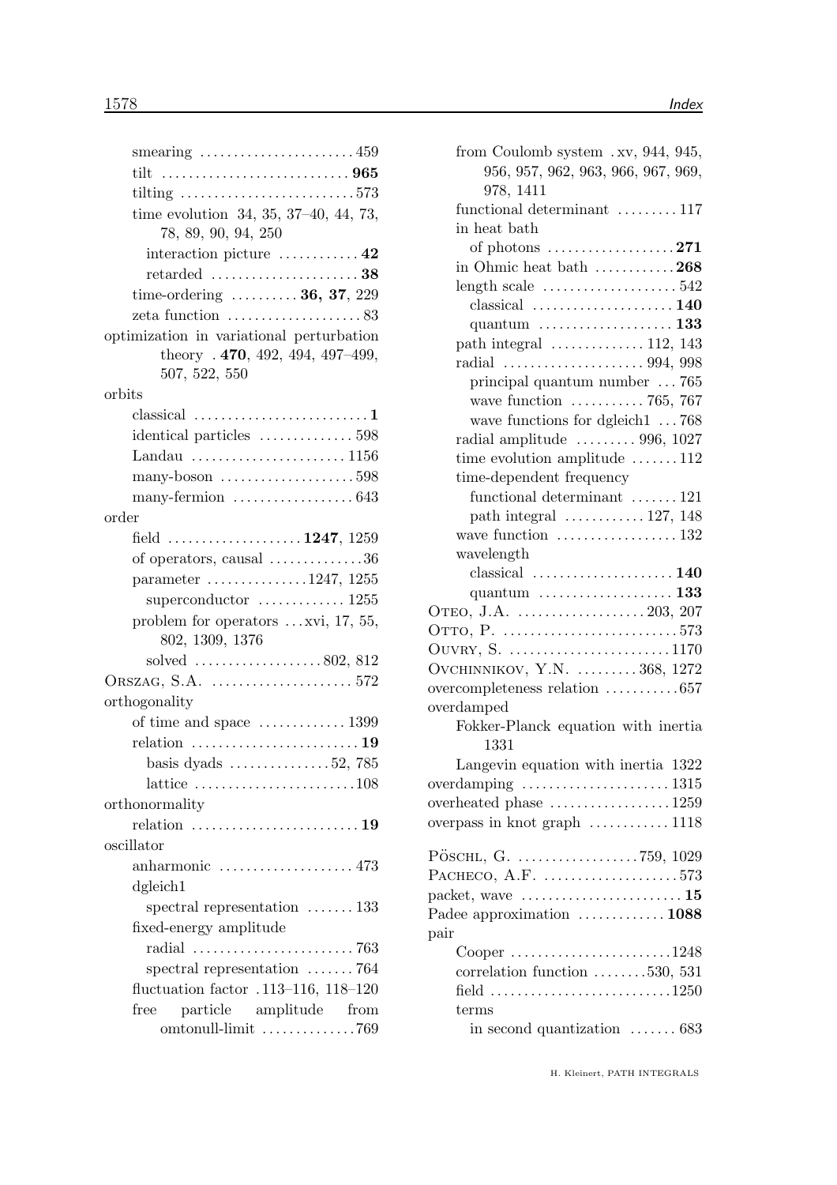smearing . . . . . . . . . . . . . . . . . . . . . . . 459
tilt . . . . . . . . . . . . . . . . . . . . . . . . . . . **965**
tilting . . . . . . . . . . . . . . . . . . . . . . . . . 573
time evolution 34, 35, 37–40, 44, 73, 78, 89, 90, 94, 250
interaction picture . . . . . . . . . . . . **42**
retarded . . . . . . . . . . . . . . . . . . . . . . **38**
time-ordering . . . . . . . . . . **36, 37**, 229
zeta function . . . . . . . . . . . . . . . . . . . 83
optimization in variational perturbation theory . **470**, 492, 494, 497–499, 507, 522, 550
orbits
classical . . . . . . . . . . . . . . . . . . . . . . . . . **1**
identical particles . . . . . . . . . . . . . . 598
Landau . . . . . . . . . . . . . . . . . . . . . . . 1156
many-boson . . . . . . . . . . . . . . . . . . . . 598
many-fermion . . . . . . . . . . . . . . . . . . 643
order
field . . . . . . . . . . . . . . . . . . . . **1247**, 1259
of operators, causal . . . . . . . . . . . . . . 36
parameter . . . . . . . . . . . . . . . 1247, 1255
superconductor . . . . . . . . . . . . . 1255
problem for operators . . . xvi, 17, 55, 802, 1309, 1376
solved . . . . . . . . . . . . . . . . . . . 802, 812
Orszag, S.A. . . . . . . . . . . . . . . . . . . . . . 572
orthogonality
of time and space . . . . . . . . . . . . . 1399
relation . . . . . . . . . . . . . . . . . . . . . . . . . **19**
basis dyads . . . . . . . . . . . . . . . 52, 785
lattice . . . . . . . . . . . . . . . . . . . . . . . . 108
orthonormality
relation . . . . . . . . . . . . . . . . . . . . . . . . . **19**
oscillator
anharmonic . . . . . . . . . . . . . . . . . . . . 473
dgleich1
spectral representation . . . . . . . 133
fixed-energy amplitude
radial . . . . . . . . . . . . . . . . . . . . . . . . 763
spectral representation . . . . . . . 764
fluctuation factor . 113–116, 118–120
free particle amplitude from omtonull-limit . . . . . . . . . . . . . . 769
from Coulomb system . xv, 944, 945, 956, 957, 962, 963, 966, 967, 969, 978, 1411
functional determinant . . . . . . . . . 117
in heat bath
of photons . . . . . . . . . . . . . . . . . . . **271**
in Ohmic heat bath . . . . . . . . . . . . **268**
length scale . . . . . . . . . . . . . . . . . . . . 542
classical . . . . . . . . . . . . . . . . . . . . . **140**
quantum . . . . . . . . . . . . . . . . . . . . **133**
path integral . . . . . . . . . . . . . . 112, 143
radial . . . . . . . . . . . . . . . . . . . . . 994, 998
principal quantum number . . . 765
wave function . . . . . . . . . . . 765, 767
wave functions for dgleich1 . . . 768
radial amplitude . . . . . . . . . 996, 1027
time evolution amplitude . . . . . . . 112
time-dependent frequency
functional determinant . . . . . . . 121
path integral . . . . . . . . . . . . 127, 148
wave function . . . . . . . . . . . . . . . . . . 132
wavelength
classical . . . . . . . . . . . . . . . . . . . . . **140**
quantum . . . . . . . . . . . . . . . . . . . . **133**
Oteo, J.A. . . . . . . . . . . . . . . . . . . . 203, 207
Otto, P. . . . . . . . . . . . . . . . . . . . . . . . . . . 573
Ouvry, S. . . . . . . . . . . . . . . . . . . . . . . . 1170
Ovchinnikov, Y.N. . . . . . . . . . 368, 1272
overcompleteness relation . . . . . . . . . . . 657
overdamped
Fokker-Planck equation with inertia 1331
Langevin equation with inertia 1322
overdamping . . . . . . . . . . . . . . . . . . . . . . 1315
overheated phase . . . . . . . . . . . . . . . . . . 1259
overpass in knot graph . . . . . . . . . . . . 1118

Pöschl, G. . . . . . . . . . . . . . . . . . . . 759, 1029
Pacheco, A.F. . . . . . . . . . . . . . . . . . . . . 573
packet, wave . . . . . . . . . . . . . . . . . . . . . . . . **15**
Padee approximation . . . . . . . . . . . . . **1088**
pair
Cooper . . . . . . . . . . . . . . . . . . . . . . . . 1248
correlation function . . . . . . . . 530, 531
field . . . . . . . . . . . . . . . . . . . . . . . . . . 1250
terms
in second quantization . . . . . . . 683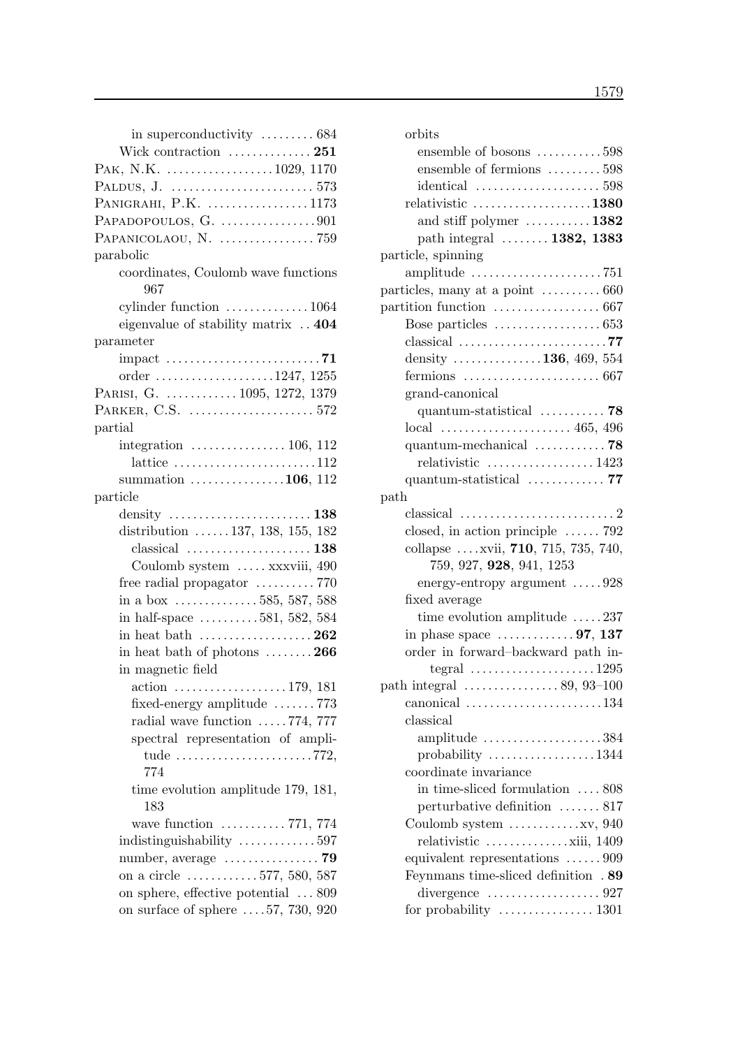in superconductivity . . . . . . . . . 684
Wick contraction . . . . . . . . . . . . . . **251**
PAK, N.K. . . . . . . . . . . . . . . . . . . 1029, 1170
PALDUS, J. . . . . . . . . . . . . . . . . . . . . . . . . 573
PANIGRAHI, P.K. . . . . . . . . . . . . . . . . . 1173
PAPADOPOULOS, G. . . . . . . . . . . . . . . . . 901
PAPANICOLAOU, N. . . . . . . . . . . . . . . . . 759
parabolic
coordinates, Coulomb wave functions 967
cylinder function . . . . . . . . . . . . . . 1064
eigenvalue of stability matrix . . **404**
parameter
impact . . . . . . . . . . . . . . . . . . . . . . . . . . **71**
order . . . . . . . . . . . . . . . . . . . . 1247, 1255
PARISI, G. . . . . . . . . . . . . 1095, 1272, 1379
PARKER, C.S. . . . . . . . . . . . . . . . . . . . . . 572
partial
integration . . . . . . . . . . . . . . . . 106, 112
lattice . . . . . . . . . . . . . . . . . . . . . . . . 112
summation . . . . . . . . . . . . . . . . **106**, 112
particle
density . . . . . . . . . . . . . . . . . . . . . . . . **138**
distribution . . . . . . 137, 138, 155, 182
classical . . . . . . . . . . . . . . . . . . . . . **138**
Coulomb system . . . . . xxxviii, 490
free radial propagator . . . . . . . . . . 770
in a box . . . . . . . . . . . . . . 585, 587, 588
in half-space . . . . . . . . . . 581, 582, 584
in heat bath . . . . . . . . . . . . . . . . . . . **262**
in heat bath of photons . . . . . . . . **266**
in magnetic field
action . . . . . . . . . . . . . . . . . . . 179, 181
fixed-energy amplitude . . . . . . . 773
radial wave function . . . . . 774, 777
spectral representation of amplitude . . . . . . . . . . . . . . . . . . . . . . . 772, 774
time evolution amplitude 179, 181, 183
wave function . . . . . . . . . . . 771, 774
indistinguishability . . . . . . . . . . . . . 597
number, average . . . . . . . . . . . . . . . . **79**
on a circle . . . . . . . . . . . . 577, 580, 587
on sphere, effective potential . . . 809
on surface of sphere . . . . 57, 730, 920
orbits
ensemble of bosons . . . . . . . . . . . 598
ensemble of fermions . . . . . . . . . 598
identical . . . . . . . . . . . . . . . . . . . . . 598
relativistic . . . . . . . . . . . . . . . . . . . . **1380**
and stiff polymer . . . . . . . . . . . **1382**
path integral . . . . . . . . **1382, 1383**
particle, spinning
amplitude . . . . . . . . . . . . . . . . . . . . . . 751
particles, many at a point . . . . . . . . . . 660
partition function . . . . . . . . . . . . . . . . . . 667
Bose particles . . . . . . . . . . . . . . . . . . 653
classical . . . . . . . . . . . . . . . . . . . . . . . . . **77**
density . . . . . . . . . . . . . . . **136**, 469, 554
fermions . . . . . . . . . . . . . . . . . . . . . . . 667
grand-canonical
quantum-statistical . . . . . . . . . . . **78**
local . . . . . . . . . . . . . . . . . . . . . . 465, 496
quantum-mechanical . . . . . . . . . . . . **78**
relativistic . . . . . . . . . . . . . . . . . . 1423
quantum-statistical . . . . . . . . . . . . . **77**
path
classical . . . . . . . . . . . . . . . . . . . . . . . . . . 2
closed, in action principle . . . . . . 792
collapse . . . . xvii, **710**, 715, 735, 740, 759, 927, **928**, 941, 1253
energy-entropy argument . . . . . 928
fixed average
time evolution amplitude . . . . . 237
in phase space . . . . . . . . . . . . . **97**, **137**
order in forward–backward path integral . . . . . . . . . . . . . . . . . . . . . 1295
path integral . . . . . . . . . . . . . . . . 89, 93–100
canonical . . . . . . . . . . . . . . . . . . . . . . . 134
classical
amplitude . . . . . . . . . . . . . . . . . . . . 384
probability . . . . . . . . . . . . . . . . . . 1344
coordinate invariance
in time-sliced formulation . . . . 808
perturbative definition . . . . . . . 817
Coulomb system . . . . . . . . . . . . xv, 940
relativistic . . . . . . . . . . . . . . xiii, 1409
equivalent representations . . . . . . 909
Feynmans time-sliced definition . **89**
divergence . . . . . . . . . . . . . . . . . . . 927
for probability . . . . . . . . . . . . . . . . 1301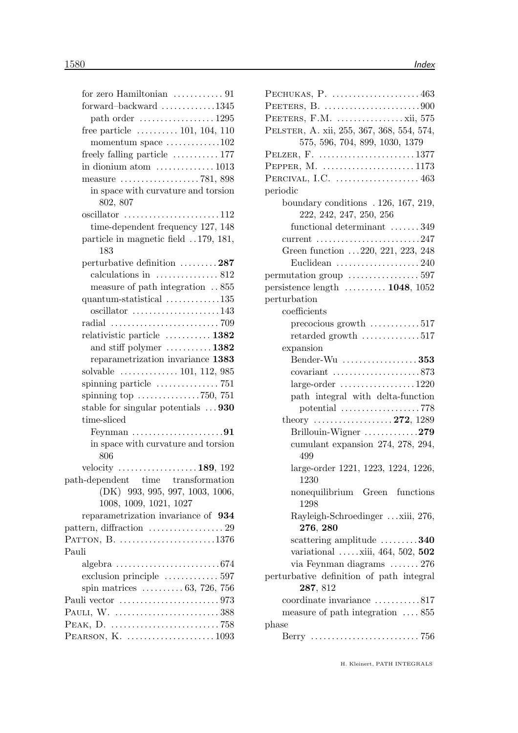for zero Hamiltonian . . . . . . . . . . . . 91
forward–backward . . . . . . . . . . . . .1345
  path order . . . . . . . . . . . . . . . . . .1295
free particle . . . . . . . . . . 101, 104, 110
  momentum space . . . . . . . . . . . . .102
freely falling particle . . . . . . . . . . . 177
in dionium atom . . . . . . . . . . . . . . 1013
measure . . . . . . . . . . . . . . . . . . .781, 898
  in space with curvature and torsion 802, 807
oscillator . . . . . . . . . . . . . . . . . . . . . . .112
  time-dependent frequency 127, 148
particle in magnetic field . . 179, 181, 183
perturbative definition . . . . . . . . . **287**
  calculations in . . . . . . . . . . . . . . . 812
  measure of path integration . . 855
quantum-statistical . . . . . . . . . . . . .135
  oscillator . . . . . . . . . . . . . . . . . . . . .143
radial . . . . . . . . . . . . . . . . . . . . . . . . . .709
relativistic particle . . . . . . . . . . . **1382**
  and stiff polymer . . . . . . . . . . . **1382**
  reparametrization invariance **1383**
solvable . . . . . . . . . . . . . . 101, 112, 985
spinning particle . . . . . . . . . . . . . . . 751
spinning top . . . . . . . . . . . . . . .750, 751
stable for singular potentials . . . **930**
time-sliced
  Feynman . . . . . . . . . . . . . . . . . . . . . .**91**
  in space with curvature and torsion 806
velocity . . . . . . . . . . . . . . . . . . . **189**, 192
path-dependent time transformation (DK) 993, 995, 997, 1003, 1006, 1008, 1009, 1021, 1027
  reparametrization invariance of **934**
pattern, diffraction . . . . . . . . . . . . . . . . . . 29
Patton, B. . . . . . . . . . . . . . . . . . . . . . . .1376
Pauli
  algebra . . . . . . . . . . . . . . . . . . . . . . . . .674
  exclusion principle . . . . . . . . . . . . . 597
  spin matrices . . . . . . . . . . 63, 726, 756
Pauli vector . . . . . . . . . . . . . . . . . . . . . . . .973
Pauli, W. . . . . . . . . . . . . . . . . . . . . . . . . .388
Peak, D. . . . . . . . . . . . . . . . . . . . . . . . . . .758
Pearson, K. . . . . . . . . . . . . . . . . . . . . . 1093

Pechukas, P. . . . . . . . . . . . . . . . . . . . . 463
Peeters, B. . . . . . . . . . . . . . . . . . . . . . . .900
Peeters, F.M. . . . . . . . . . . . . . . . xii, 575
Pelster, A. xii, 255, 367, 368, 554, 574, 575, 596, 704, 899, 1030, 1379
Pelzer, F. . . . . . . . . . . . . . . . . . . . . . .1377
Pepper, M. . . . . . . . . . . . . . . . . . . . . . 1173
Percival, I.C. . . . . . . . . . . . . . . . . . . . 463
periodic
  boundary conditions . 126, 167, 219, 222, 242, 247, 250, 256
    functional determinant . . . . . . . 349
  current . . . . . . . . . . . . . . . . . . . . . . . . .247
  Green function . . . 220, 221, 223, 248
    Euclidean . . . . . . . . . . . . . . . . . . . . 240
permutation group . . . . . . . . . . . . . . . . . 597
persistence length . . . . . . . . . . **1048**, 1052
perturbation
  coefficients
    precocious growth . . . . . . . . . . . .517
    retarded growth . . . . . . . . . . . . . .517
  expansion
    Bender-Wu . . . . . . . . . . . . . . . . . . **353**
    covariant . . . . . . . . . . . . . . . . . . . . .873
    large-order . . . . . . . . . . . . . . . . . .1220
    path integral with delta-function potential . . . . . . . . . . . . . . . . . . .778
  theory . . . . . . . . . . . . . . . . . . . **272**, 1289
    Brillouin-Wigner . . . . . . . . . . . . .**279**
    cumulant expansion 274, 278, 294, 499
    large-order 1221, 1223, 1224, 1226, 1230
    nonequilibrium Green functions 1298
    Rayleigh-Schroedinger . . . xiii, 276, **276**, **280**
    scattering amplitude . . . . . . . . .**340**
    variational . . . . . xiii, 464, 502, **502**
    via Feynman diagrams . . . . . . . 276
perturbative definition of path integral **287**, 812
  coordinate invariance . . . . . . . . . . .817
  measure of path integration . . . . 855
phase
  Berry . . . . . . . . . . . . . . . . . . . . . . . . . . 756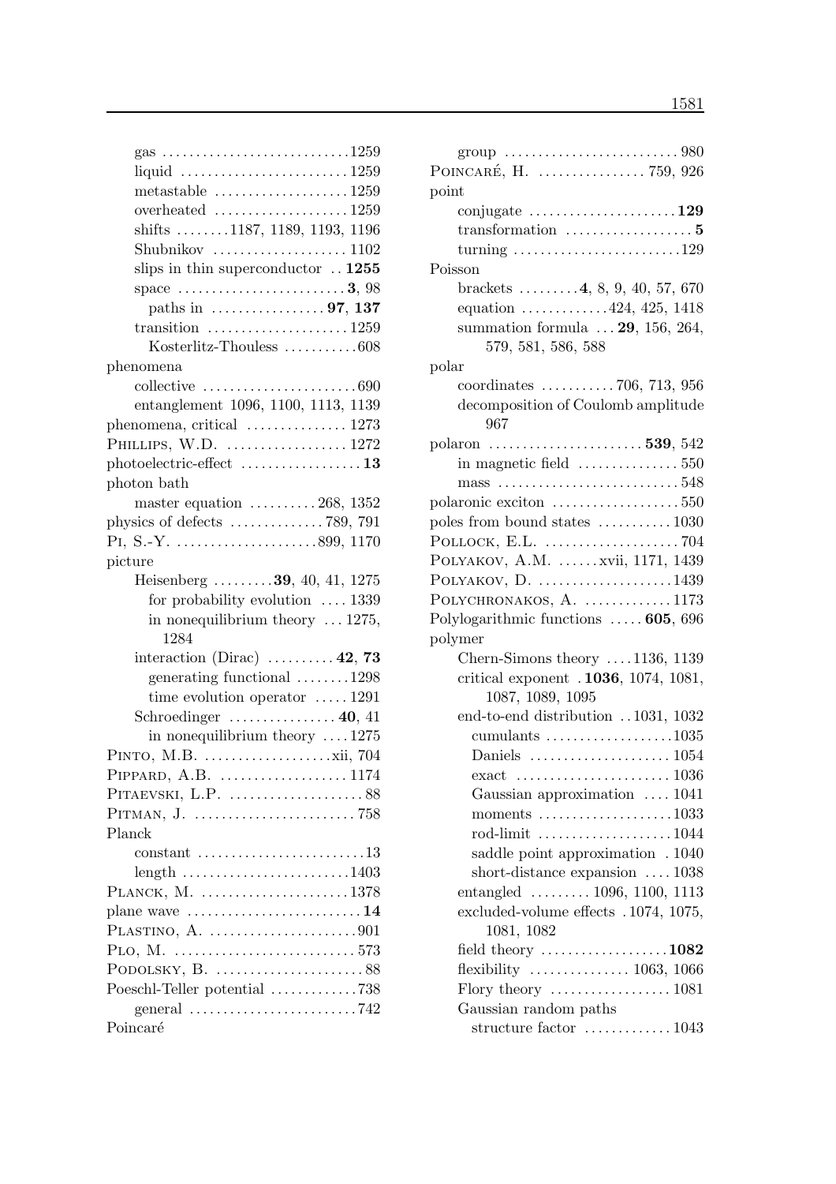gas 1259
liquid 1259
metastable 1259
overheated 1259
shifts 1187, 1189, 1193, 1196
Shubnikov 1102
slips in thin superconductor **1255**
space **3**, 98
paths in **97**, **137**
transition 1259
Kosterlitz-Thouless 608

phenomena
collective 690
entanglement 1096, 1100, 1113, 1139

phenomena, critical 1273

Phillips, W.D. 1272

photoelectric-effect **13**

photon bath
master equation 268, 1352

physics of defects 789, 791

Pi, S.-Y. 899, 1170

picture
Heisenberg **39**, 40, 41, 1275
for probability evolution 1339
in nonequilibrium theory 1275, 1284
interaction (Dirac) **42**, **73**
generating functional 1298
time evolution operator 1291
Schroedinger **40**, 41
in nonequilibrium theory 1275

Pinto, M.B. xii, 704

Pippard, A.B. 1174

Pitaevski, L.P. 88

Pitman, J. 758

Planck
constant 13
length 1403

Planck, M. 1378

plane wave **14**

Plastino, A. 901

Plo, M. 573

Podolsky, B. 88

Poeschl-Teller potential 738
general 742

Poincaré
group 980

Poincaré, H. 759, 926

point
conjugate **129**
transformation **5**
turning 129

Poisson
brackets **4**, 8, 9, 40, 57, 670
equation 424, 425, 1418
summation formula **29**, 156, 264, 579, 581, 586, 588

polar
coordinates 706, 713, 956
decomposition of Coulomb amplitude 967

polaron **539**, 542
in magnetic field 550
mass 548

polaronic exciton 550

poles from bound states 1030

Pollock, E.L. 704

Polyakov, A.M. xvii, 1171, 1439

Polyakov, D. 1439

Polychronakos, A. 1173

Polylogarithmic functions **605**, 696

polymer
Chern-Simons theory 1136, 1139
critical exponent **1036**, 1074, 1081, 1087, 1089, 1095
end-to-end distribution 1031, 1032
cumulants 1035
Daniels 1054
exact 1036
Gaussian approximation 1041
moments 1033
rod-limit 1044
saddle point approximation 1040
short-distance expansion 1038
entangled 1096, 1100, 1113
excluded-volume effects 1074, 1075, 1081, 1082
field theory **1082**
flexibility 1063, 1066
Flory theory 1081
Gaussian random paths
structure factor 1043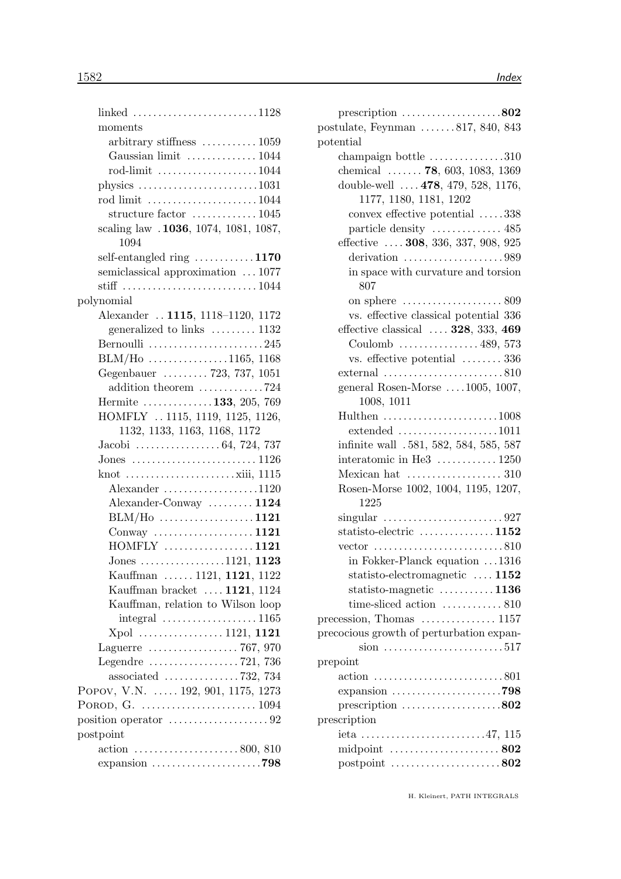linked 1128
moments
arbitrary stiffness 1059
Gaussian limit 1044
rod-limit 1044
physics 1031
rod limit 1044
structure factor 1045
scaling law . **1036**, 1074, 1081, 1087, 1094
self-entangled ring **1170**
semiclassical approximation 1077
stiff 1044

polynomial
Alexander **1115**, 1118–1120, 1172
generalized to links 1132
Bernoulli 245
BLM/Ho 1165, 1168
Gegenbauer 723, 737, 1051
addition theorem 724
Hermite **133**, 205, 769
HOMFLY 1115, 1119, 1125, 1126, 1132, 1133, 1163, 1168, 1172
Jacobi 64, 724, 737
Jones 1126
knot xiii, 1115
Alexander 1120
Alexander-Conway **1124**
BLM/Ho **1121**
Conway **1121**
HOMFLY **1121**
Jones 1121, **1123**
Kauffman 1121, **1121**, 1122
Kauffman bracket **1121**, 1124
Kauffman, relation to Wilson loop integral 1165
Xpol 1121, **1121**
Laguerre 767, 970
Legendre 721, 736
associated 732, 734

Popov, V.N. 192, 901, 1175, 1273
Porod, G. 1094
position operator 92
postpoint
action 800, 810
expansion **798**
prescription **802**

postulate, Feynman 817, 840, 843
potential
champaign bottle 310
chemical **78**, 603, 1083, 1369
double-well **478**, 479, 528, 1176, 1177, 1180, 1181, 1202
convex effective potential 338
particle density 485
effective **308**, 336, 337, 908, 925
derivation 989
in space with curvature and torsion 807
on sphere 809
vs. effective classical potential 336
effective classical **328**, 333, **469**
Coulomb 489, 573
vs. effective potential 336
external 810
general Rosen-Morse 1005, 1007, 1008, 1011
Hulthen 1008
extended 1011
infinite wall 581, 582, 584, 585, 587
interatomic in He3 1250
Mexican hat 310
Rosen-Morse 1002, 1004, 1195, 1207, 1225
singular 927
statisto-electric **1152**
vector 810
in Fokker-Planck equation 1316
statisto-electromagnetic **1152**
statisto-magnetic **1136**
time-sliced action 810

precession, Thomas 1157
precocious growth of perturbation expansion 517
prepoint
action 801
expansion **798**
prescription **802**

prescription
ieta 47, 115
midpoint **802**
postpoint **802**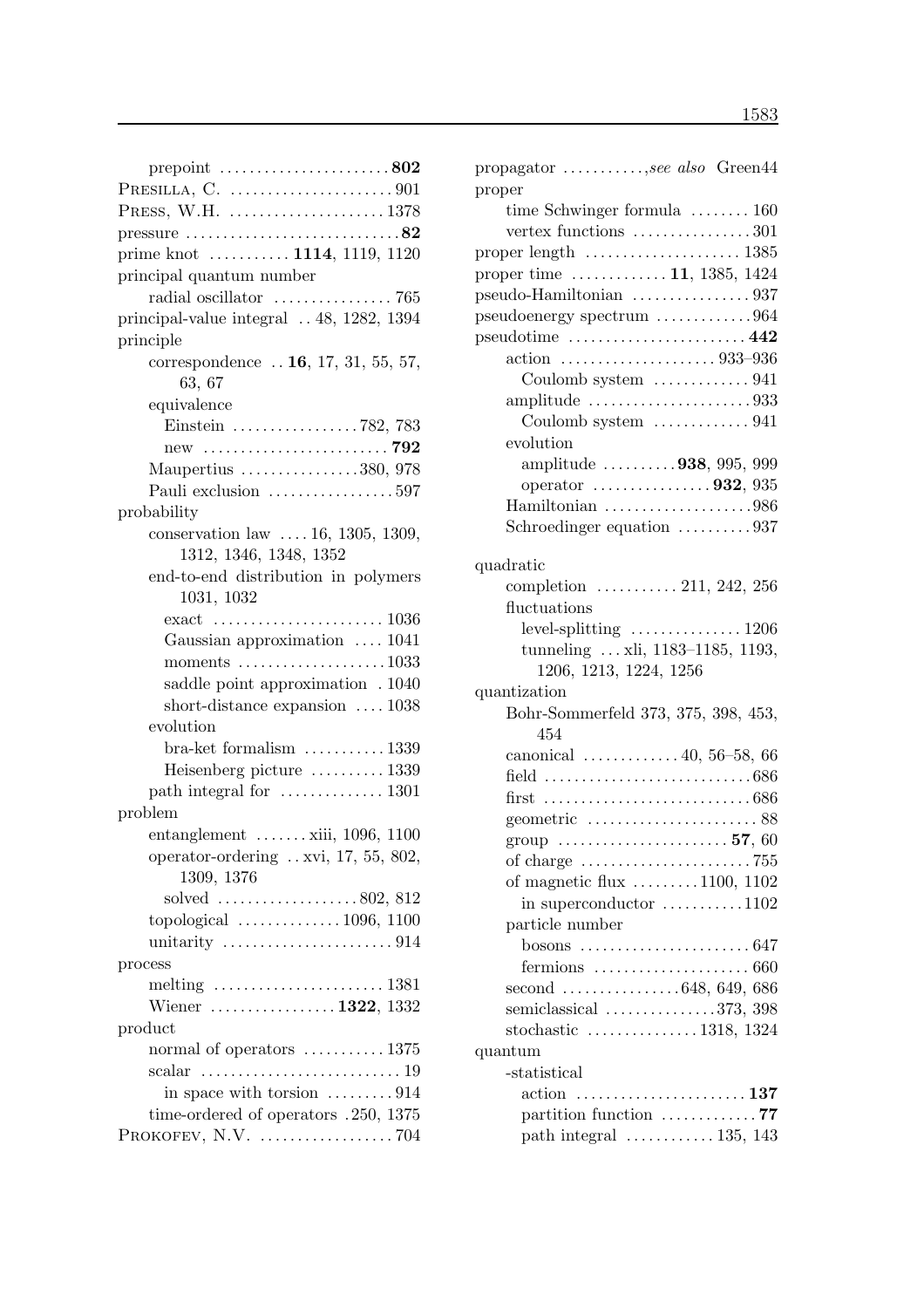prepoint . . . . . . . . . . . . . . . . . . . . . . . **802**
PRESILLA, C. . . . . . . . . . . . . . . . . . . . . . . 901
PRESS, W.H. . . . . . . . . . . . . . . . . . . . . . 1378
pressure . . . . . . . . . . . . . . . . . . . . . . . . . . . . . **82**
prime knot . . . . . . . . . . . **1114**, 1119, 1120
principal quantum number
  radial oscillator . . . . . . . . . . . . . . . . 765
principal-value integral . . 48, 1282, 1394
principle
  correspondence . . **16**, 17, 31, 55, 57, 63, 67
  equivalence
    Einstein . . . . . . . . . . . . . . . . . 782, 783
    new . . . . . . . . . . . . . . . . . . . . . . . . . **792**
  Maupertius . . . . . . . . . . . . . . . . 380, 978
  Pauli exclusion . . . . . . . . . . . . . . . . . 597
probability
  conservation law . . . . 16, 1305, 1309, 1312, 1346, 1348, 1352
  end-to-end distribution in polymers 1031, 1032
    exact . . . . . . . . . . . . . . . . . . . . . . . 1036
    Gaussian approximation . . . . 1041
    moments . . . . . . . . . . . . . . . . . . . . 1033
    saddle point approximation . 1040
    short-distance expansion . . . . 1038
  evolution
    bra-ket formalism . . . . . . . . . . . 1339
    Heisenberg picture . . . . . . . . . . 1339
  path integral for . . . . . . . . . . . . . . 1301
problem
  entanglement . . . . . . . xiii, 1096, 1100
  operator-ordering . . xvi, 17, 55, 802, 1309, 1376
    solved . . . . . . . . . . . . . . . . . . . 802, 812
  topological . . . . . . . . . . . . . . 1096, 1100
  unitarity . . . . . . . . . . . . . . . . . . . . . . . 914
process
  melting . . . . . . . . . . . . . . . . . . . . . . . 1381
  Wiener . . . . . . . . . . . . . . . . . **1322**, 1332
product
  normal of operators . . . . . . . . . . . 1375
  scalar . . . . . . . . . . . . . . . . . . . . . . . . . . . 19
    in space with torsion . . . . . . . . . 914
  time-ordered of operators . 250, 1375
PROKOFEV, N.V. . . . . . . . . . . . . . . . . . . 704
propagator . . . . . . . . . . . ,*see also* Green44
proper
  time Schwinger formula . . . . . . . . 160
  vertex functions . . . . . . . . . . . . . . . . 301
proper length . . . . . . . . . . . . . . . . . . . . . 1385
proper time . . . . . . . . . . . . . **11**, 1385, 1424
pseudo-Hamiltonian . . . . . . . . . . . . . . . . 937
pseudoenergy spectrum . . . . . . . . . . . . . 964
pseudotime . . . . . . . . . . . . . . . . . . . . . . . . **442**
  action . . . . . . . . . . . . . . . . . . . . . 933–936
    Coulomb system . . . . . . . . . . . . . 941
  amplitude . . . . . . . . . . . . . . . . . . . . . . 933
    Coulomb system . . . . . . . . . . . . . 941
  evolution
    amplitude . . . . . . . . . . **938**, 995, 999
    operator . . . . . . . . . . . . . . . . **932**, 935
  Hamiltonian . . . . . . . . . . . . . . . . . . . . 986
  Schroedinger equation . . . . . . . . . . 937

quadratic
  completion . . . . . . . . . . . 211, 242, 256
  fluctuations
    level-splitting . . . . . . . . . . . . . . . 1206
    tunneling . . . xli, 1183–1185, 1193, 1206, 1213, 1224, 1256
quantization
  Bohr-Sommerfeld 373, 375, 398, 453, 454
  canonical . . . . . . . . . . . . . 40, 56–58, 66
  field . . . . . . . . . . . . . . . . . . . . . . . . . . . . 686
  first . . . . . . . . . . . . . . . . . . . . . . . . . . . . 686
  geometric . . . . . . . . . . . . . . . . . . . . . . . 88
  group . . . . . . . . . . . . . . . . . . . . . . . **57**, 60
  of charge . . . . . . . . . . . . . . . . . . . . . . . 755
  of magnetic flux . . . . . . . . . 1100, 1102
    in superconductor . . . . . . . . . . . 1102
  particle number
    bosons . . . . . . . . . . . . . . . . . . . . . . . 647
    fermions . . . . . . . . . . . . . . . . . . . . . 660
  second . . . . . . . . . . . . . . . . 648, 649, 686
  semiclassical . . . . . . . . . . . . . . . 373, 398
  stochastic . . . . . . . . . . . . . . . 1318, 1324
quantum
  -statistical
    action . . . . . . . . . . . . . . . . . . . . . . . **137**
    partition function . . . . . . . . . . . . . **77**
    path integral . . . . . . . . . . . . 135, 143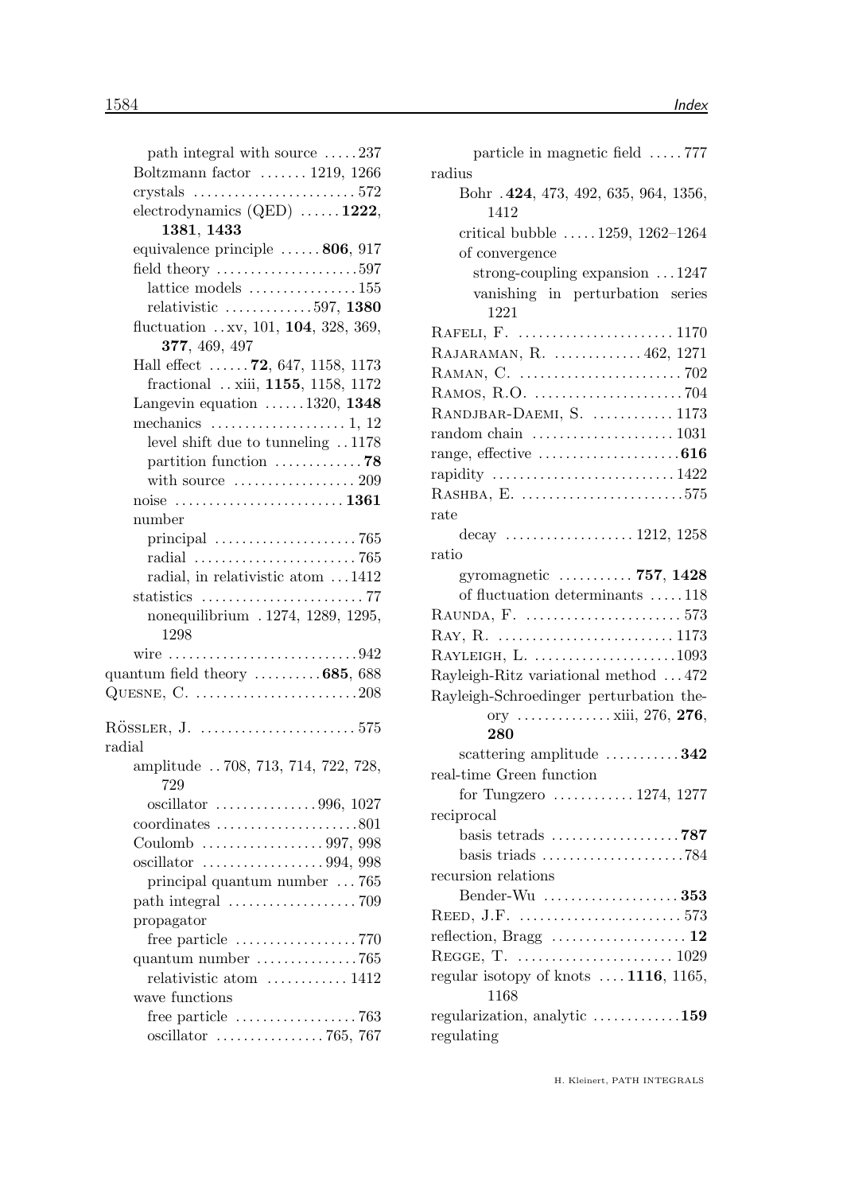path integral with source . . . . . 237
Boltzmann factor . . . . . . . 1219, 1266
crystals . . . . . . . . . . . . . . . . . . . . . . . . 572
electrodynamics (QED) . . . . . . **1222**, **1381**, **1433**
equivalence principle . . . . . . **806**, 917
field theory . . . . . . . . . . . . . . . . . . . . 597
lattice models . . . . . . . . . . . . . . . . 155
relativistic . . . . . . . . . . . . . 597, **1380**
fluctuation . . xv, 101, **104**, 328, 369, **377**, 469, 497
Hall effect . . . . . . **72**, 647, 1158, 1173
fractional . . xiii, **1155**, 1158, 1172
Langevin equation . . . . . . 1320, **1348**
mechanics . . . . . . . . . . . . . . . . . . . . 1, 12
level shift due to tunneling . . 1178
partition function . . . . . . . . . . . . . **78**
with source . . . . . . . . . . . . . . . . . . 209
noise . . . . . . . . . . . . . . . . . . . . . . . . . **1361**
number
principal . . . . . . . . . . . . . . . . . . . . . 765
radial . . . . . . . . . . . . . . . . . . . . . . . . 765
radial, in relativistic atom . . . 1412
statistics . . . . . . . . . . . . . . . . . . . . . . . . 77
nonequilibrium . 1274, 1289, 1295, 1298
wire . . . . . . . . . . . . . . . . . . . . . . . . . . . . 942
quantum field theory . . . . . . . . . . **685**, 688
Quesne, C. . . . . . . . . . . . . . . . . . . . . . . . . 208

Rössler, J. . . . . . . . . . . . . . . . . . . . . . . . 575
radial
amplitude . . 708, 713, 714, 722, 728, 729
oscillator . . . . . . . . . . . . . . . 996, 1027
coordinates . . . . . . . . . . . . . . . . . . . . . 801
Coulomb . . . . . . . . . . . . . . . . . . 997, 998
oscillator . . . . . . . . . . . . . . . . . . 994, 998
principal quantum number . . . 765
path integral . . . . . . . . . . . . . . . . . . . 709
propagator
free particle . . . . . . . . . . . . . . . . . . 770
quantum number . . . . . . . . . . . . . . . 765
relativistic atom . . . . . . . . . . . . 1412
wave functions
free particle . . . . . . . . . . . . . . . . . . 763
oscillator . . . . . . . . . . . . . . . . 765, 767
particle in magnetic field . . . . . 777
radius
Bohr . **424**, 473, 492, 635, 964, 1356, 1412
critical bubble . . . . . 1259, 1262–1264
of convergence
strong-coupling expansion . . . 1247
vanishing in perturbation series 1221
Rafeli, F. . . . . . . . . . . . . . . . . . . . . . . . 1170
Rajaraman, R. . . . . . . . . . . . . . 462, 1271
Raman, C. . . . . . . . . . . . . . . . . . . . . . . . . 702
Ramos, R.O. . . . . . . . . . . . . . . . . . . . . . . 704
Randjbar-Daemi, S. . . . . . . . . . . . . 1173
random chain . . . . . . . . . . . . . . . . . . . . 1031
range, effective . . . . . . . . . . . . . . . . . . . . **616**
rapidity . . . . . . . . . . . . . . . . . . . . . . . . . . 1422
Rashba, E. . . . . . . . . . . . . . . . . . . . . . . . . 575
rate
decay . . . . . . . . . . . . . . . . . . . 1212, 1258
ratio
gyromagnetic . . . . . . . . . . . **757**, **1428**
of fluctuation determinants . . . . . 118
Raunda, F. . . . . . . . . . . . . . . . . . . . . . . . 573
Ray, R. . . . . . . . . . . . . . . . . . . . . . . . . . . 1173
Rayleigh, L. . . . . . . . . . . . . . . . . . . . . . 1093
Rayleigh-Ritz variational method . . . 472
Rayleigh-Schroedinger perturbation theory . . . . . . . . . . . . . . xiii, 276, **276**, **280**
scattering amplitude . . . . . . . . . . . **342**
real-time Green function
for Tungzero . . . . . . . . . . . . 1274, 1277
reciprocal
basis tetrads . . . . . . . . . . . . . . . . . . . **787**
basis triads . . . . . . . . . . . . . . . . . . . . . 784
recursion relations
Bender-Wu . . . . . . . . . . . . . . . . . . . . **353**
Reed, J.F. . . . . . . . . . . . . . . . . . . . . . . . . 573
reflection, Bragg . . . . . . . . . . . . . . . . . . . **12**
Regge, T. . . . . . . . . . . . . . . . . . . . . . . . 1029
regular isotopy of knots . . . . **1116**, 1165, 1168
regularization, analytic . . . . . . . . . . . . . **159**
regulating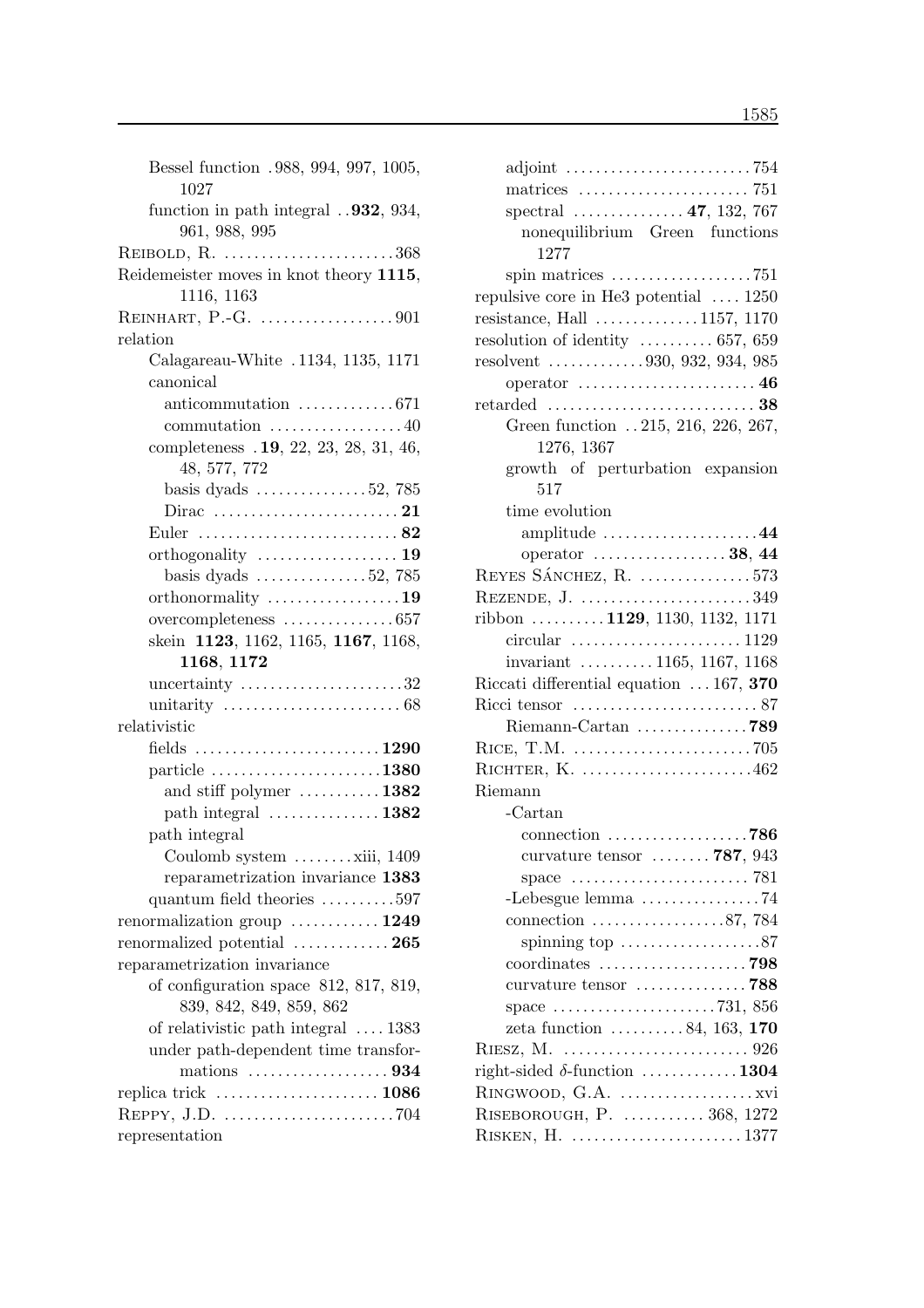Bessel function . 988, 994, 997, 1005, 1027
function in path integral . . **932**, 934, 961, 988, 995
REIBOLD, R. . . . . . . . . . . . . . . . . . . . . . . . 368
Reidemeister moves in knot theory **1115**, 1116, 1163
REINHART, P.-G. . . . . . . . . . . . . . . . . . . 901
relation
Calagareau-White . 1134, 1135, 1171
canonical
anticommutation . . . . . . . . . . . . . 671
commutation . . . . . . . . . . . . . . . . . . 40
completeness . **19**, 22, 23, 28, 31, 46, 48, 577, 772
basis dyads . . . . . . . . . . . . . . . 52, 785
Dirac . . . . . . . . . . . . . . . . . . . . . . . . . **21**
Euler . . . . . . . . . . . . . . . . . . . . . . . . . . **82**
orthogonality . . . . . . . . . . . . . . . . . . . **19**
basis dyads . . . . . . . . . . . . . . . 52, 785
orthonormality . . . . . . . . . . . . . . . . . . **19**
overcompleteness . . . . . . . . . . . . . . . 657
skein **1123**, 1162, 1165, **1167**, 1168, **1168**, **1172**
uncertainty . . . . . . . . . . . . . . . . . . . . . . 32
unitarity . . . . . . . . . . . . . . . . . . . . . . . . 68
relativistic
fields . . . . . . . . . . . . . . . . . . . . . . . . . **1290**
particle . . . . . . . . . . . . . . . . . . . . . . . **1380**
and stiff polymer . . . . . . . . . . . **1382**
path integral . . . . . . . . . . . . . . . **1382**
path integral
Coulomb system . . . . . . . . xiii, 1409
reparametrization invariance **1383**
quantum field theories . . . . . . . . . . 597
renormalization group . . . . . . . . . . . . **1249**
renormalized potential . . . . . . . . . . . . . **265**
reparametrization invariance
of configuration space 812, 817, 819, 839, 842, 849, 859, 862
of relativistic path integral . . . . 1383
under path-dependent time transformations . . . . . . . . . . . . . . . . . . . **934**
replica trick . . . . . . . . . . . . . . . . . . . . . . **1086**
REPPY, J.D. . . . . . . . . . . . . . . . . . . . . . . . 704
representation
adjoint . . . . . . . . . . . . . . . . . . . . . . . . . 754
matrices . . . . . . . . . . . . . . . . . . . . . . . 751
spectral . . . . . . . . . . . . . . . **47**, 132, 767
nonequilibrium Green functions 1277
spin matrices . . . . . . . . . . . . . . . . . . . 751
repulsive core in He3 potential . . . . 1250
resistance, Hall . . . . . . . . . . . . . . 1157, 1170
resolution of identity . . . . . . . . . . 657, 659
resolvent . . . . . . . . . . . . . 930, 932, 934, 985
operator . . . . . . . . . . . . . . . . . . . . . . . . **46**
retarded . . . . . . . . . . . . . . . . . . . . . . . . . . . . **38**
Green function . . 215, 216, 226, 267, 1276, 1367
growth of perturbation expansion 517
time evolution
amplitude . . . . . . . . . . . . . . . . . . . . . **44**
operator . . . . . . . . . . . . . . . . . . **38**, **44**
REYES SÁNCHEZ, R. . . . . . . . . . . . . . . 573
REZENDE, J. . . . . . . . . . . . . . . . . . . . . . . 349
ribbon . . . . . . . . . . **1129**, 1130, 1132, 1171
circular . . . . . . . . . . . . . . . . . . . . . . . 1129
invariant . . . . . . . . . . 1165, 1167, 1168
Riccati differential equation . . . 167, **370**
Ricci tensor . . . . . . . . . . . . . . . . . . . . . . . . . 87
Riemann-Cartan . . . . . . . . . . . . . . . **789**
RICE, T.M. . . . . . . . . . . . . . . . . . . . . . . . . 705
RICHTER, K. . . . . . . . . . . . . . . . . . . . . . . 462
Riemann
-Cartan
connection . . . . . . . . . . . . . . . . . . . **786**
curvature tensor . . . . . . . . **787**, 943
space . . . . . . . . . . . . . . . . . . . . . . . . 781
-Lebesgue lemma . . . . . . . . . . . . . . . . 74
connection . . . . . . . . . . . . . . . . . . 87, 784
spinning top . . . . . . . . . . . . . . . . . . . 87
coordinates . . . . . . . . . . . . . . . . . . . . **798**
curvature tensor . . . . . . . . . . . . . . . **788**
space . . . . . . . . . . . . . . . . . . . . . . 731, 856
zeta function . . . . . . . . . . 84, 163, **170**
RIESZ, M. . . . . . . . . . . . . . . . . . . . . . . . . 926
right-sided $\delta$-function . . . . . . . . . . . . . **1304**
RINGWOOD, G.A. . . . . . . . . . . . . . . . . . . xvi
RISEBOROUGH, P. . . . . . . . . . . 368, 1272
RISKEN, H. . . . . . . . . . . . . . . . . . . . . . . 1377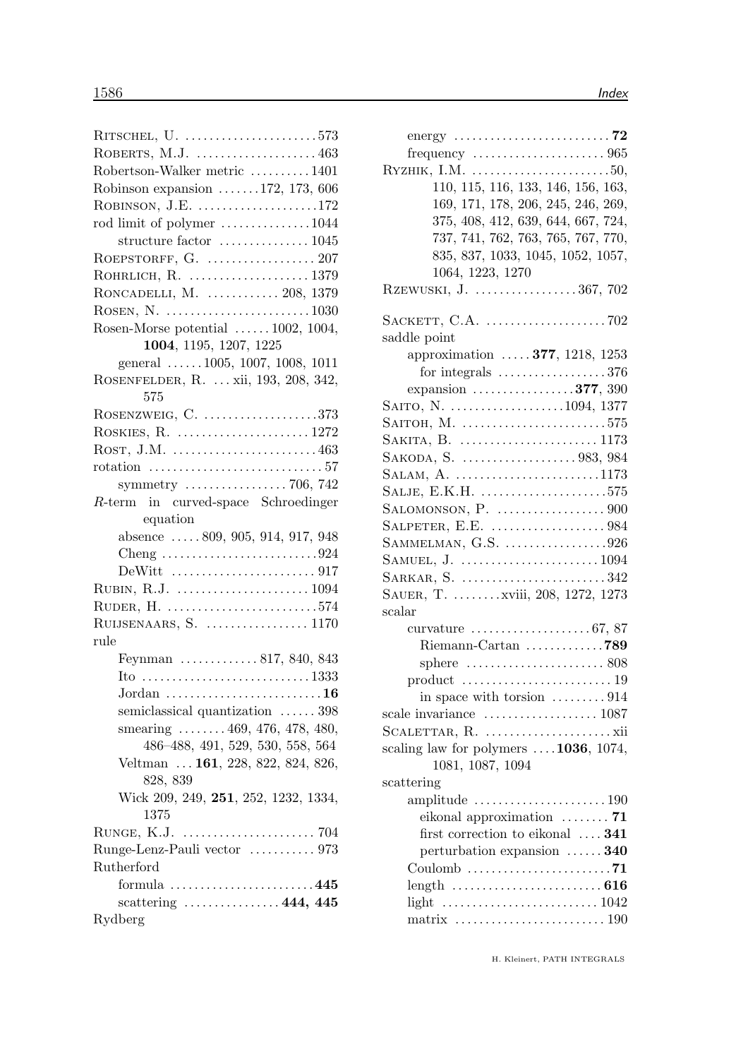Ritschel, U. . . . . . . . . . . . . . . . . . . . . . 573
Roberts, M.J. . . . . . . . . . . . . . . . . . . . . 463
Robertson-Walker metric . . . . . . . . . . 1401
Robinson expansion . . . . . . . 172, 173, 606
Robinson, J.E. . . . . . . . . . . . . . . . . . . . . 172
rod limit of polymer . . . . . . . . . . . . . . . 1044
  structure factor . . . . . . . . . . . . . . . 1045
Roepstorff, G. . . . . . . . . . . . . . . . . . 207
Rohrlich, R. . . . . . . . . . . . . . . . . . . . 1379
Roncadelli, M. . . . . . . . . . . . 208, 1379
Rosen, N. . . . . . . . . . . . . . . . . . . . . . . . 1030
Rosen-Morse potential . . . . . . 1002, 1004, **1004**, 1195, 1207, 1225
  general . . . . . . 1005, 1007, 1008, 1011
Rosenfelder, R. . . . xii, 193, 208, 342, 575
Rosenzweig, C. . . . . . . . . . . . . . . . . . . 373
Roskies, R. . . . . . . . . . . . . . . . . . . . . . 1272
Rost, J.M. . . . . . . . . . . . . . . . . . . . . . . . 463
rotation . . . . . . . . . . . . . . . . . . . . . . . . . . . . 57
  symmetry . . . . . . . . . . . . . . . . . 706, 742
*R*-term in curved-space Schroedinger equation
  absence . . . . . 809, 905, 914, 917, 948
  Cheng . . . . . . . . . . . . . . . . . . . . . . . . . . 924
  DeWitt . . . . . . . . . . . . . . . . . . . . . . . . 917
Rubin, R.J. . . . . . . . . . . . . . . . . . . . . . 1094
Ruder, H. . . . . . . . . . . . . . . . . . . . . . . . . 574
Ruijsenaars, S. . . . . . . . . . . . . . . . . 1170
rule
  Feynman . . . . . . . . . . . . . 817, 840, 843
  Ito . . . . . . . . . . . . . . . . . . . . . . . . . . . 1333
  Jordan . . . . . . . . . . . . . . . . . . . . . . . . . **16**
  semiclassical quantization . . . . . . 398
  smearing . . . . . . . . 469, 476, 478, 480, 486–488, 491, 529, 530, 558, 564
  Veltman . . . **161**, 228, 822, 824, 826, 828, 839
  Wick 209, 249, **251**, 252, 1232, 1334, 1375
Runge, K.J. . . . . . . . . . . . . . . . . . . . . . 704
Runge-Lenz-Pauli vector . . . . . . . . . . . 973
Rutherford
  formula . . . . . . . . . . . . . . . . . . . . . . . . **445**
  scattering . . . . . . . . . . . . . . . . **444, 445**
Rydberg
  energy . . . . . . . . . . . . . . . . . . . . . . . . . . **72**
  frequency . . . . . . . . . . . . . . . . . . . . . . 965
Ryzhik, I.M. . . . . . . . . . . . . . . . . . . . . . . 50, 110, 115, 116, 133, 146, 156, 163, 169, 171, 178, 206, 245, 246, 269, 375, 408, 412, 639, 644, 667, 724, 737, 741, 762, 763, 765, 767, 770, 835, 837, 1033, 1045, 1052, 1057, 1064, 1223, 1270
Rzewuski, J. . . . . . . . . . . . . . . . . . 367, 702

Sackett, C.A. . . . . . . . . . . . . . . . . . . . 702
saddle point
  approximation . . . . . **377**, 1218, 1253
    for integrals . . . . . . . . . . . . . . . . . . 376
  expansion . . . . . . . . . . . . . . . . . **377**, 390
Saito, N. . . . . . . . . . . . . . . . . . . 1094, 1377
Saitoh, M. . . . . . . . . . . . . . . . . . . . . . . . . 575
Sakita, B. . . . . . . . . . . . . . . . . . . . . . . 1173
Sakoda, S. . . . . . . . . . . . . . . . . . . 983, 984
Salam, A. . . . . . . . . . . . . . . . . . . . . . . . . 1173
Salje, E.K.H. . . . . . . . . . . . . . . . . . . . . 575
Salomonson, P. . . . . . . . . . . . . . . . . . 900
Salpeter, E.E. . . . . . . . . . . . . . . . . . . 984
Sammelman, G.S. . . . . . . . . . . . . . . . . 926
Samuel, J. . . . . . . . . . . . . . . . . . . . . . . 1094
Sarkar, S. . . . . . . . . . . . . . . . . . . . . . . . 342
Sauer, T. . . . . . . . xviii, 208, 1272, 1273
scalar
  curvature . . . . . . . . . . . . . . . . . . . . 67, 87
    Riemann-Cartan . . . . . . . . . . . . . **789**
    sphere . . . . . . . . . . . . . . . . . . . . . . . 808
  product . . . . . . . . . . . . . . . . . . . . . . . . . 19
    in space with torsion . . . . . . . . . 914
scale invariance . . . . . . . . . . . . . . . . . . 1087
Scalettar, R. . . . . . . . . . . . . . . . . . . . . xii
scaling law for polymers . . . . **1036**, 1074, 1081, 1087, 1094
scattering
  amplitude . . . . . . . . . . . . . . . . . . . . . . 190
    eikonal approximation . . . . . . . . **71**
    first correction to eikonal . . . . **341**
    perturbation expansion . . . . . . **340**
  Coulomb . . . . . . . . . . . . . . . . . . . . . . . . **71**
  length . . . . . . . . . . . . . . . . . . . . . . . . . **616**
  light . . . . . . . . . . . . . . . . . . . . . . . . . . 1042
  matrix . . . . . . . . . . . . . . . . . . . . . . . . . 190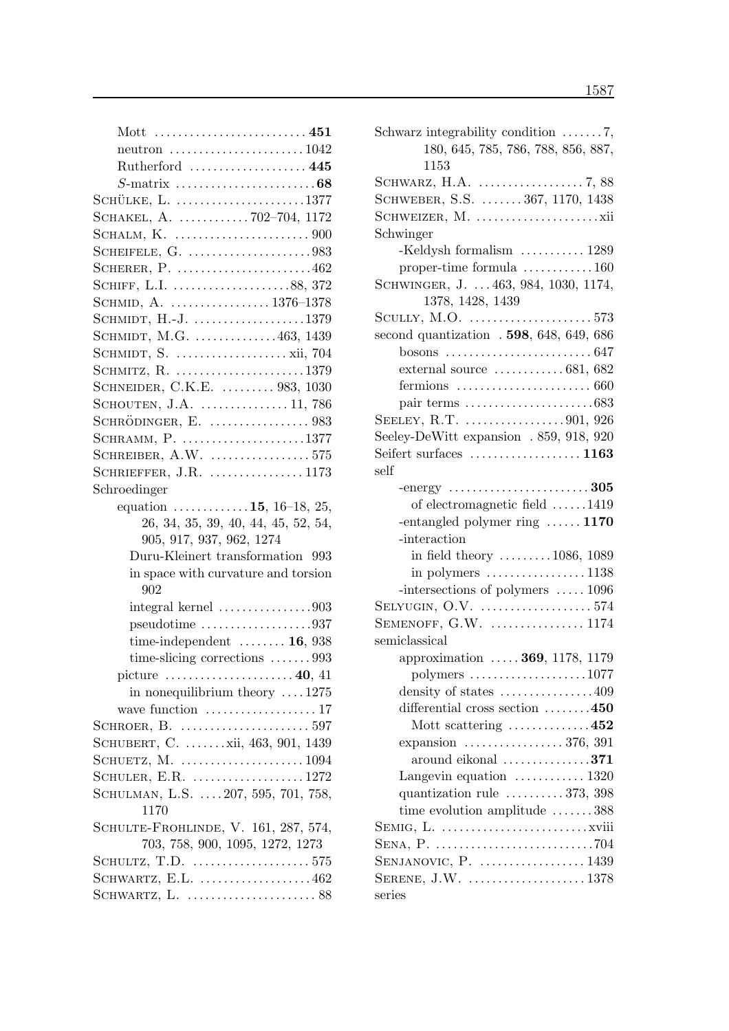Mott .......................... **451**
neutron ...................... 1042
Rutherford .................... **445**
$S$-matrix ........................ **68**

SCHÜLKE, L. ...................... 1377
SCHAKEL, A. ............ 702–704, 1172
SCHALM, K. ....................... 900
SCHEIFELE, G. ..................... 983
SCHERER, P. ....................... 462
SCHIFF, L.I. .................... 88, 372
SCHMID, A. ................. 1376–1378
SCHMIDT, H.-J. ................... 1379
SCHMIDT, M.G. .............. 463, 1439
SCHMIDT, S. ................... xii, 704
SCHMITZ, R. ...................... 1379
SCHNEIDER, C.K.E. ......... 983, 1030
SCHOUTEN, J.A. ............... 11, 786
SCHRÖDINGER, E. ................. 983
SCHRAMM, P. ..................... 1377
SCHREIBER, A.W. ................. 575
SCHRIEFFER, J.R. ................ 1173

Schroedinger
- equation ............. **15**, 16–18, 25, 26, 34, 35, 39, 40, 44, 45, 52, 54, 905, 917, 937, 962, 1274
  - Duru-Kleinert transformation 993
  - in space with curvature and torsion 902
  - integral kernel ................ 903
  - pseudotime ................... 937
  - time-independent ........ **16**, 938
  - time-slicing corrections ....... 993
- picture ...................... **40**, 41
  - in nonequilibrium theory .... 1275
- wave function ................... 17

SCHROER, B. ...................... 597
SCHUBERT, C. .......xii, 463, 901, 1439
SCHUETZ, M. ..................... 1094
SCHULER, E.R. ................... 1272
SCHULMAN, L.S. .... 207, 595, 701, 758, 1170
SCHULTE-FROHLINDE, V. 161, 287, 574, 703, 758, 900, 1095, 1272, 1273
SCHULTZ, T.D. .................... 575
SCHWARTZ, E.L. ................... 462
SCHWARTZ, L. ...................... 88

Schwarz integrability condition ....... 7, 180, 645, 785, 786, 788, 856, 887, 1153
SCHWARZ, H.A. .................. 7, 88
SCHWEBER, S.S. ....... 367, 1170, 1438
SCHWEIZER, M. ..................... xii

Schwinger
- -Keldysh formalism ........... 1289
- proper-time formula ............ 160

SCHWINGER, J. ... 463, 984, 1030, 1174, 1378, 1428, 1439
SCULLY, M.O. ..................... 573

second quantization . **598**, 648, 649, 686
- bosons ......................... 647
- external source ............ 681, 682
- fermions ....................... 660
- pair terms ...................... 683

SEELEY, R.T. ................. 901, 926

Seeley-DeWitt expansion . 859, 918, 920

Seifert surfaces .................. **1163**

self
- -energy ........................ **305**
  - of electromagnetic field ...... 1419
- -entangled polymer ring ...... **1170**
- -interaction
  - in field theory ......... 1086, 1089
  - in polymers ................. 1138
- -intersections of polymers ..... 1096

SELYUGIN, O.V. ................... 574
SEMENOFF, G.W. ................ 1174

semiclassical
- approximation ..... **369**, 1178, 1179
  - polymers .................... 1077
- density of states ................ 409
- differential cross section ........ **450**
  - Mott scattering .............. **452**
- expansion ................. 376, 391
  - around eikonal ............... **371**
- Langevin equation ............ 1320
- quantization rule .......... 373, 398
- time evolution amplitude ....... 388

SEMIG, L. ......................... xviii
SENA, P. ........................... 704
SENJANOVIC, P. .................. 1439
SERENE, J.W. .................... 1378

series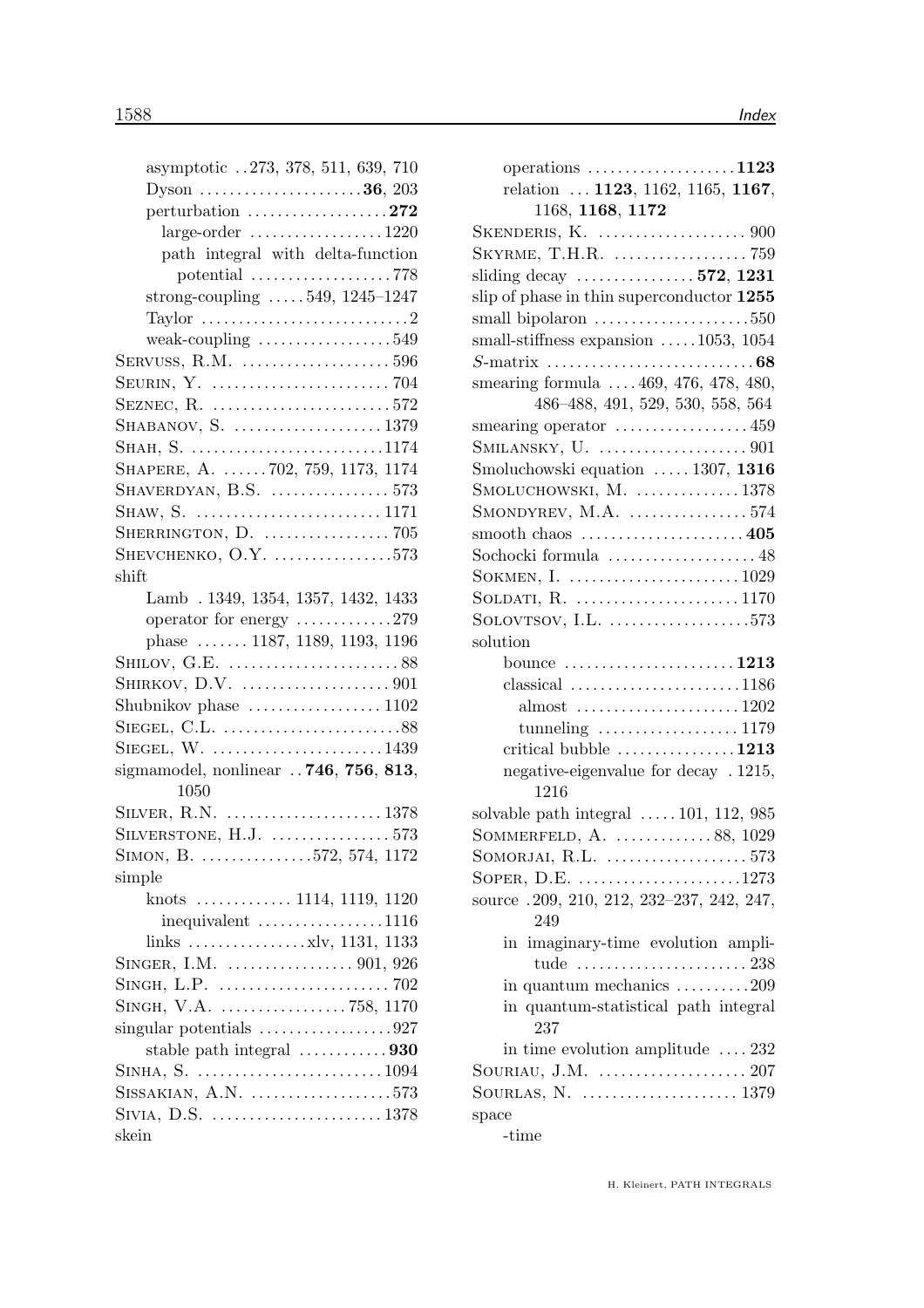asymptotic . . 273, 378, 511, 639, 710
Dyson . . . . . . . . . . . . . . . . . . . . . . **36**, 203
perturbation . . . . . . . . . . . . . . . . . . . **272**
large-order . . . . . . . . . . . . . . . . . . 1220
path integral with delta-function potential . . . . . . . . . . . . . . . . . . . 778
strong-coupling . . . . . 549, 1245–1247
Taylor . . . . . . . . . . . . . . . . . . . . . . . . . . . 2
weak-coupling . . . . . . . . . . . . . . . . . . 549
Servuss, R.M. . . . . . . . . . . . . . . . . . . . . 596
Seurin, Y. . . . . . . . . . . . . . . . . . . . . . . . . 704
Seznec, R. . . . . . . . . . . . . . . . . . . . . . . . 572
Shabanov, S. . . . . . . . . . . . . . . . . . . . . 1379
Shah, S. . . . . . . . . . . . . . . . . . . . . . . . . . 1174
Shapere, A. . . . . . . 702, 759, 1173, 1174
Shaverdyan, B.S. . . . . . . . . . . . . . . . . 573
Shaw, S. . . . . . . . . . . . . . . . . . . . . . . . . 1171
Sherrington, D. . . . . . . . . . . . . . . . . . 705
Shevchenko, O.Y. . . . . . . . . . . . . . . . . 573
shift
Lamb . 1349, 1354, 1357, 1432, 1433
operator for energy . . . . . . . . . . . . . 279
phase . . . . . . . 1187, 1189, 1193, 1196
Shilov, G.E. . . . . . . . . . . . . . . . . . . . . . . 88
Shirkov, D.V. . . . . . . . . . . . . . . . . . . . 901
Shubnikov phase . . . . . . . . . . . . . . . . . . 1102
Siegel, C.L. . . . . . . . . . . . . . . . . . . . . . . . 88
Siegel, W. . . . . . . . . . . . . . . . . . . . . . . 1439
sigmamodel, nonlinear . . **746**, **756**, **813**, 1050
Silver, R.N. . . . . . . . . . . . . . . . . . . . . 1378
Silverstone, H.J. . . . . . . . . . . . . . . . . 573
Simon, B. . . . . . . . . . . . . . . 572, 574, 1172
simple
knots . . . . . . . . . . . . . 1114, 1119, 1120
inequivalent . . . . . . . . . . . . . . . . . 1116
links . . . . . . . . . . . . . . . . xlv, 1131, 1133
Singer, I.M. . . . . . . . . . . . . . . . . . 901, 926
Singh, L.P. . . . . . . . . . . . . . . . . . . . . . . 702
Singh, V.A. . . . . . . . . . . . . . . . . . 758, 1170
singular potentials . . . . . . . . . . . . . . . . . . 927
stable path integral . . . . . . . . . . . . **930**
Sinha, S. . . . . . . . . . . . . . . . . . . . . . . . 1094
Sissakian, A.N. . . . . . . . . . . . . . . . . . . 573
Sivia, D.S. . . . . . . . . . . . . . . . . . . . . . . 1378
skein
operations . . . . . . . . . . . . . . . . . . . . **1123**
relation . . . **1123**, 1162, 1165, **1167**, 1168, **1168**, **1172**
Skenderis, K. . . . . . . . . . . . . . . . . . . . . 900
Skyrme, T.H.R. . . . . . . . . . . . . . . . . . . 759
sliding decay . . . . . . . . . . . . . . . . **572**, **1231**
slip of phase in thin superconductor **1255**
small bipolaron . . . . . . . . . . . . . . . . . . . . . 550
small-stiffness expansion . . . . . 1053, 1054
$S$-matrix . . . . . . . . . . . . . . . . . . . . . . . . . . . **68**
smearing formula . . . . 469, 476, 478, 480, 486–488, 491, 529, 530, 558, 564
smearing operator . . . . . . . . . . . . . . . . . . 459
Smilansky, U. . . . . . . . . . . . . . . . . . . . . 901
Smoluchowski equation . . . . . 1307, **1316**
Smoluchowski, M. . . . . . . . . . . . . . . 1378
Smondyrev, M.A. . . . . . . . . . . . . . . . . 574
smooth chaos . . . . . . . . . . . . . . . . . . . . . . **405**
Sochocki formula . . . . . . . . . . . . . . . . . . . . 48
Sokmen, I. . . . . . . . . . . . . . . . . . . . . . . 1029
Soldati, R. . . . . . . . . . . . . . . . . . . . . . . 1170
Solovtsov, I.L. . . . . . . . . . . . . . . . . . . 573
solution
bounce . . . . . . . . . . . . . . . . . . . . . . . **1213**
classical . . . . . . . . . . . . . . . . . . . . . . . 1186
almost . . . . . . . . . . . . . . . . . . . . . . 1202
tunneling . . . . . . . . . . . . . . . . . . . 1179
critical bubble . . . . . . . . . . . . . . . . **1213**
negative-eigenvalue for decay . 1215, 1216
solvable path integral . . . . . 101, 112, 985
Sommerfeld, A. . . . . . . . . . . . . 88, 1029
Somorjai, R.L. . . . . . . . . . . . . . . . . . . 573
Soper, D.E. . . . . . . . . . . . . . . . . . . . . . 1273
source . 209, 210, 212, 232–237, 242, 247, 249
in imaginary-time evolution amplitude . . . . . . . . . . . . . . . . . . . . . . . 238
in quantum mechanics . . . . . . . . . . 209
in quantum-statistical path integral 237
in time evolution amplitude . . . . 232
Souriau, J.M. . . . . . . . . . . . . . . . . . . . 207
Sourlas, N. . . . . . . . . . . . . . . . . . . . . 1379
space
-time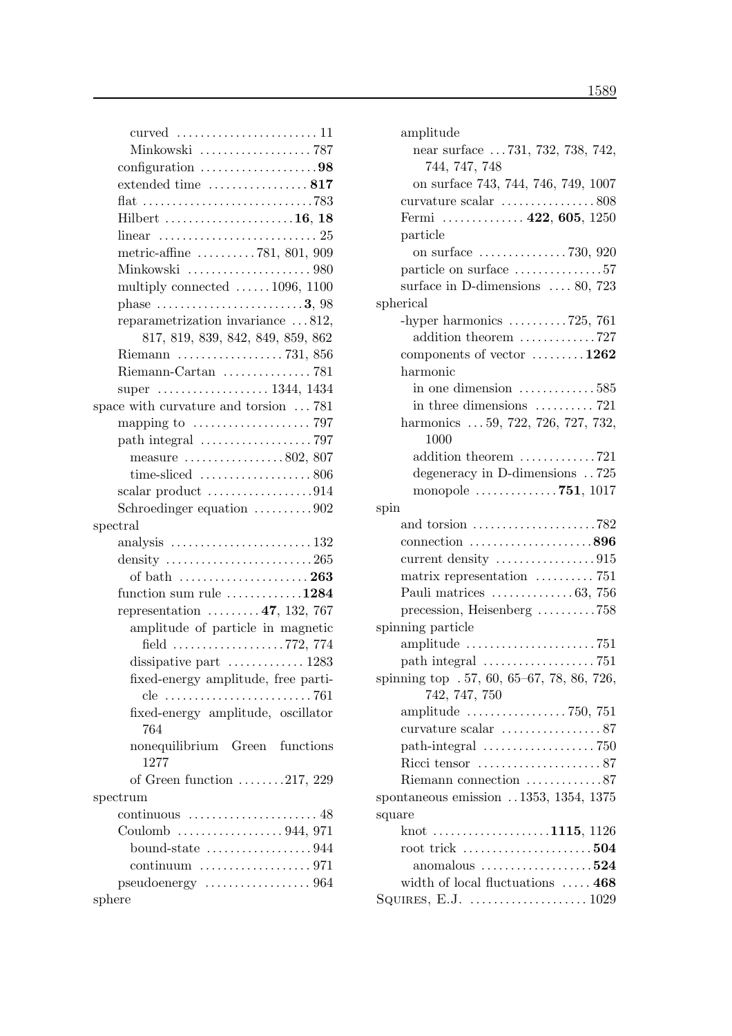- curved 11
- Minkowski 787
- configuration **98**
- extended time **817**
- flat 783
- Hilbert **16**, **18**
- linear 25
- metric-affine 781, 801, 909
- Minkowski 980
- multiply connected 1096, 1100
- phase **3**, 98
- reparametrization invariance 812, 817, 819, 839, 842, 849, 859, 862
- Riemann 731, 856
- Riemann-Cartan 781
- super 1344, 1434

space with curvature and torsion 781
- mapping to 797
- path integral 797
  - measure 802, 807
  - time-sliced 806
- scalar product 914
- Schroedinger equation 902

spectral
- analysis 132
- density 265
  - of bath **263**
- function sum rule **1284**
- representation **47**, 132, 767
  - amplitude of particle in magnetic field 772, 774
  - dissipative part 1283
  - fixed-energy amplitude, free particle 761
  - fixed-energy amplitude, oscillator 764
  - nonequilibrium Green functions 1277
  - of Green function 217, 229

spectrum
- continuous 48
- Coulomb 944, 971
  - bound-state 944
  - continuum 971
- pseudoenergy 964

sphere
- amplitude
  - near surface 731, 732, 738, 742, 744, 747, 748
  - on surface 743, 744, 746, 749, 1007
- curvature scalar 808
- Fermi **422**, **605**, 1250
- particle
  - on surface 730, 920
- particle on surface 57
- surface in D-dimensions 80, 723

spherical
- -hyper harmonics 725, 761
  - addition theorem 727
- components of vector **1262**
- harmonic
  - in one dimension 585
  - in three dimensions 721
- harmonics 59, 722, 726, 727, 732, 1000
  - addition theorem 721
  - degeneracy in D-dimensions 725
  - monopole **751**, 1017

spin
- and torsion 782
- connection **896**
- current density 915
- matrix representation 751
- Pauli matrices 63, 756
- precession, Heisenberg 758

spinning particle
- amplitude 751
- path integral 751

spinning top 57, 60, 65–67, 78, 86, 726, 742, 747, 750
- amplitude 750, 751
- curvature scalar 87
- path-integral 750
- Ricci tensor 87
- Riemann connection 87

spontaneous emission 1353, 1354, 1375

square
- knot **1115**, 1126
- root trick **504**
  - anomalous **524**
- width of local fluctuations **468**

Squires, E.J. 1029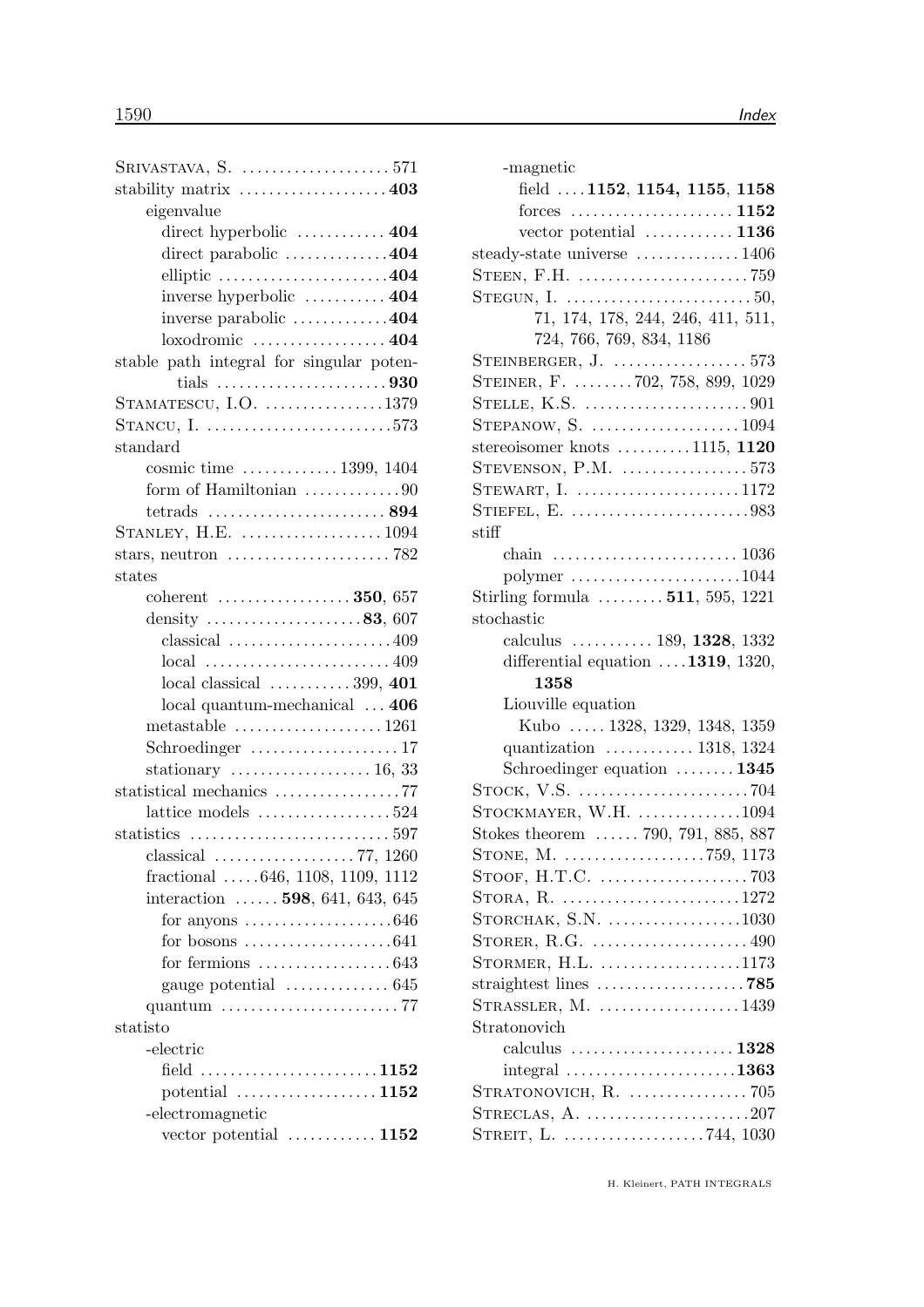Srivastava, S. . . . . . . . . . . . . . . . . . . . 571
stability matrix . . . . . . . . . . . . . . . . . . . . **403**
  eigenvalue
    direct hyperbolic . . . . . . . . . . . . **404**
    direct parabolic . . . . . . . . . . . . . . **404**
    elliptic . . . . . . . . . . . . . . . . . . . . . . . **404**
    inverse hyperbolic . . . . . . . . . . . **404**
    inverse parabolic . . . . . . . . . . . . . **404**
    loxodromic . . . . . . . . . . . . . . . . . . **404**
stable path integral for singular potentials . . . . . . . . . . . . . . . . . . . . . . . **930**
Stamatescu, I.O. . . . . . . . . . . . . . . . . 1379
Stancu, I. . . . . . . . . . . . . . . . . . . . . . . . . . 573
standard
  cosmic time . . . . . . . . . . . . . 1399, 1404
  form of Hamiltonian . . . . . . . . . . . . . 90
  tetrads . . . . . . . . . . . . . . . . . . . . . . . . **894**
Stanley, H.E. . . . . . . . . . . . . . . . . . . . 1094
stars, neutron . . . . . . . . . . . . . . . . . . . . . . 782
states
  coherent . . . . . . . . . . . . . . . . . . **350**, 657
  density . . . . . . . . . . . . . . . . . . . . . **83**, 607
    classical . . . . . . . . . . . . . . . . . . . . . . 409
    local . . . . . . . . . . . . . . . . . . . . . . . . . 409
    local classical . . . . . . . . . . . 399, **401**
    local quantum-mechanical . . . **406**
  metastable . . . . . . . . . . . . . . . . . . . . 1261
  Schroedinger . . . . . . . . . . . . . . . . . . . . 17
  stationary . . . . . . . . . . . . . . . . . . . 16, 33
statistical mechanics . . . . . . . . . . . . . . . . . 77
  lattice models . . . . . . . . . . . . . . . . . . 524
statistics . . . . . . . . . . . . . . . . . . . . . . . . . . . 597
  classical . . . . . . . . . . . . . . . . . . . 77, 1260
  fractional . . . . . 646, 1108, 1109, 1112
  interaction . . . . . . **598**, 641, 643, 645
    for anyons . . . . . . . . . . . . . . . . . . . . 646
    for bosons . . . . . . . . . . . . . . . . . . . . 641
    for fermions . . . . . . . . . . . . . . . . . . 643
    gauge potential . . . . . . . . . . . . . . 645
  quantum . . . . . . . . . . . . . . . . . . . . . . . . 77
statisto
  -electric
    field . . . . . . . . . . . . . . . . . . . . . . . . **1152**
    potential . . . . . . . . . . . . . . . . . . . **1152**
  -electromagnetic
    vector potential . . . . . . . . . . . . **1152**
  -magnetic
    field . . . . **1152**, **1154**, **1155**, **1158**
    forces . . . . . . . . . . . . . . . . . . . . . . **1152**
    vector potential . . . . . . . . . . . . **1136**
steady-state universe . . . . . . . . . . . . . . 1406
Steen, F.H. . . . . . . . . . . . . . . . . . . . . . . 759
Stegun, I. . . . . . . . . . . . . . . . . . . . . . . . . 50, 71, 174, 178, 244, 246, 411, 511, 724, 766, 769, 834, 1186
Steinberger, J. . . . . . . . . . . . . . . . . . . 573
Steiner, F. . . . . . . . . 702, 758, 899, 1029
Stelle, K.S. . . . . . . . . . . . . . . . . . . . . . 901
Stepanow, S. . . . . . . . . . . . . . . . . . . . 1094
stereoisomer knots . . . . . . . . . . 1115, **1120**
Stevenson, P.M. . . . . . . . . . . . . . . . . 573
Stewart, I. . . . . . . . . . . . . . . . . . . . . . 1172
Stiefel, E. . . . . . . . . . . . . . . . . . . . . . . . 983
stiff
  chain . . . . . . . . . . . . . . . . . . . . . . . . . 1036
  polymer . . . . . . . . . . . . . . . . . . . . . . . 1044
Stirling formula . . . . . . . . . **511**, 595, 1221
stochastic
  calculus . . . . . . . . . . . 189, **1328**, 1332
  differential equation . . . . **1319**, 1320, **1358**
  Liouville equation
    Kubo . . . . . 1328, 1329, 1348, 1359
  quantization . . . . . . . . . . . . 1318, 1324
  Schroedinger equation . . . . . . . . **1345**
Stock, V.S. . . . . . . . . . . . . . . . . . . . . . . 704
Stockmayer, W.H. . . . . . . . . . . . . . . 1094
Stokes theorem . . . . . . 790, 791, 885, 887
Stone, M. . . . . . . . . . . . . . . . . . . . 759, 1173
Stoof, H.T.C. . . . . . . . . . . . . . . . . . . . . 703
Stora, R. . . . . . . . . . . . . . . . . . . . . . . . 1272
Storchak, S.N. . . . . . . . . . . . . . . . . . 1030
Storer, R.G. . . . . . . . . . . . . . . . . . . . . 490
Stormer, H.L. . . . . . . . . . . . . . . . . . . 1173
straightest lines . . . . . . . . . . . . . . . . . . . . **785**
Strassler, M. . . . . . . . . . . . . . . . . . . 1439
Stratonovich
  calculus . . . . . . . . . . . . . . . . . . . . . . **1328**
  integral . . . . . . . . . . . . . . . . . . . . . . . **1363**
Stratonovich, R. . . . . . . . . . . . . . . . . 705
Streclas, A. . . . . . . . . . . . . . . . . . . . . . . 207
Streit, L. . . . . . . . . . . . . . . . . . . . 744, 1030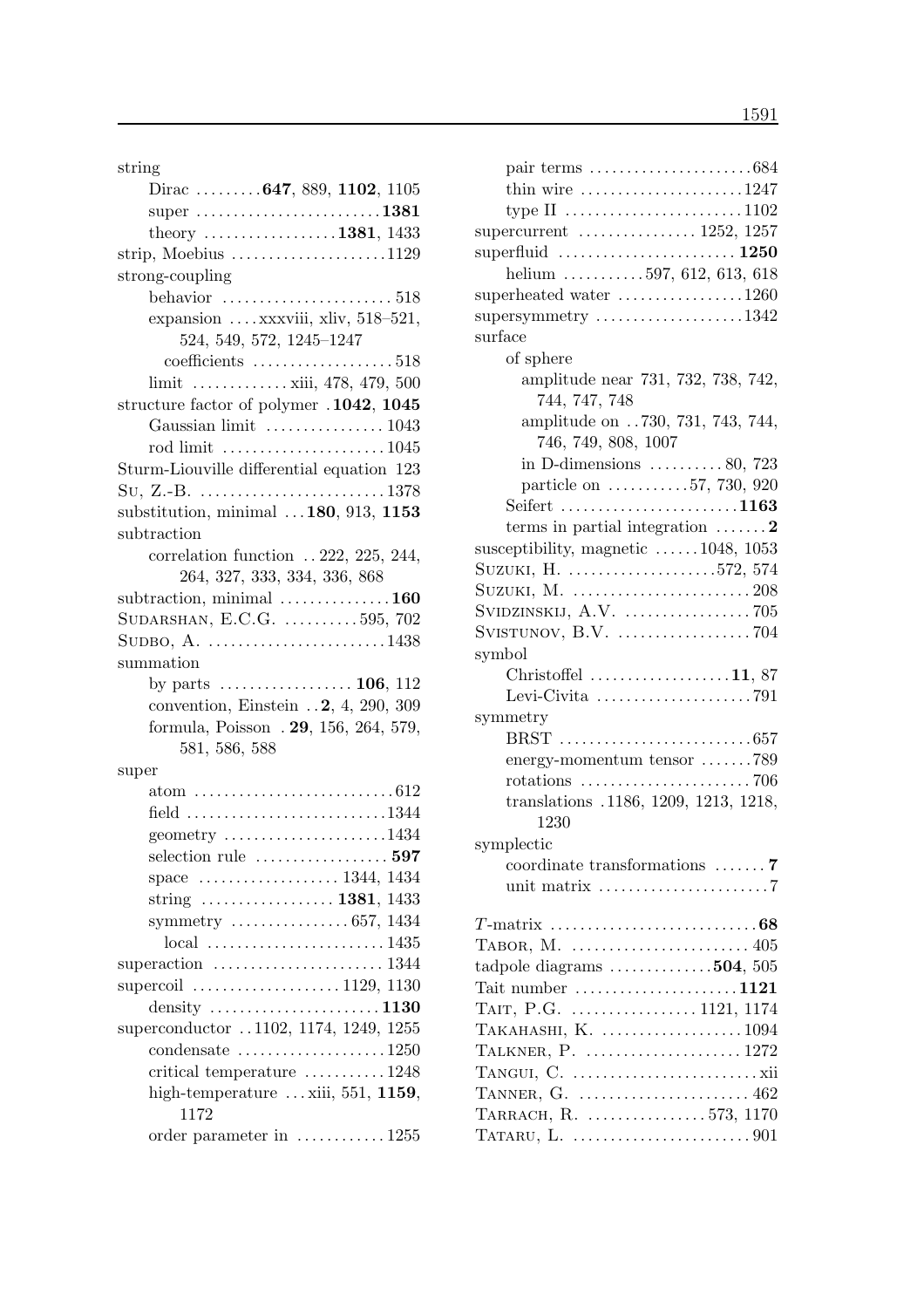string
- Dirac . . . . . . . . . **647**, 889, **1102**, 1105
- super . . . . . . . . . . . . . . . . . . . . . . . . . **1381**
- theory . . . . . . . . . . . . . . . . . . **1381**, 1433

strip, Moebius . . . . . . . . . . . . . . . . . . . . . 1129

strong-coupling
- behavior . . . . . . . . . . . . . . . . . . . . . . . 518
- expansion . . . . xxxviii, xliv, 518–521, 524, 549, 572, 1245–1247
  - coefficients . . . . . . . . . . . . . . . . . . . 518
- limit . . . . . . . . . . . . . xiii, 478, 479, 500

structure factor of polymer . **1042**, **1045**
- Gaussian limit . . . . . . . . . . . . . . . . 1043
- rod limit . . . . . . . . . . . . . . . . . . . . . . 1045

Sturm-Liouville differential equation 123

Su, Z.-B. . . . . . . . . . . . . . . . . . . . . . . . . . 1378

substitution, minimal . . . **180**, 913, **1153**

subtraction
- correlation function . . 222, 225, 244, 264, 327, 333, 334, 336, 868

subtraction, minimal . . . . . . . . . . . . . . . **160**

Sudarshan, E.C.G. . . . . . . . . . . 595, 702

Sudbo, A. . . . . . . . . . . . . . . . . . . . . . . . . 1438

summation
- by parts . . . . . . . . . . . . . . . . . . **106**, 112
- convention, Einstein . . **2**, 4, 290, 309
- formula, Poisson . **29**, 156, 264, 579, 581, 586, 588

super
- atom . . . . . . . . . . . . . . . . . . . . . . . . . . . 612
- field . . . . . . . . . . . . . . . . . . . . . . . . . . . 1344
- geometry . . . . . . . . . . . . . . . . . . . . . . 1434
- selection rule . . . . . . . . . . . . . . . . . . **597**
- space . . . . . . . . . . . . . . . . . . . 1344, 1434
- string . . . . . . . . . . . . . . . . . . **1381**, 1433
- symmetry . . . . . . . . . . . . . . . . 657, 1434
  - local . . . . . . . . . . . . . . . . . . . . . . . . 1435

superaction . . . . . . . . . . . . . . . . . . . . . . . 1344

supercoil . . . . . . . . . . . . . . . . . . . . 1129, 1130
- density . . . . . . . . . . . . . . . . . . . . . . . **1130**

superconductor . . 1102, 1174, 1249, 1255
- condensate . . . . . . . . . . . . . . . . . . . . 1250
- critical temperature . . . . . . . . . . . 1248
- high-temperature . . . xiii, 551, **1159**, 1172
- order parameter in . . . . . . . . . . . . 1255
- pair terms . . . . . . . . . . . . . . . . . . . . . . 684
- thin wire . . . . . . . . . . . . . . . . . . . . . . 1247
- type II . . . . . . . . . . . . . . . . . . . . . . . . 1102

supercurrent . . . . . . . . . . . . . . . . 1252, 1257

superfluid . . . . . . . . . . . . . . . . . . . . . . . . **1250**
- helium . . . . . . . . . . . 597, 612, 613, 618

superheated water . . . . . . . . . . . . . . . . . 1260

supersymmetry . . . . . . . . . . . . . . . . . . . . 1342

surface
- of sphere
  - amplitude near 731, 732, 738, 742, 744, 747, 748
  - amplitude on . . 730, 731, 743, 744, 746, 749, 808, 1007
  - in D-dimensions . . . . . . . . . . 80, 723
  - particle on . . . . . . . . . . . 57, 730, 920
- Seifert . . . . . . . . . . . . . . . . . . . . . . . . **1163**
- terms in partial integration . . . . . . . **2**

susceptibility, magnetic . . . . . . 1048, 1053

Suzuki, H. . . . . . . . . . . . . . . . . . . . . 572, 574

Suzuki, M. . . . . . . . . . . . . . . . . . . . . . . . . 208

Svidzinskij, A.V. . . . . . . . . . . . . . . . . . 705

Svistunov, B.V. . . . . . . . . . . . . . . . . . . 704

symbol
- Christoffel . . . . . . . . . . . . . . . . . . . **11**, 87
- Levi-Civita . . . . . . . . . . . . . . . . . . . . . 791

symmetry
- BRST . . . . . . . . . . . . . . . . . . . . . . . . . . 657
- energy-momentum tensor . . . . . . . 789
- rotations . . . . . . . . . . . . . . . . . . . . . . . 706
- translations . 1186, 1209, 1213, 1218, 1230

symplectic
- coordinate transformations . . . . . . . **7**
- unit matrix . . . . . . . . . . . . . . . . . . . . . . . 7

$T$-matrix . . . . . . . . . . . . . . . . . . . . . . . . . . . . **68**

Tabor, M. . . . . . . . . . . . . . . . . . . . . . . . . 405

tadpole diagrams . . . . . . . . . . . . . . **504**, 505

Tait number . . . . . . . . . . . . . . . . . . . . . . **1121**

Tait, P.G. . . . . . . . . . . . . . . . . . 1121, 1174

Takahashi, K. . . . . . . . . . . . . . . . . . . . 1094

Talkner, P. . . . . . . . . . . . . . . . . . . . . . 1272

Tangui, C. . . . . . . . . . . . . . . . . . . . . . . . . . xii

Tanner, G. . . . . . . . . . . . . . . . . . . . . . . . 462

Tarrach, R. . . . . . . . . . . . . . . . . 573, 1170

Tataru, L. . . . . . . . . . . . . . . . . . . . . . . . . 901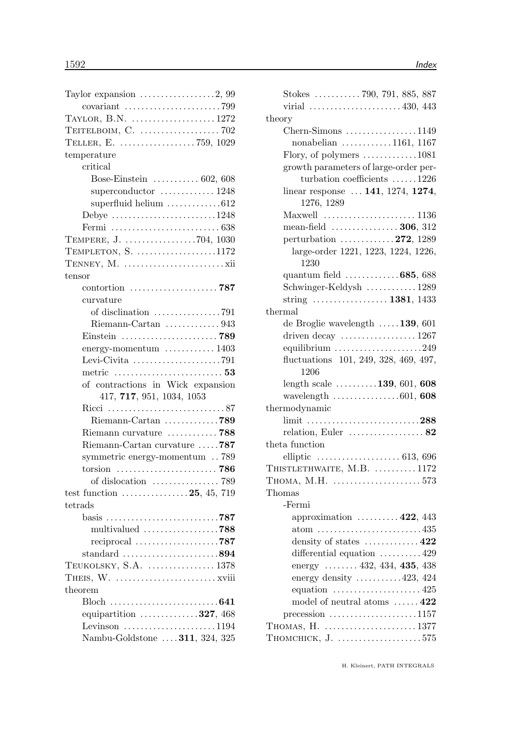Taylor expansion 2, 99
  covariant 799
Taylor, B.N. 1272
Teitelboim, C. 702
Teller, E. 759, 1029
temperature
  critical
    Bose-Einstein 602, 608
    superconductor 1248
    superfluid helium 612
  Debye 1248
  Fermi 638
Tempere, J. 704, 1030
Templeton, S. 1172
Tenney, M. xii
tensor
  contortion **787**
  curvature
    of disclination 791
    Riemann-Cartan 943
  Einstein **789**
  energy-momentum 1403
  Levi-Civita 791
  metric **53**
  of contractions in Wick expansion 417, **717**, 951, 1034, 1053
  Ricci 87
    Riemann-Cartan **789**
  Riemann curvature **788**
  Riemann-Cartan curvature **787**
  symmetric energy-momentum 789
  torsion **786**
    of dislocation 789
test function **25**, 45, 719
tetrads
  basis **787**
    multivalued **788**
    reciprocal **787**
  standard **894**
Teukolsky, S.A. 1378
Theis, W. xviii
theorem
  Bloch **641**
  equipartition **327**, 468
  Levinson 1194
  Nambu-Goldstone **311**, 324, 325
  Stokes 790, 791, 885, 887
  virial 430, 443
theory
  Chern-Simons 1149
    nonabelian 1161, 1167
  Flory, of polymers 1081
  growth parameters of large-order perturbation coefficients 1226
  linear response **141**, 1274, **1274**, 1276, 1289
  Maxwell 1136
  mean-field **306**, 312
  perturbation **272**, 1289
    large-order 1221, 1223, 1224, 1226, 1230
  quantum field **685**, 688
  Schwinger-Keldysh 1289
  string **1381**, 1433
thermal
  de Broglie wavelength **139**, 601
  driven decay 1267
  equilibrium 249
  fluctuations 101, 249, 328, 469, 497, 1206
  length scale **139**, 601, **608**
  wavelength 601, **608**
thermodynamic
  limit **288**
  relation, Euler **82**
theta function
  elliptic 613, 696
Thistlethwaite, M.B. 1172
Thoma, M.H. 573
Thomas
  -Fermi
    approximation **422**, 443
    atom 435
    density of states **422**
    differential equation 429
    energy 432, 434, **435**, 438
    energy density 423, 424
    equation 425
    model of neutral atoms **422**
  precession 1157
Thomas, H. 1377
Thomchick, J. 575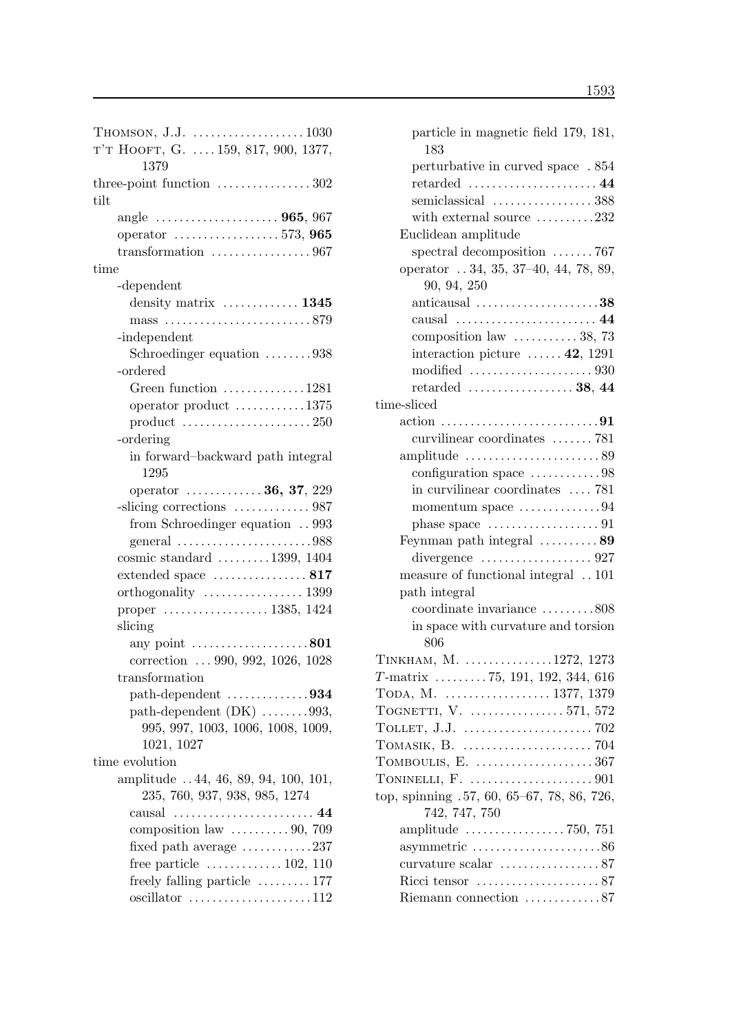THOMSON, J.J. . . . . . . . . . . . . . . . . . . 1030
T'T HOOFT, G. . . . . 159, 817, 900, 1377, 1379
three-point function . . . . . . . . . . . . . . . . 302
tilt
- angle . . . . . . . . . . . . . . . . . . . . . **965**, 967
- operator . . . . . . . . . . . . . . . . . . 573, **965**
- transformation . . . . . . . . . . . . . . . . . 967

time
- -dependent
  - density matrix . . . . . . . . . . . . . **1345**
  - mass . . . . . . . . . . . . . . . . . . . . . . . . . 879
- -independent
  - Schroedinger equation . . . . . . . . 938
- -ordered
  - Green function . . . . . . . . . . . . . . 1281
  - operator product . . . . . . . . . . . . 1375
  - product . . . . . . . . . . . . . . . . . . . . . . 250
- -ordering
  - in forward–backward path integral 1295
  - operator . . . . . . . . . . . . . **36, 37**, 229
- -slicing corrections . . . . . . . . . . . . . 987
  - from Schroedinger equation . . 993
  - general . . . . . . . . . . . . . . . . . . . . . . . 988
- cosmic standard . . . . . . . . . 1399, 1404
- extended space . . . . . . . . . . . . . . . . **817**
- orthogonality . . . . . . . . . . . . . . . . . 1399
- proper . . . . . . . . . . . . . . . . . . 1385, 1424
- slicing
  - any point . . . . . . . . . . . . . . . . . . . . **801**
  - correction . . . 990, 992, 1026, 1028
- transformation
  - path-dependent . . . . . . . . . . . . . . **934**
  - path-dependent (DK) . . . . . . . . 993, 995, 997, 1003, 1006, 1008, 1009, 1021, 1027

time evolution
- amplitude . . 44, 46, 89, 94, 100, 101, 235, 760, 937, 938, 985, 1274
  - causal . . . . . . . . . . . . . . . . . . . . . . . . **44**
  - composition law . . . . . . . . . . 90, 709
  - fixed path average . . . . . . . . . . . . 237
  - free particle . . . . . . . . . . . . . 102, 110
  - freely falling particle . . . . . . . . . 177
  - oscillator . . . . . . . . . . . . . . . . . . . . . 112
  - particle in magnetic field 179, 181, 183
  - perturbative in curved space . 854
  - retarded . . . . . . . . . . . . . . . . . . . . . . **44**
  - semiclassical . . . . . . . . . . . . . . . . . 388
  - with external source . . . . . . . . . . 232
- Euclidean amplitude
  - spectral decomposition . . . . . . . 767
- operator . . 34, 35, 37–40, 44, 78, 89, 90, 94, 250
  - anticausal . . . . . . . . . . . . . . . . . . . . . **38**
  - causal . . . . . . . . . . . . . . . . . . . . . . . . **44**
  - composition law . . . . . . . . . . . 38, 73
  - interaction picture . . . . . . **42**, 1291
  - modified . . . . . . . . . . . . . . . . . . . . . 930
  - retarded . . . . . . . . . . . . . . . . . . **38, 44**

time-sliced
- action . . . . . . . . . . . . . . . . . . . . . . . . . . . **91**
  - curvilinear coordinates . . . . . . . 781
- amplitude . . . . . . . . . . . . . . . . . . . . . . . 89
  - configuration space . . . . . . . . . . . . 98
  - in curvilinear coordinates . . . . 781
  - momentum space . . . . . . . . . . . . . . 94
  - phase space . . . . . . . . . . . . . . . . . . . 91
- Feynman path integral . . . . . . . . . . **89**
  - divergence . . . . . . . . . . . . . . . . . . . 927
- measure of functional integral . . 101
- path integral
  - coordinate invariance . . . . . . . . . 808
  - in space with curvature and torsion 806

TINKHAM, M. . . . . . . . . . . . . . . . 1272, 1273
$T$-matrix . . . . . . . . . 75, 191, 192, 344, 616
TODA, M. . . . . . . . . . . . . . . . . . . 1377, 1379
TOGNETTI, V. . . . . . . . . . . . . . . . . 571, 572
TOLLET, J.J. . . . . . . . . . . . . . . . . . . . . . . 702
TOMASIK, B. . . . . . . . . . . . . . . . . . . . . . 704
TOMBOULIS, E. . . . . . . . . . . . . . . . . . . . 367
TONINELLI, F. . . . . . . . . . . . . . . . . . . . . 901
top, spinning . 57, 60, 65–67, 78, 86, 726, 742, 747, 750
- amplitude . . . . . . . . . . . . . . . . . 750, 751
- asymmetric . . . . . . . . . . . . . . . . . . . . . . 86
- curvature scalar . . . . . . . . . . . . . . . . . 87
- Ricci tensor . . . . . . . . . . . . . . . . . . . . . 87
- Riemann connection . . . . . . . . . . . . . 87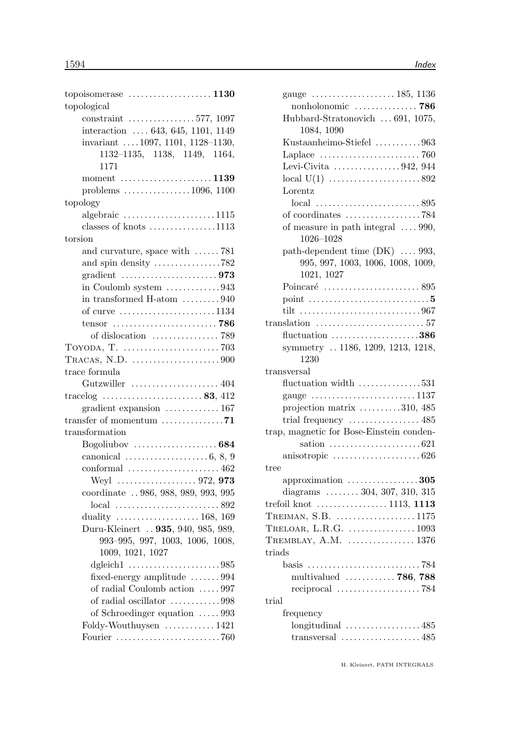topoisomerase **1130**
topological
- constraint 577, 1097
- interaction 643, 645, 1101, 1149
- invariant 1097, 1101, 1128–1130, 1132–1135, 1138, 1149, 1164, 1171
- moment **1139**
- problems 1096, 1100

topology
- algebraic 1115
- classes of knots 1113

torsion
- and curvature, space with 781
- and spin density 782
- gradient **973**
- in Coulomb system 943
- in transformed H-atom 940
- of curve 1134
- tensor **786**
  - of dislocation 789

Toyoda, T. 703
Tracas, N.D. 900
trace formula
- Gutzwiller 404

tracelog **83**, 412
- gradient expansion 167

transfer of momentum **71**
transformation
- Bogoliubov **684**
- canonical 6, 8, 9
- conformal 462
  - Weyl 972, **973**
- coordinate 986, 988, 989, 993, 995
  - local 892
- duality 168, 169
- Duru-Kleinert **935**, 940, 985, 989, 993–995, 997, 1003, 1006, 1008, 1009, 1021, 1027
  - dgleich1 985
  - fixed-energy amplitude 994
  - of radial Coulomb action 997
  - of radial oscillator 998
  - of Schroedinger equation 993
- Foldy-Wouthuysen 1421
- Fourier 760
- gauge 185, 1136
  - nonholonomic **786**
- Hubbard-Stratonovich 691, 1075, 1084, 1090
- Kustaanheimo-Stiefel 963
- Laplace 760
- Levi-Civita 942, 944
- local U(1) 892
- Lorentz
  - local 895
- of coordinates 784
- of measure in path integral 990, 1026–1028
- path-dependent time (DK) 993, 995, 997, 1003, 1006, 1008, 1009, 1021, 1027
- Poincaré 895
- point **5**
- tilt 967

translation 57
- fluctuation **386**
- symmetry 1186, 1209, 1213, 1218, 1230

transversal
- fluctuation width 531
- gauge 1137
- projection matrix 310, 485
- trial frequency 485

trap, magnetic for Bose-Einstein condensation 621
- anisotropic 626

tree
- approximation **305**
- diagrams 304, 307, 310, 315

trefoil knot 1113, **1113**
Treiman, S.B. 1175
Treloar, L.R.G. 1093
Tremblay, A.M. 1376
triads
- basis 784
  - multivalued **786**, **788**
  - reciprocal 784

trial
- frequency
  - longitudinal 485
  - transversal 485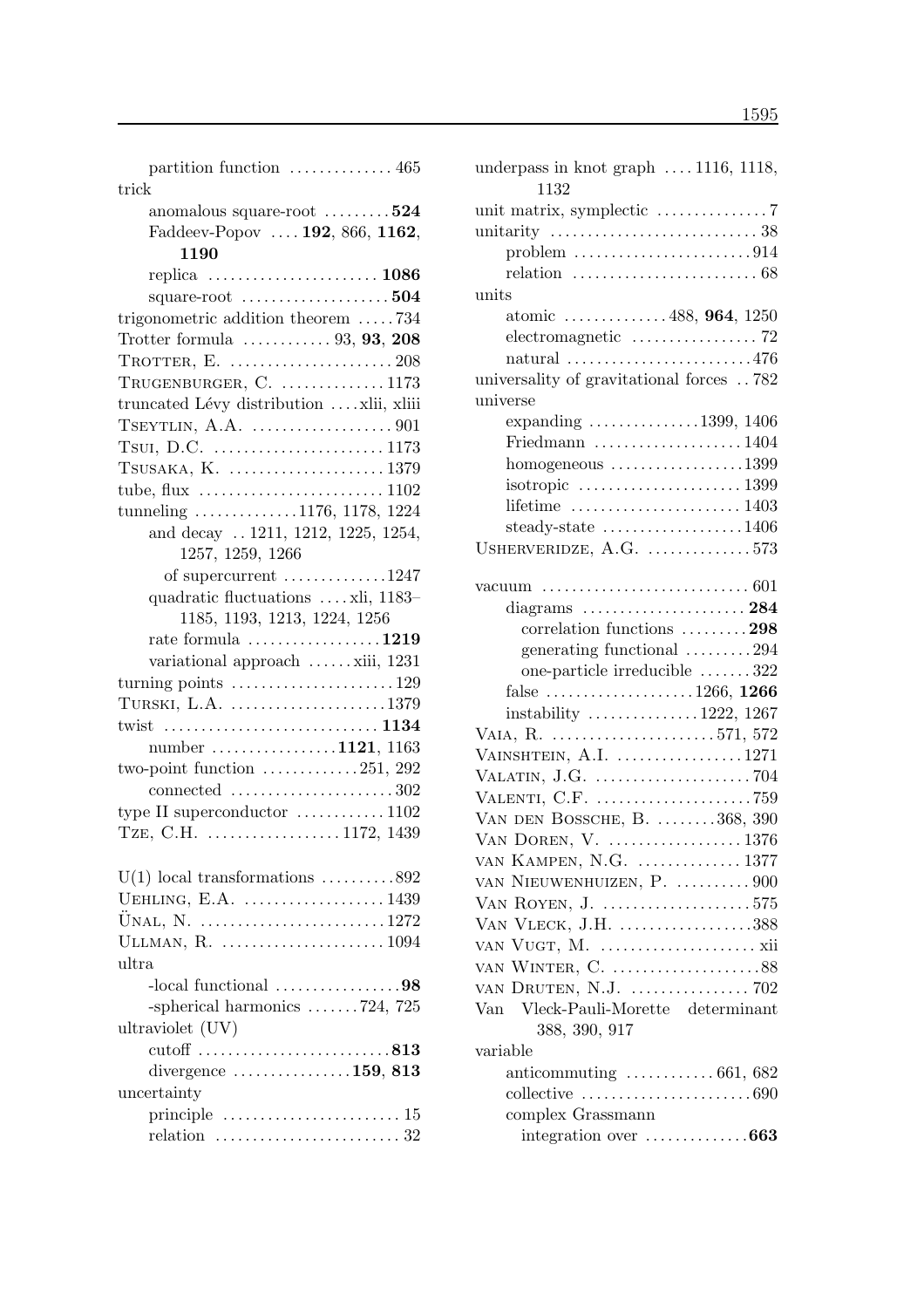partition function . . . . . . . . . . . . . . 465

trick
- anomalous square-root . . . . . . . . . **524**
- Faddeev-Popov . . . . **192**, 866, **1162**, **1190**
- replica . . . . . . . . . . . . . . . . . . . . . . . **1086**
- square-root . . . . . . . . . . . . . . . . . . . . **504**

trigonometric addition theorem . . . . . 734

Trotter formula . . . . . . . . . . . . 93, **93**, **208**

Trotter, E. . . . . . . . . . . . . . . . . . . . . . . 208

Trugenburger, C. . . . . . . . . . . . . . . 1173

truncated Lévy distribution . . . . xlii, xliii

Tseytlin, A.A. . . . . . . . . . . . . . . . . . . . 901

Tsui, D.C. . . . . . . . . . . . . . . . . . . . . . . 1173

Tsusaka, K. . . . . . . . . . . . . . . . . . . . . 1379

tube, flux . . . . . . . . . . . . . . . . . . . . . . . . 1102

tunneling . . . . . . . . . . . . . . 1176, 1178, 1224
- and decay . . 1211, 1212, 1225, 1254, 1257, 1259, 1266
  - of supercurrent . . . . . . . . . . . . . . 1247
- quadratic fluctuations . . . . xli, 1183–1185, 1193, 1213, 1224, 1256
- rate formula . . . . . . . . . . . . . . . . . . **1219**
- variational approach . . . . . . xiii, 1231

turning points . . . . . . . . . . . . . . . . . . . . . . 129

Turski, L.A. . . . . . . . . . . . . . . . . . . . . 1379

twist . . . . . . . . . . . . . . . . . . . . . . . . . . . . . **1134**
- number . . . . . . . . . . . . . . . . . **1121**, 1163

two-point function . . . . . . . . . . . . . 251, 292
- connected . . . . . . . . . . . . . . . . . . . . . . 302

type II superconductor . . . . . . . . . . . . 1102

Tze, C.H. . . . . . . . . . . . . . . . . . 1172, 1439

U(1) local transformations . . . . . . . . . . 892

Uehling, E.A. . . . . . . . . . . . . . . . . . . 1439

Ünal, N. . . . . . . . . . . . . . . . . . . . . . . . . 1272

Ullman, R. . . . . . . . . . . . . . . . . . . . . . 1094

ultra
- -local functional . . . . . . . . . . . . . . . . . **98**
- -spherical harmonics . . . . . . . 724, 725

ultraviolet (UV)
- cutoff . . . . . . . . . . . . . . . . . . . . . . . . . . **813**
- divergence . . . . . . . . . . . . . . . . **159**, **813**

uncertainty
- principle . . . . . . . . . . . . . . . . . . . . . . . . 15
- relation . . . . . . . . . . . . . . . . . . . . . . . . . 32

underpass in knot graph . . . . 1116, 1118, 1132

unit matrix, symplectic . . . . . . . . . . . . . . . 7

unitarity . . . . . . . . . . . . . . . . . . . . . . . . . . . . 38
- problem . . . . . . . . . . . . . . . . . . . . . . . . 914
- relation . . . . . . . . . . . . . . . . . . . . . . . . . 68

units
- atomic . . . . . . . . . . . . . . 488, **964**, 1250
- electromagnetic . . . . . . . . . . . . . . . . . 72
- natural . . . . . . . . . . . . . . . . . . . . . . . . . 476

universality of gravitational forces . . 782

universe
- expanding . . . . . . . . . . . . . . . 1399, 1406
- Friedmann . . . . . . . . . . . . . . . . . . . . 1404
- homogeneous . . . . . . . . . . . . . . . . . . 1399
- isotropic . . . . . . . . . . . . . . . . . . . . . . 1399
- lifetime . . . . . . . . . . . . . . . . . . . . . . . 1403
- steady-state . . . . . . . . . . . . . . . . . . . 1406

Usherveridze, A.G. . . . . . . . . . . . . . . 573

vacuum . . . . . . . . . . . . . . . . . . . . . . . . . . . . 601
- diagrams . . . . . . . . . . . . . . . . . . . . . . **284**
  - correlation functions . . . . . . . . . **298**
  - generating functional . . . . . . . . . 294
  - one-particle irreducible . . . . . . . 322
- false . . . . . . . . . . . . . . . . . . . . 1266, **1266**
- instability . . . . . . . . . . . . . . . 1222, 1267

Vaia, R. . . . . . . . . . . . . . . . . . . . . . 571, 572

Vainshtein, A.I. . . . . . . . . . . . . . . . . . 1271

Valatin, J.G. . . . . . . . . . . . . . . . . . . . . 704

Valenti, C.F. . . . . . . . . . . . . . . . . . . . . 759

Van den Bossche, B. . . . . . . . . 368, 390

Van Doren, V. . . . . . . . . . . . . . . . . . . 1376

van Kampen, N.G. . . . . . . . . . . . . . . 1377

van Nieuwenhuizen, P. . . . . . . . . . 900

Van Royen, J. . . . . . . . . . . . . . . . . . . . 575

Van Vleck, J.H. . . . . . . . . . . . . . . . . . 388

van Vugt, M. . . . . . . . . . . . . . . . . . . . . . xii

van Winter, C. . . . . . . . . . . . . . . . . . . . 88

van Druten, N.J. . . . . . . . . . . . . . . . . 702

Van Vleck-Pauli-Morette determinant 388, 390, 917

variable
- anticommuting . . . . . . . . . . . . 661, 682
- collective . . . . . . . . . . . . . . . . . . . . . . 690
- complex Grassmann
  - integration over . . . . . . . . . . . . . **663**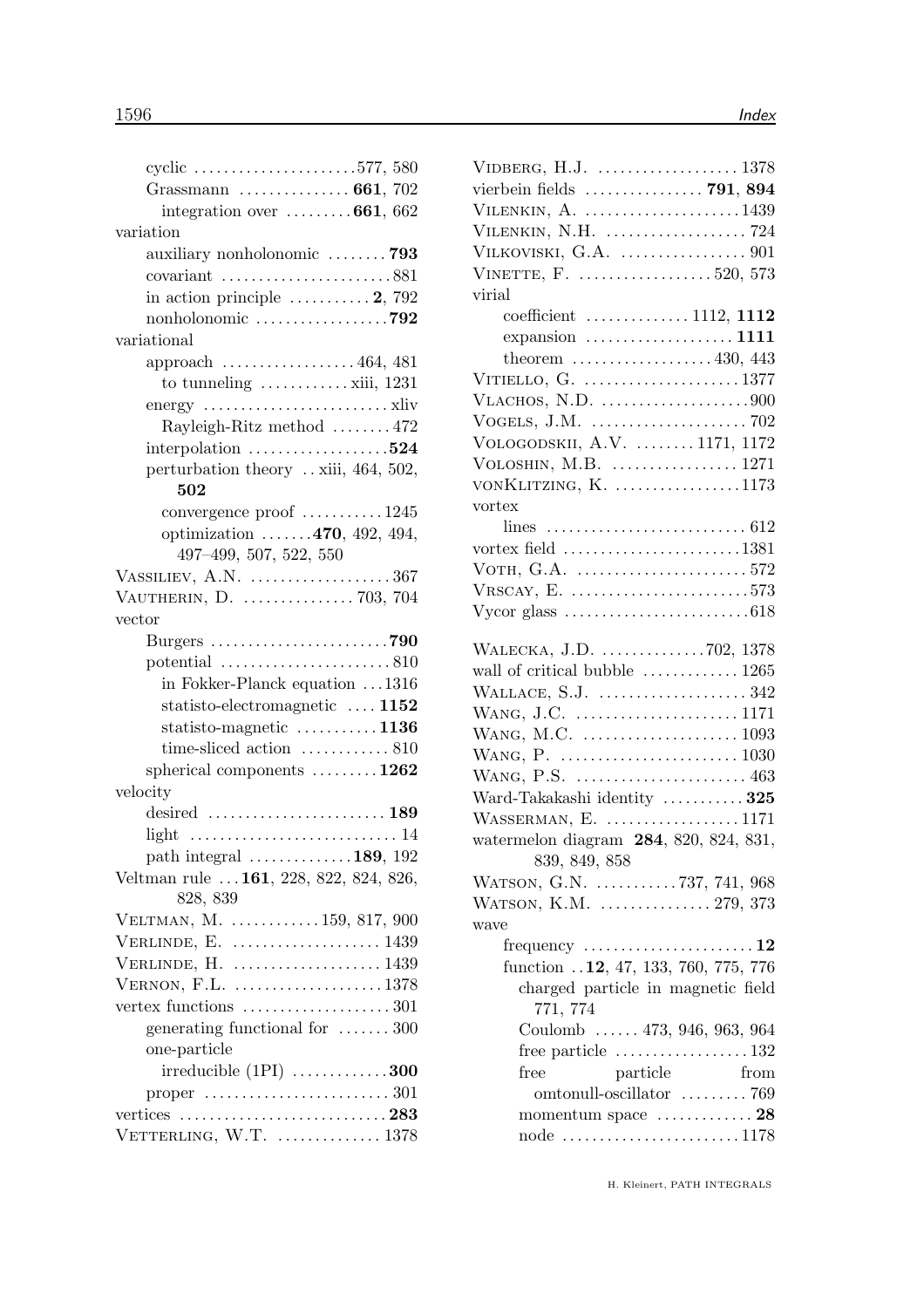cyclic . . . . . . . . . . . . . . . . . . . . . .577, 580
    Grassmann . . . . . . . . . . . . . . . **661**, 702
        integration over . . . . . . . . .**661**, 662
variation
    auxiliary nonholonomic . . . . . . . . **793**
    covariant . . . . . . . . . . . . . . . . . . . . . . .881
    in action principle . . . . . . . . . . .**2**, 792
    nonholonomic . . . . . . . . . . . . . . . . . .**792**
variational
    approach . . . . . . . . . . . . . . . . . . 464, 481
        to tunneling . . . . . . . . . . . . xiii, 1231
    energy . . . . . . . . . . . . . . . . . . . . . . . . . xliv
        Rayleigh-Ritz method . . . . . . . . 472
    interpolation . . . . . . . . . . . . . . . . . . .**524**
    perturbation theory . . xiii, 464, 502, **502**
        convergence proof . . . . . . . . . . .1245
        optimization . . . . . . .**470**, 492, 494, 497–499, 507, 522, 550
Vassiliev, A.N. . . . . . . . . . . . . . . . . . . .367
Vautherin, D. . . . . . . . . . . . . . . . 703, 704
vector
    Burgers . . . . . . . . . . . . . . . . . . . . . . . .**790**
    potential . . . . . . . . . . . . . . . . . . . . . . . 810
        in Fokker-Planck equation . . .1316
        statisto-electromagnetic . . . . **1152**
        statisto-magnetic . . . . . . . . . . .**1136**
        time-sliced action . . . . . . . . . . . . 810
    spherical components . . . . . . . . .**1262**
velocity
    desired . . . . . . . . . . . . . . . . . . . . . . . . **189**
    light . . . . . . . . . . . . . . . . . . . . . . . . . . . . 14
    path integral . . . . . . . . . . . . . .**189**, 192
Veltman rule . . . **161**, 228, 822, 824, 826, 828, 839
Veltman, M. . . . . . . . . . . . 159, 817, 900
Verlinde, E. . . . . . . . . . . . . . . . . . . . 1439
Verlinde, H. . . . . . . . . . . . . . . . . . . . 1439
Vernon, F.L. . . . . . . . . . . . . . . . . . . . 1378
vertex functions . . . . . . . . . . . . . . . . . . . . 301
    generating functional for . . . . . . . 300
    one-particle
        irreducible (1PI) . . . . . . . . . . . . .**300**
    proper . . . . . . . . . . . . . . . . . . . . . . . . . 301
vertices . . . . . . . . . . . . . . . . . . . . . . . . . . . .**283**
Vetterling, W.T. . . . . . . . . . . . . . 1378

Vidberg, H.J. . . . . . . . . . . . . . . . . . . 1378
vierbein fields . . . . . . . . . . . . . . . . **791**, **894**
Vilenkin, A. . . . . . . . . . . . . . . . . . . . .1439
Vilenkin, N.H. . . . . . . . . . . . . . . . . . . 724
Vilkoviski, G.A. . . . . . . . . . . . . . . . . 901
Vinette, F. . . . . . . . . . . . . . . . . . 520, 573
virial
    coefficient . . . . . . . . . . . . . . 1112, **1112**
    expansion . . . . . . . . . . . . . . . . . . . . **1111**
    theorem . . . . . . . . . . . . . . . . . . . 430, 443
Vitiello, G. . . . . . . . . . . . . . . . . . . . . 1377
Vlachos, N.D. . . . . . . . . . . . . . . . . . . . 900
Vogels, J.M. . . . . . . . . . . . . . . . . . . . . 702
Vologodskii, A.V. . . . . . . . . 1171, 1172
Voloshin, M.B. . . . . . . . . . . . . . . . . 1271
vonKlitzing, K. . . . . . . . . . . . . . . . . 1173
vortex
    lines . . . . . . . . . . . . . . . . . . . . . . . . . . 612
vortex field . . . . . . . . . . . . . . . . . . . . . . . 1381
Voth, G.A. . . . . . . . . . . . . . . . . . . . . . . 572
Vrscay, E. . . . . . . . . . . . . . . . . . . . . . . . 573
Vycor glass . . . . . . . . . . . . . . . . . . . . . . . . 618

Walecka, J.D. . . . . . . . . . . . . . 702, 1378
wall of critical bubble . . . . . . . . . . . . . 1265
Wallace, S.J. . . . . . . . . . . . . . . . . . . . 342
Wang, J.C. . . . . . . . . . . . . . . . . . . . . . 1171
Wang, M.C. . . . . . . . . . . . . . . . . . . . . 1093
Wang, P. . . . . . . . . . . . . . . . . . . . . . . . 1030
Wang, P.S. . . . . . . . . . . . . . . . . . . . . . . 463
Ward-Takakashi identity . . . . . . . . . . . **325**
Wasserman, E. . . . . . . . . . . . . . . . . . 1171
watermelon diagram **284**, 820, 824, 831, 839, 849, 858
Watson, G.N. . . . . . . . . . . 737, 741, 968
Watson, K.M. . . . . . . . . . . . . . . 279, 373
wave
    frequency . . . . . . . . . . . . . . . . . . . . . . . **12**
    function . . **12**, 47, 133, 760, 775, 776
        charged particle in magnetic field 771, 774
        Coulomb . . . . . . 473, 946, 963, 964
        free particle . . . . . . . . . . . . . . . . . 132
        free particle from omtonull-oscillator . . . . . . . . . 769
        momentum space . . . . . . . . . . . . . **28**
        node . . . . . . . . . . . . . . . . . . . . . . . . 1178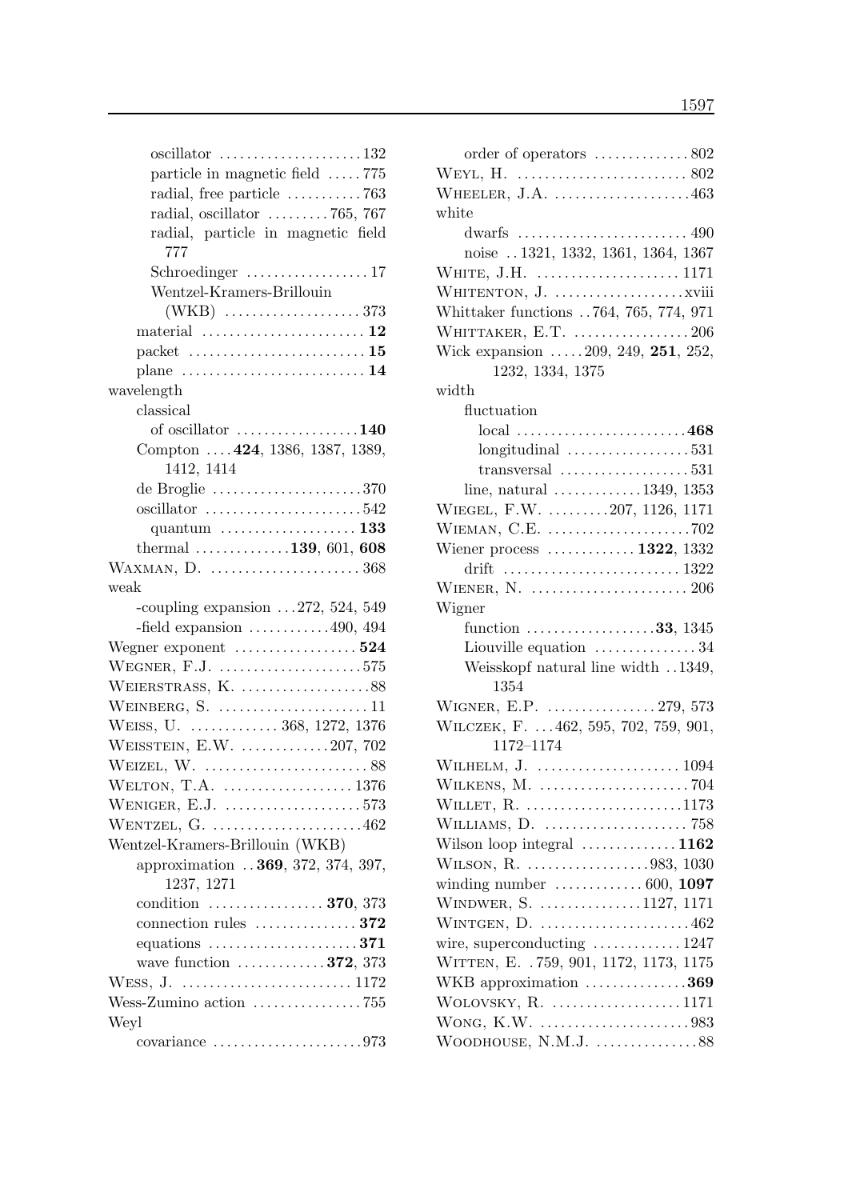oscillator 132
particle in magnetic field 775
radial, free particle 763
radial, oscillator 765, 767
radial, particle in magnetic field 777
Schroedinger 17
Wentzel-Kramers-Brillouin (WKB) 373

material **12**
packet **15**
plane **14**

wavelength
- classical
  - of oscillator **140**
- Compton **424**, 1386, 1387, 1389, 1412, 1414
- de Broglie 370
- oscillator 542
  - quantum **133**
- thermal **139**, 601, **608**

Waxman, D. 368

weak
- -coupling expansion 272, 524, 549
- -field expansion 490, 494

Wegner exponent **524**

Wegner, F.J. 575

Weierstrass, K. 88

Weinberg, S. 11

Weiss, U. 368, 1272, 1376

Weisstein, E.W. 207, 702

Weizel, W. 88

Welton, T.A. 1376

Weniger, E.J. 573

Wentzel, G. 462

Wentzel-Kramers-Brillouin (WKB)
- approximation **369**, 372, 374, 397, 1237, 1271
- condition **370**, 373
- connection rules **372**
- equations **371**
- wave function **372**, 373

Wess, J. 1172

Wess-Zumino action 755

Weyl
- covariance 973
- order of operators 802

Weyl, H. 802

Wheeler, J.A. 463

white
- dwarfs 490
- noise 1321, 1332, 1361, 1364, 1367

White, J.H. 1171

Whitenton, J. xviii

Whittaker functions 764, 765, 774, 971

Whittaker, E.T. 206

Wick expansion 209, 249, **251**, 252, 1232, 1334, 1375

width
- fluctuation
  - local **468**
  - longitudinal 531
  - transversal 531
- line, natural 1349, 1353

Wiegel, F.W. 207, 1126, 1171

Wieman, C.E. 702

Wiener process **1322**, 1332
- drift 1322

Wiener, N. 206

Wigner
- function **33**, 1345
- Liouville equation 34
- Weisskopf natural line width 1349, 1354

Wigner, E.P. 279, 573

Wilczek, F. 462, 595, 702, 759, 901, 1172–1174

Wilhelm, J. 1094

Wilkens, M. 704

Willet, R. 1173

Williams, D. 758

Wilson loop integral **1162**

Wilson, R. 983, 1030

winding number 600, **1097**

Windwer, S. 1127, 1171

Wintgen, D. 462

wire, superconducting 1247

Witten, E. 759, 901, 1172, 1173, 1175

WKB approximation **369**

Wolovsky, R. 1171

Wong, K.W. 983

Woodhouse, N.M.J. 88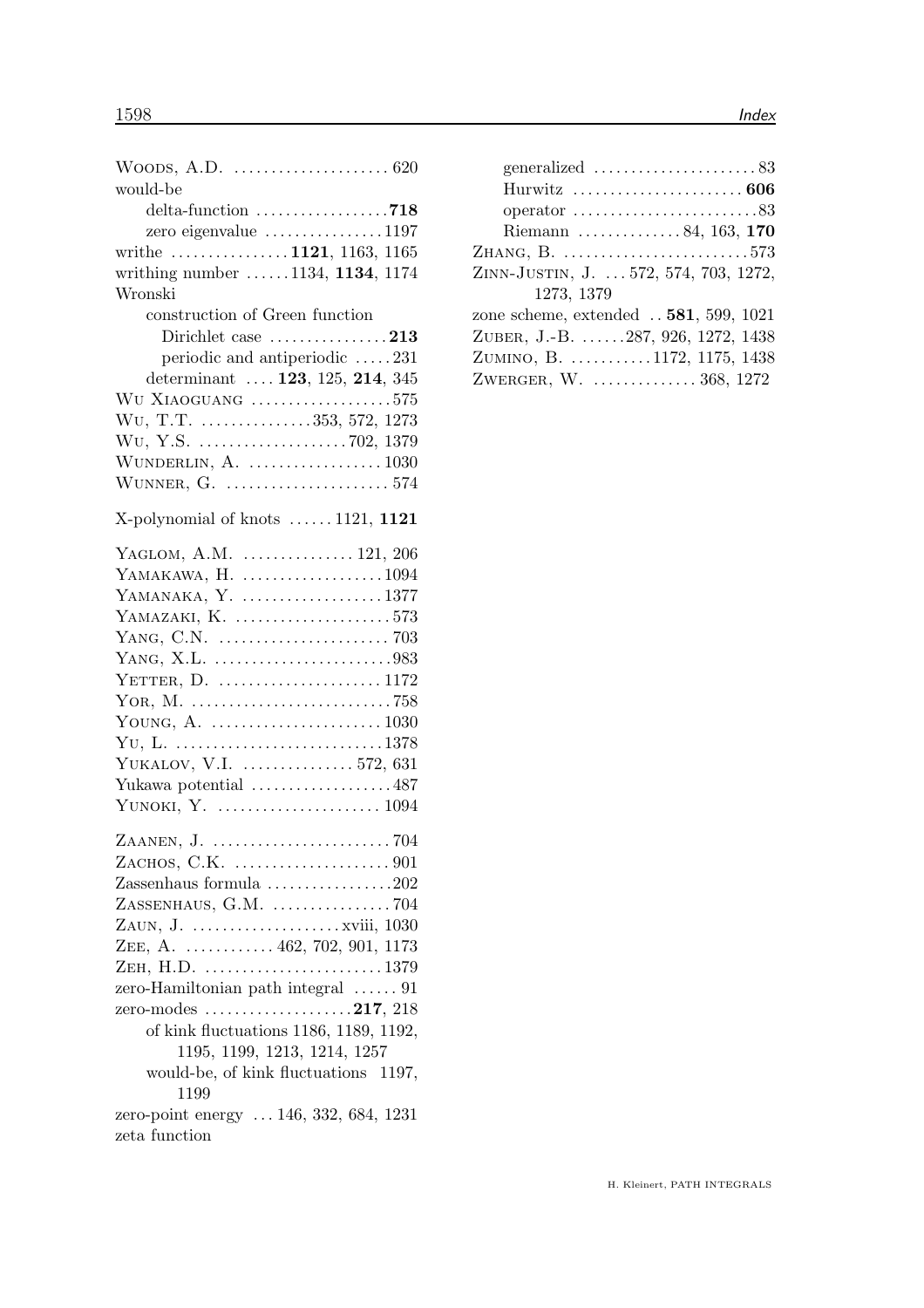WOODS, A.D. ..................... 620
would-be
  delta-function ..................**718**
  zero eigenvalue ................1197
writhe ................**1121**, 1163, 1165
writhing number ......1134, **1134**, 1174
Wronski
  construction of Green function
    Dirichlet case ................**213**
    periodic and antiperiodic .....231
  determinant .... **123**, 125, **214**, 345
WU XIAOGUANG ...................575
WU, T.T. ...............353, 572, 1273
WU, Y.S. ....................702, 1379
WUNDERLIN, A. ..................1030
WUNNER, G. ......................574

X-polynomial of knots ......1121, **1121**

YAGLOM, A.M. ...............121, 206
YAMAKAWA, H. ...................1094
YAMANAKA, Y. ...................1377
YAMAZAKI, K. .....................573
YANG, C.N. .......................703
YANG, X.L. ........................983
YETTER, D. ......................1172
YOR, M. ...........................758
YOUNG, A. .......................1030
YU, L. ............................1378
YUKALOV, V.I. ...............572, 631
Yukawa potential ...................487
YUNOKI, Y. ......................1094

ZAANEN, J. ........................704
ZACHOS, C.K. .....................901
Zassenhaus formula .................202
ZASSENHAUS, G.M. ................704
ZAUN, J. ....................xviii, 1030
ZEE, A. ............462, 702, 901, 1173
ZEH, H.D. ........................1379
zero-Hamiltonian path integral ...... 91
zero-modes ....................**217**, 218
  of kink fluctuations 1186, 1189, 1192, 1195, 1199, 1213, 1214, 1257
  would-be, of kink fluctuations 1197, 1199
zero-point energy ... 146, 332, 684, 1231
zeta function
  generalized ......................83
  Hurwitz .......................**606**
  operator .........................83
  Riemann ..............84, 163, **170**
ZHANG, B. .........................573
ZINN-JUSTIN, J. ... 572, 574, 703, 1272, 1273, 1379
zone scheme, extended .. **581**, 599, 1021
ZUBER, J.-B. ......287, 926, 1272, 1438
ZUMINO, B. ...........1172, 1175, 1438
ZWERGER, W. ..............368, 1272